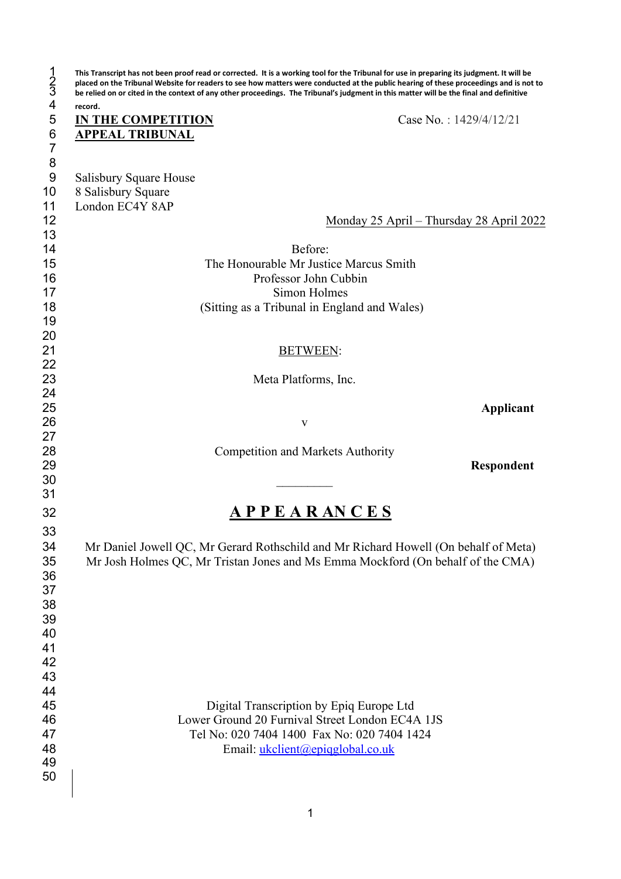**This Transcript has not been proof read or corrected. It is a working tool for the Tribunal for use in preparing its judgment. It will be placed on the Tribunal Website for readers to see how matters were conducted at the public hearing of these proceedings and is not to be relied on or cited in the context of any other proceedings. The Tribunal's judgment in this matter will be the final and definitive record.**

**IN THE COMPETITION APPEAL TRIBUNAL**

Case No. : 1429/4/12/21

Salisbury Square House
8 Salisbury Square
London EC4Y 8AP

Monday 25 April – Thursday 28 April 2022

Before:

The Honourable Mr Justice Marcus Smith
Professor John Cubbin
Simon Holmes
(Sitting as a Tribunal in England and Wales)

BETWEEN:

Meta Platforms, Inc.

**Applicant**

v

Competition and Markets Authority

**Respondent**

---

# A P P E A R A N C E S

Mr Daniel Jowell QC, Mr Gerard Rothschild and Mr Richard Howell (On behalf of Meta)
Mr Josh Holmes QC, Mr Tristan Jones and Ms Emma Mockford (On behalf of the CMA)

Digital Transcription by Epiq Europe Ltd
Lower Ground 20 Furnival Street London EC4A 1JS
Tel No: 020 7404 1400 Fax No: 020 7404 1424
Email: ukclient@epiqglobal.co.uk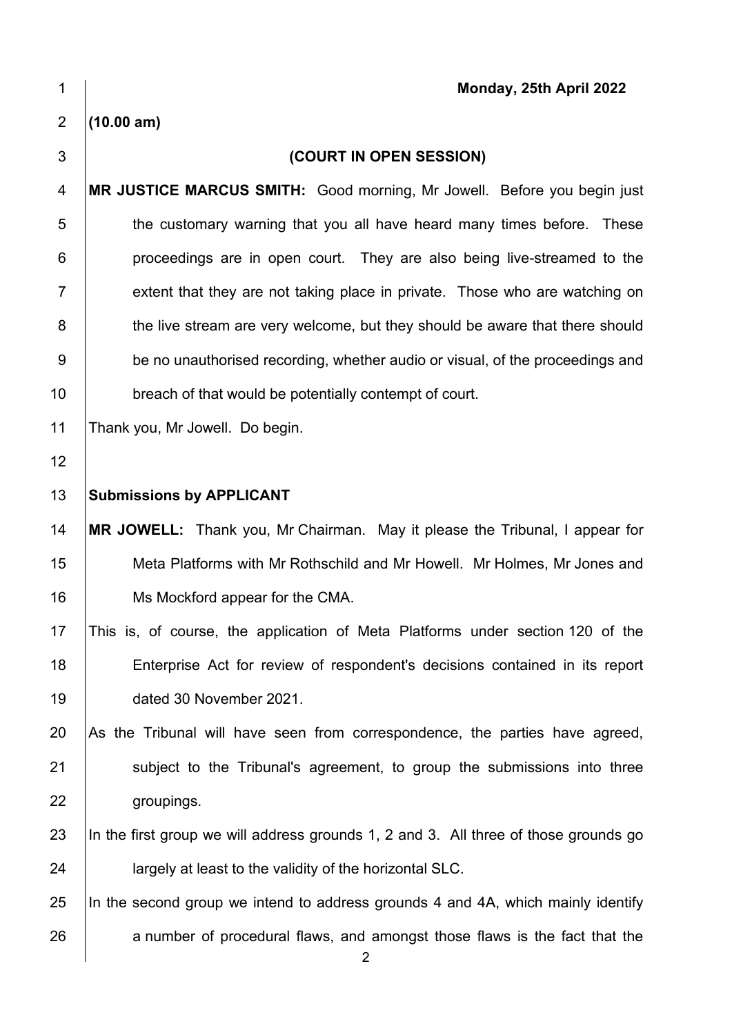**Monday, 25th April 2022**

**(10.00 am)**

**(COURT IN OPEN SESSION)**

**MR JUSTICE MARCUS SMITH:** Good morning, Mr Jowell. Before you begin just the customary warning that you all have heard many times before. These proceedings are in open court. They are also being live-streamed to the extent that they are not taking place in private. Those who are watching on the live stream are very welcome, but they should be aware that there should be no unauthorised recording, whether audio or visual, of the proceedings and breach of that would be potentially contempt of court.

Thank you, Mr Jowell. Do begin.

**Submissions by APPLICANT**

**MR JOWELL:** Thank you, Mr Chairman. May it please the Tribunal, I appear for Meta Platforms with Mr Rothschild and Mr Howell. Mr Holmes, Mr Jones and Ms Mockford appear for the CMA.

This is, of course, the application of Meta Platforms under section 120 of the Enterprise Act for review of respondent's decisions contained in its report dated 30 November 2021.

As the Tribunal will have seen from correspondence, the parties have agreed, subject to the Tribunal's agreement, to group the submissions into three groupings.

In the first group we will address grounds 1, 2 and 3. All three of those grounds go largely at least to the validity of the horizontal SLC.

In the second group we intend to address grounds 4 and 4A, which mainly identify a number of procedural flaws, and amongst those flaws is the fact that the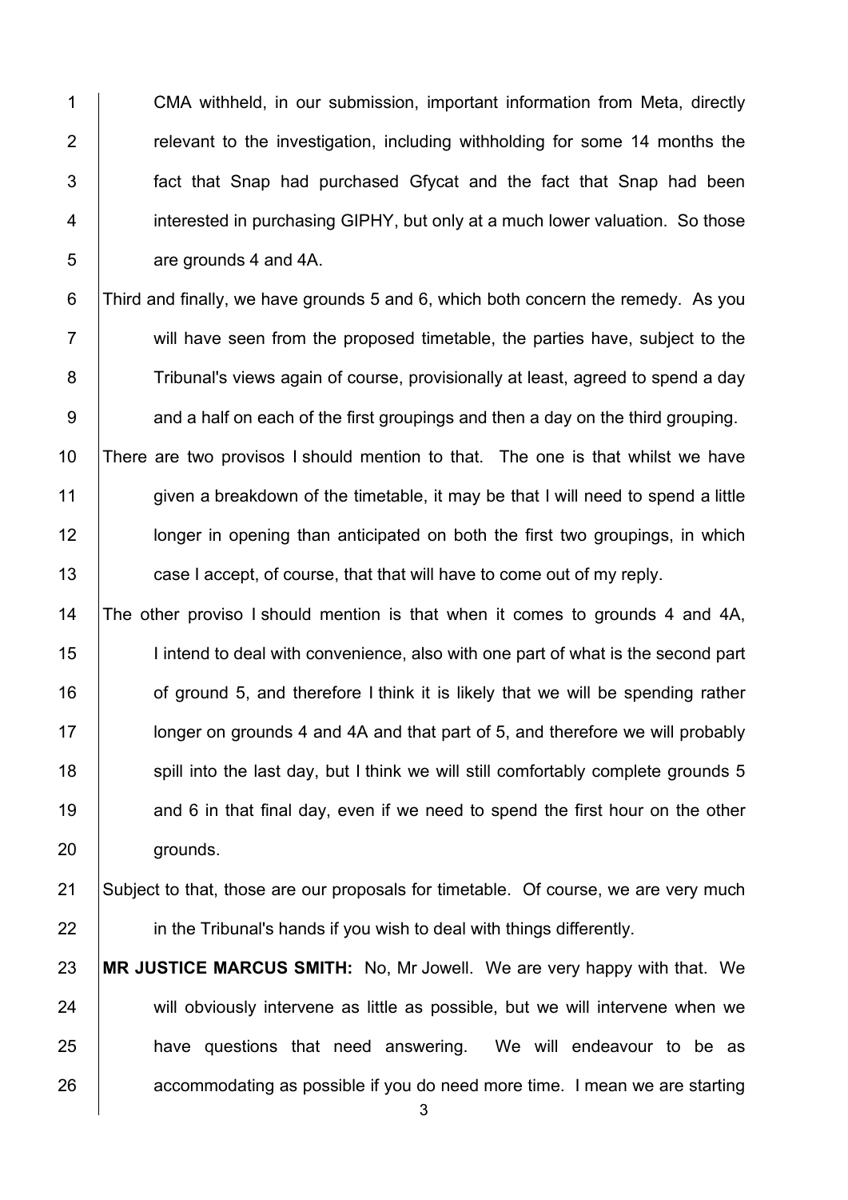CMA withheld, in our submission, important information from Meta, directly relevant to the investigation, including withholding for some 14 months the fact that Snap had purchased Gfycat and the fact that Snap had been interested in purchasing GIPHY, but only at a much lower valuation. So those are grounds 4 and 4A.

Third and finally, we have grounds 5 and 6, which both concern the remedy. As you will have seen from the proposed timetable, the parties have, subject to the Tribunal's views again of course, provisionally at least, agreed to spend a day and a half on each of the first groupings and then a day on the third grouping.

There are two provisos I should mention to that. The one is that whilst we have given a breakdown of the timetable, it may be that I will need to spend a little longer in opening than anticipated on both the first two groupings, in which case I accept, of course, that that will have to come out of my reply.

The other proviso I should mention is that when it comes to grounds 4 and 4A, I intend to deal with convenience, also with one part of what is the second part of ground 5, and therefore I think it is likely that we will be spending rather longer on grounds 4 and 4A and that part of 5, and therefore we will probably spill into the last day, but I think we will still comfortably complete grounds 5 and 6 in that final day, even if we need to spend the first hour on the other grounds.

Subject to that, those are our proposals for timetable. Of course, we are very much in the Tribunal's hands if you wish to deal with things differently.

**MR JUSTICE MARCUS SMITH:** No, Mr Jowell. We are very happy with that. We will obviously intervene as little as possible, but we will intervene when we have questions that need answering. We will endeavour to be as accommodating as possible if you do need more time. I mean we are starting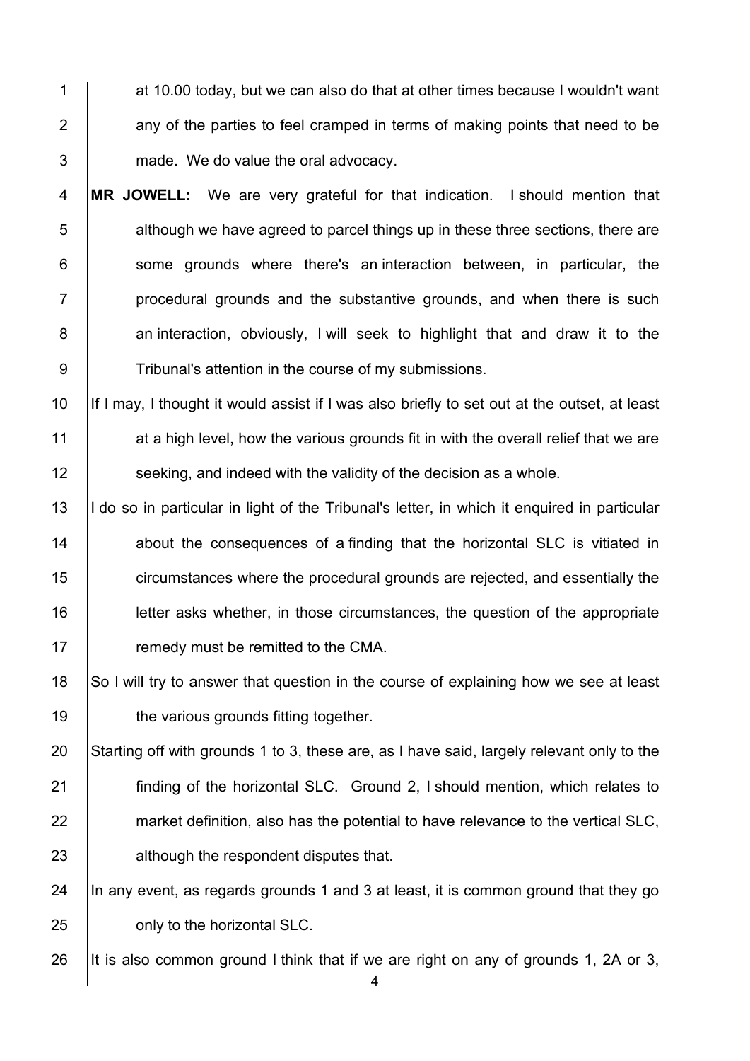at 10.00 today, but we can also do that at other times because I wouldn't want any of the parties to feel cramped in terms of making points that need to be made. We do value the oral advocacy.

**MR JOWELL:** We are very grateful for that indication. I should mention that although we have agreed to parcel things up in these three sections, there are some grounds where there's an interaction between, in particular, the procedural grounds and the substantive grounds, and when there is such an interaction, obviously, I will seek to highlight that and draw it to the Tribunal's attention in the course of my submissions.

If I may, I thought it would assist if I was also briefly to set out at the outset, at least at a high level, how the various grounds fit in with the overall relief that we are seeking, and indeed with the validity of the decision as a whole.

I do so in particular in light of the Tribunal's letter, in which it enquired in particular about the consequences of a finding that the horizontal SLC is vitiated in circumstances where the procedural grounds are rejected, and essentially the letter asks whether, in those circumstances, the question of the appropriate remedy must be remitted to the CMA.

So I will try to answer that question in the course of explaining how we see at least the various grounds fitting together.

Starting off with grounds 1 to 3, these are, as I have said, largely relevant only to the finding of the horizontal SLC. Ground 2, I should mention, which relates to market definition, also has the potential to have relevance to the vertical SLC, although the respondent disputes that.

In any event, as regards grounds 1 and 3 at least, it is common ground that they go only to the horizontal SLC.

It is also common ground I think that if we are right on any of grounds 1, 2A or 3,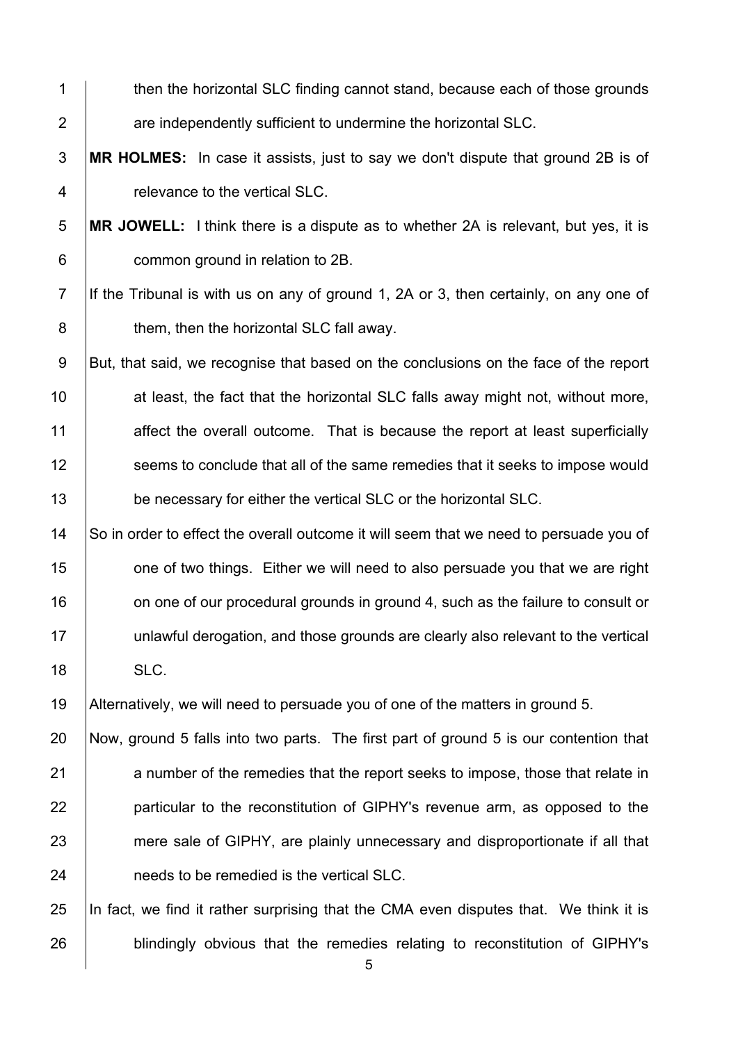then the horizontal SLC finding cannot stand, because each of those grounds are independently sufficient to undermine the horizontal SLC.

**MR HOLMES:** In case it assists, just to say we don't dispute that ground 2B is of relevance to the vertical SLC.

**MR JOWELL:** I think there is a dispute as to whether 2A is relevant, but yes, it is common ground in relation to 2B.

If the Tribunal is with us on any of ground 1, 2A or 3, then certainly, on any one of them, then the horizontal SLC fall away.

But, that said, we recognise that based on the conclusions on the face of the report at least, the fact that the horizontal SLC falls away might not, without more, affect the overall outcome. That is because the report at least superficially seems to conclude that all of the same remedies that it seeks to impose would be necessary for either the vertical SLC or the horizontal SLC.

So in order to effect the overall outcome it will seem that we need to persuade you of one of two things. Either we will need to also persuade you that we are right on one of our procedural grounds in ground 4, such as the failure to consult or unlawful derogation, and those grounds are clearly also relevant to the vertical SLC.

Alternatively, we will need to persuade you of one of the matters in ground 5.

Now, ground 5 falls into two parts. The first part of ground 5 is our contention that a number of the remedies that the report seeks to impose, those that relate in particular to the reconstitution of GIPHY's revenue arm, as opposed to the mere sale of GIPHY, are plainly unnecessary and disproportionate if all that needs to be remedied is the vertical SLC.

In fact, we find it rather surprising that the CMA even disputes that. We think it is blindingly obvious that the remedies relating to reconstitution of GIPHY's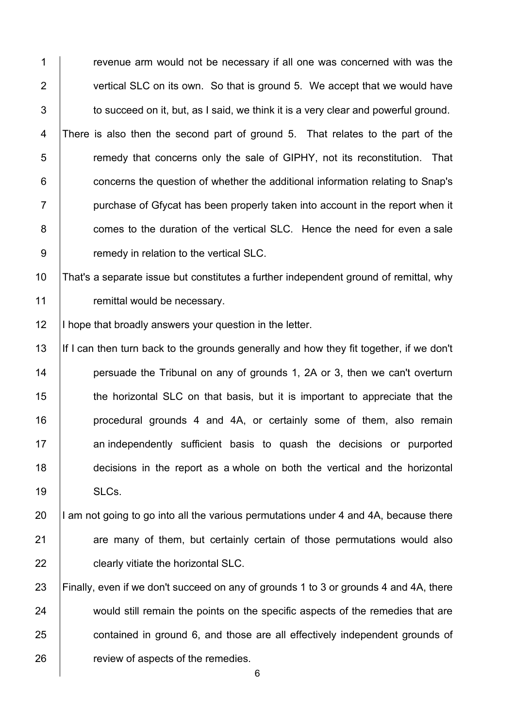revenue arm would not be necessary if all one was concerned with was the vertical SLC on its own. So that is ground 5. We accept that we would have to succeed on it, but, as I said, we think it is a very clear and powerful ground.

There is also then the second part of ground 5. That relates to the part of the remedy that concerns only the sale of GIPHY, not its reconstitution. That concerns the question of whether the additional information relating to Snap's purchase of Gfycat has been properly taken into account in the report when it comes to the duration of the vertical SLC. Hence the need for even a sale remedy in relation to the vertical SLC.

That's a separate issue but constitutes a further independent ground of remittal, why remittal would be necessary.

I hope that broadly answers your question in the letter.

If I can then turn back to the grounds generally and how they fit together, if we don't persuade the Tribunal on any of grounds 1, 2A or 3, then we can't overturn the horizontal SLC on that basis, but it is important to appreciate that the procedural grounds 4 and 4A, or certainly some of them, also remain an independently sufficient basis to quash the decisions or purported decisions in the report as a whole on both the vertical and the horizontal SLCs.

I am not going to go into all the various permutations under 4 and 4A, because there are many of them, but certainly certain of those permutations would also clearly vitiate the horizontal SLC.

Finally, even if we don't succeed on any of grounds 1 to 3 or grounds 4 and 4A, there would still remain the points on the specific aspects of the remedies that are contained in ground 6, and those are all effectively independent grounds of review of aspects of the remedies.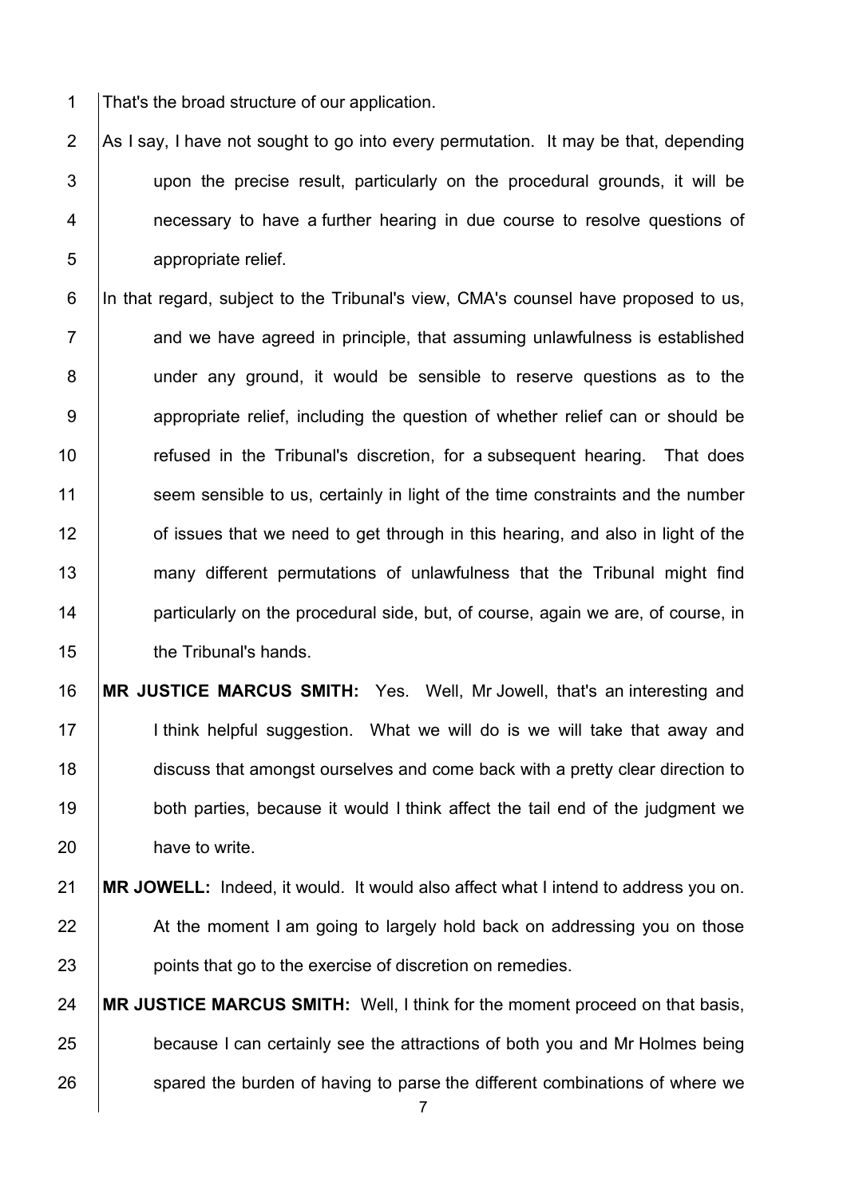That's the broad structure of our application.

As I say, I have not sought to go into every permutation. It may be that, depending upon the precise result, particularly on the procedural grounds, it will be necessary to have a further hearing in due course to resolve questions of appropriate relief.

In that regard, subject to the Tribunal's view, CMA's counsel have proposed to us, and we have agreed in principle, that assuming unlawfulness is established under any ground, it would be sensible to reserve questions as to the appropriate relief, including the question of whether relief can or should be refused in the Tribunal's discretion, for a subsequent hearing. That does seem sensible to us, certainly in light of the time constraints and the number of issues that we need to get through in this hearing, and also in light of the many different permutations of unlawfulness that the Tribunal might find particularly on the procedural side, but, of course, again we are, of course, in the Tribunal's hands.

**MR JUSTICE MARCUS SMITH:** Yes. Well, Mr Jowell, that's an interesting and I think helpful suggestion. What we will do is we will take that away and discuss that amongst ourselves and come back with a pretty clear direction to both parties, because it would I think affect the tail end of the judgment we have to write.

**MR JOWELL:** Indeed, it would. It would also affect what I intend to address you on. At the moment I am going to largely hold back on addressing you on those points that go to the exercise of discretion on remedies.

**MR JUSTICE MARCUS SMITH:** Well, I think for the moment proceed on that basis, because I can certainly see the attractions of both you and Mr Holmes being spared the burden of having to parse the different combinations of where we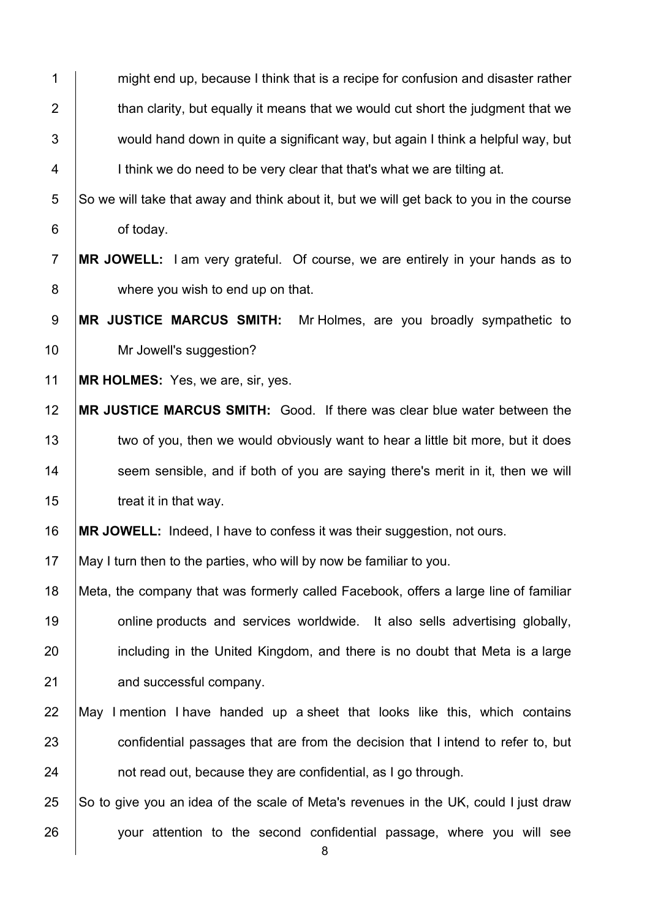might end up, because I think that is a recipe for confusion and disaster rather than clarity, but equally it means that we would cut short the judgment that we would hand down in quite a significant way, but again I think a helpful way, but I think we do need to be very clear that that's what we are tilting at.

So we will take that away and think about it, but we will get back to you in the course of today.

**MR JOWELL:** I am very grateful. Of course, we are entirely in your hands as to where you wish to end up on that.

**MR JUSTICE MARCUS SMITH:** Mr Holmes, are you broadly sympathetic to Mr Jowell's suggestion?

**MR HOLMES:** Yes, we are, sir, yes.

**MR JUSTICE MARCUS SMITH:** Good. If there was clear blue water between the two of you, then we would obviously want to hear a little bit more, but it does seem sensible, and if both of you are saying there's merit in it, then we will treat it in that way.

**MR JOWELL:** Indeed, I have to confess it was their suggestion, not ours.

May I turn then to the parties, who will by now be familiar to you.

Meta, the company that was formerly called Facebook, offers a large line of familiar online products and services worldwide. It also sells advertising globally, including in the United Kingdom, and there is no doubt that Meta is a large and successful company.

May I mention I have handed up a sheet that looks like this, which contains confidential passages that are from the decision that I intend to refer to, but not read out, because they are confidential, as I go through.

So to give you an idea of the scale of Meta's revenues in the UK, could I just draw your attention to the second confidential passage, where you will see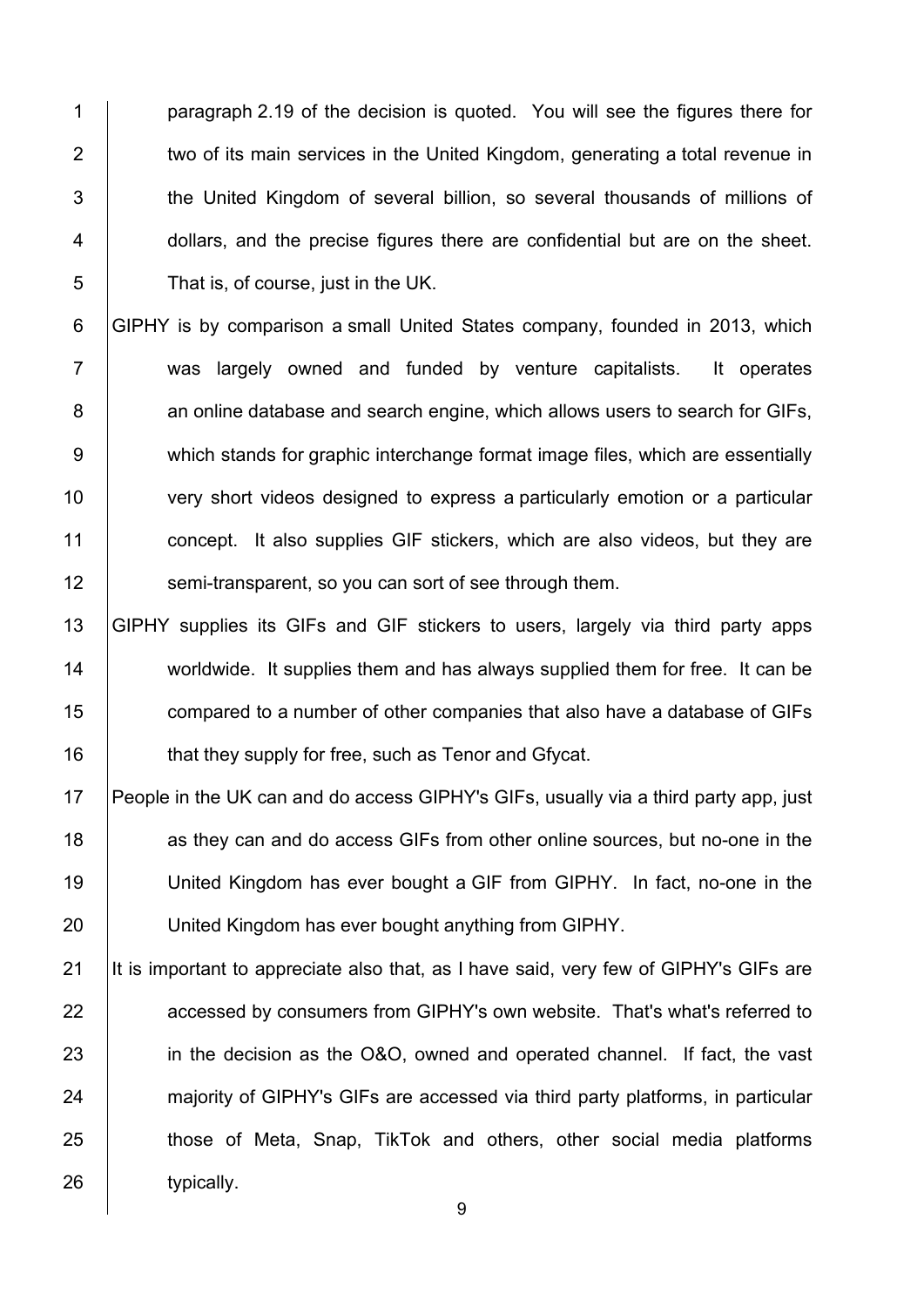paragraph 2.19 of the decision is quoted. You will see the figures there for two of its main services in the United Kingdom, generating a total revenue in the United Kingdom of several billion, so several thousands of millions of dollars, and the precise figures there are confidential but are on the sheet. That is, of course, just in the UK.

GIPHY is by comparison a small United States company, founded in 2013, which was largely owned and funded by venture capitalists. It operates an online database and search engine, which allows users to search for GIFs, which stands for graphic interchange format image files, which are essentially very short videos designed to express a particularly emotion or a particular concept. It also supplies GIF stickers, which are also videos, but they are semi-transparent, so you can sort of see through them.

GIPHY supplies its GIFs and GIF stickers to users, largely via third party apps worldwide. It supplies them and has always supplied them for free. It can be compared to a number of other companies that also have a database of GIFs that they supply for free, such as Tenor and Gfycat.

People in the UK can and do access GIPHY's GIFs, usually via a third party app, just as they can and do access GIFs from other online sources, but no-one in the United Kingdom has ever bought a GIF from GIPHY. In fact, no-one in the United Kingdom has ever bought anything from GIPHY.

It is important to appreciate also that, as I have said, very few of GIPHY's GIFs are accessed by consumers from GIPHY's own website. That's what's referred to in the decision as the O&O, owned and operated channel. If fact, the vast majority of GIPHY's GIFs are accessed via third party platforms, in particular those of Meta, Snap, TikTok and others, other social media platforms typically.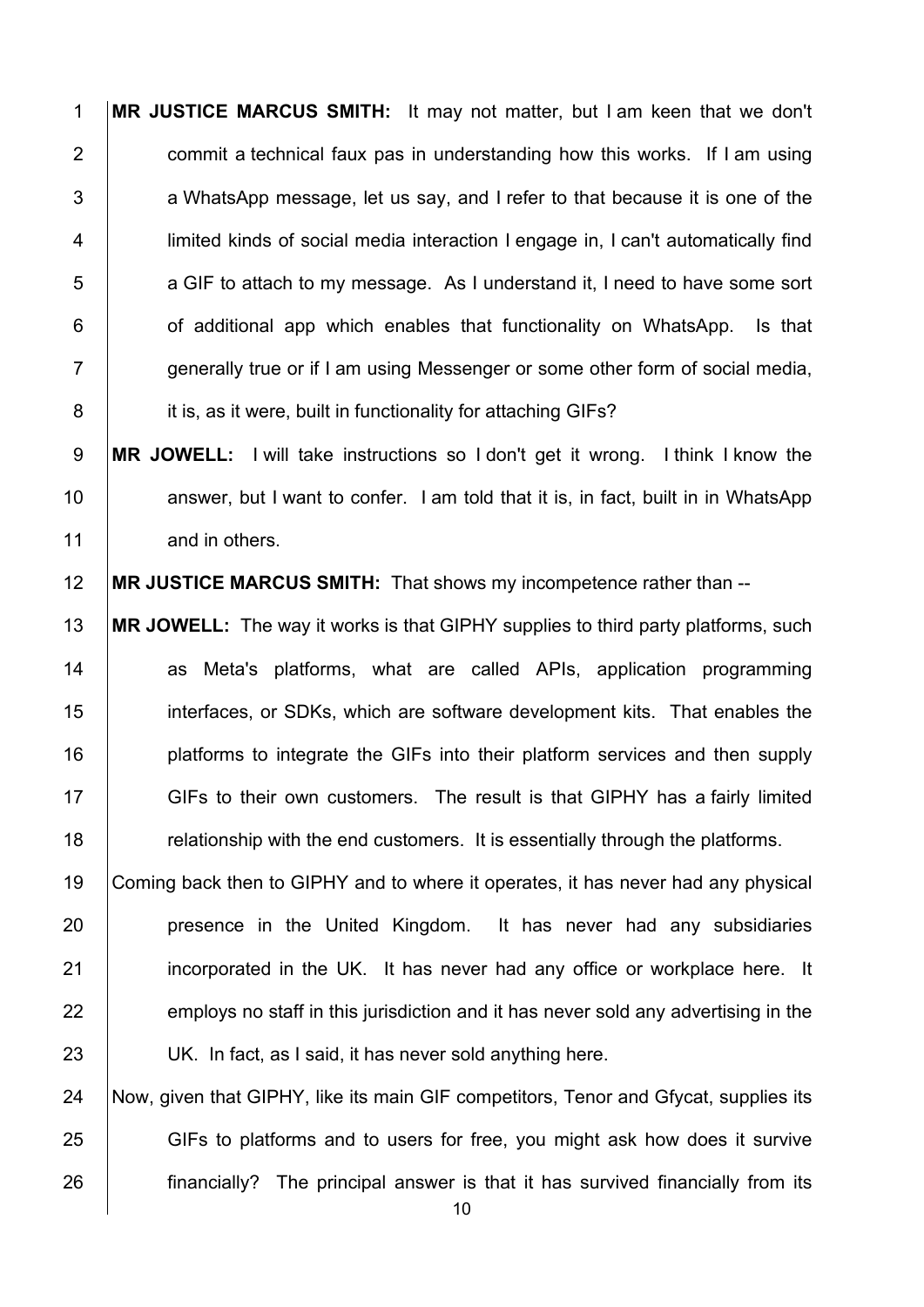**MR JUSTICE MARCUS SMITH:** It may not matter, but I am keen that we don't commit a technical faux pas in understanding how this works. If I am using a WhatsApp message, let us say, and I refer to that because it is one of the limited kinds of social media interaction I engage in, I can't automatically find a GIF to attach to my message. As I understand it, I need to have some sort of additional app which enables that functionality on WhatsApp. Is that generally true or if I am using Messenger or some other form of social media, it is, as it were, built in functionality for attaching GIFs?

**MR JOWELL:** I will take instructions so I don't get it wrong. I think I know the answer, but I want to confer. I am told that it is, in fact, built in in WhatsApp and in others.

**MR JUSTICE MARCUS SMITH:** That shows my incompetence rather than --

**MR JOWELL:** The way it works is that GIPHY supplies to third party platforms, such as Meta's platforms, what are called APIs, application programming interfaces, or SDKs, which are software development kits. That enables the platforms to integrate the GIFs into their platform services and then supply GIFs to their own customers. The result is that GIPHY has a fairly limited relationship with the end customers. It is essentially through the platforms.

Coming back then to GIPHY and to where it operates, it has never had any physical presence in the United Kingdom. It has never had any subsidiaries incorporated in the UK. It has never had any office or workplace here. It employs no staff in this jurisdiction and it has never sold any advertising in the UK. In fact, as I said, it has never sold anything here.

Now, given that GIPHY, like its main GIF competitors, Tenor and Gfycat, supplies its GIFs to platforms and to users for free, you might ask how does it survive financially? The principal answer is that it has survived financially from its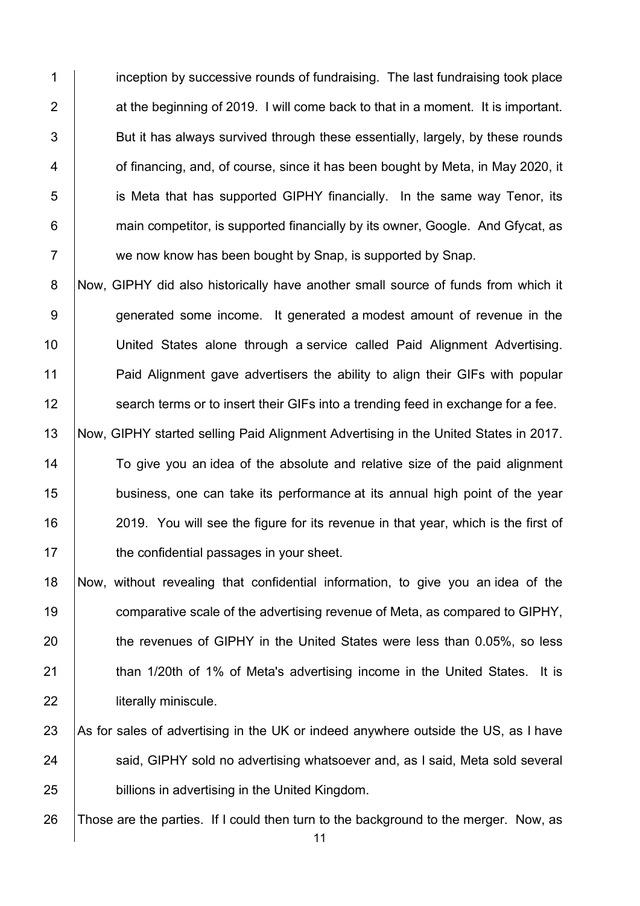inception by successive rounds of fundraising. The last fundraising took place at the beginning of 2019. I will come back to that in a moment. It is important. But it has always survived through these essentially, largely, by these rounds of financing, and, of course, since it has been bought by Meta, in May 2020, it is Meta that has supported GIPHY financially. In the same way Tenor, its main competitor, is supported financially by its owner, Google. And Gfycat, as we now know has been bought by Snap, is supported by Snap.

Now, GIPHY did also historically have another small source of funds from which it generated some income. It generated a modest amount of revenue in the United States alone through a service called Paid Alignment Advertising. Paid Alignment gave advertisers the ability to align their GIFs with popular search terms or to insert their GIFs into a trending feed in exchange for a fee.

Now, GIPHY started selling Paid Alignment Advertising in the United States in 2017. To give you an idea of the absolute and relative size of the paid alignment business, one can take its performance at its annual high point of the year 2019. You will see the figure for its revenue in that year, which is the first of the confidential passages in your sheet.

Now, without revealing that confidential information, to give you an idea of the comparative scale of the advertising revenue of Meta, as compared to GIPHY, the revenues of GIPHY in the United States were less than 0.05%, so less than 1/20th of 1% of Meta's advertising income in the United States. It is literally miniscule.

As for sales of advertising in the UK or indeed anywhere outside the US, as I have said, GIPHY sold no advertising whatsoever and, as I said, Meta sold several billions in advertising in the United Kingdom.

Those are the parties. If I could then turn to the background to the merger. Now, as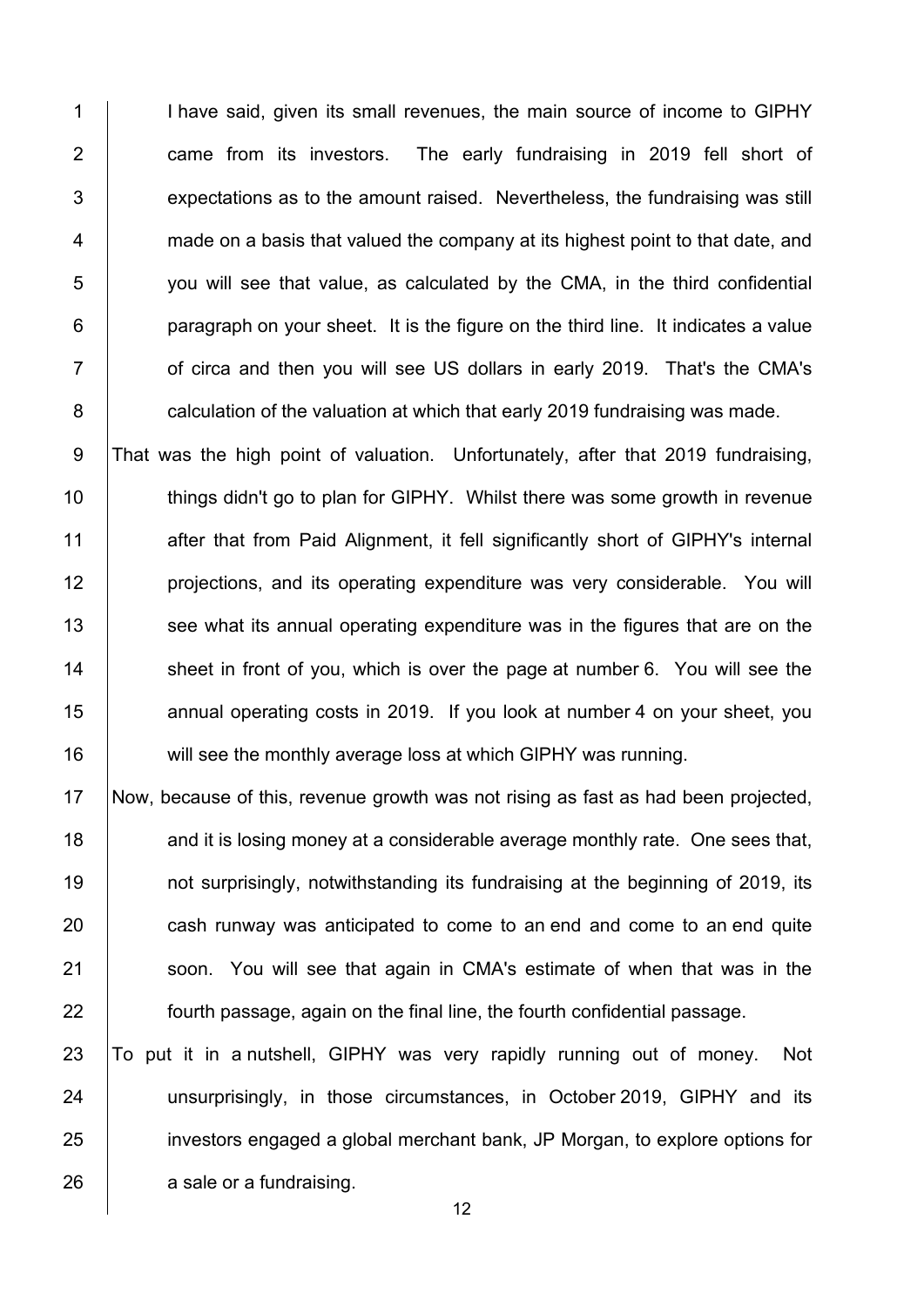I have said, given its small revenues, the main source of income to GIPHY came from its investors. The early fundraising in 2019 fell short of expectations as to the amount raised. Nevertheless, the fundraising was still made on a basis that valued the company at its highest point to that date, and you will see that value, as calculated by the CMA, in the third confidential paragraph on your sheet. It is the figure on the third line. It indicates a value of circa and then you will see US dollars in early 2019. That's the CMA's calculation of the valuation at which that early 2019 fundraising was made.

That was the high point of valuation. Unfortunately, after that 2019 fundraising, things didn't go to plan for GIPHY. Whilst there was some growth in revenue after that from Paid Alignment, it fell significantly short of GIPHY's internal projections, and its operating expenditure was very considerable. You will see what its annual operating expenditure was in the figures that are on the sheet in front of you, which is over the page at number 6. You will see the annual operating costs in 2019. If you look at number 4 on your sheet, you will see the monthly average loss at which GIPHY was running.

Now, because of this, revenue growth was not rising as fast as had been projected, and it is losing money at a considerable average monthly rate. One sees that, not surprisingly, notwithstanding its fundraising at the beginning of 2019, its cash runway was anticipated to come to an end and come to an end quite soon. You will see that again in CMA's estimate of when that was in the fourth passage, again on the final line, the fourth confidential passage.

To put it in a nutshell, GIPHY was very rapidly running out of money. Not unsurprisingly, in those circumstances, in October 2019, GIPHY and its investors engaged a global merchant bank, JP Morgan, to explore options for a sale or a fundraising.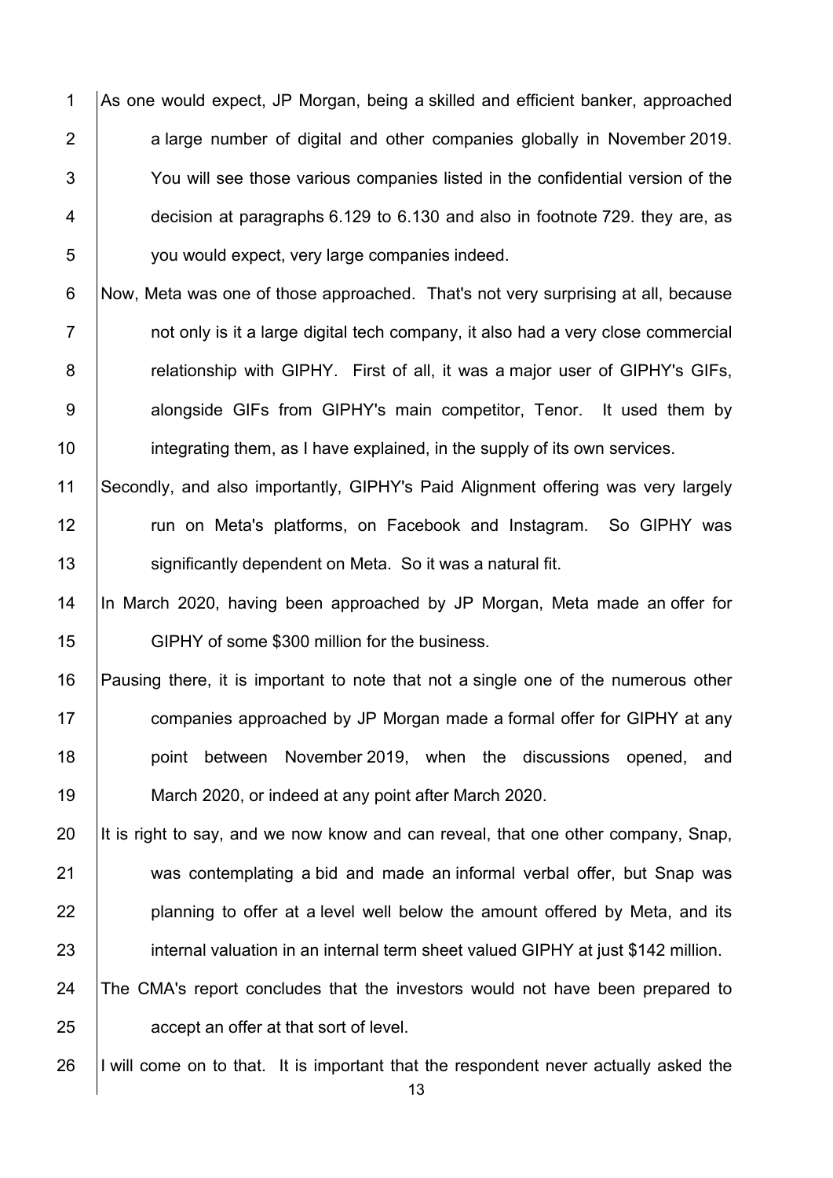As one would expect, JP Morgan, being a skilled and efficient banker, approached a large number of digital and other companies globally in November 2019. You will see those various companies listed in the confidential version of the decision at paragraphs 6.129 to 6.130 and also in footnote 729. they are, as you would expect, very large companies indeed.

Now, Meta was one of those approached. That's not very surprising at all, because not only is it a large digital tech company, it also had a very close commercial relationship with GIPHY. First of all, it was a major user of GIPHY's GIFs, alongside GIFs from GIPHY's main competitor, Tenor. It used them by integrating them, as I have explained, in the supply of its own services.

Secondly, and also importantly, GIPHY's Paid Alignment offering was very largely run on Meta's platforms, on Facebook and Instagram. So GIPHY was significantly dependent on Meta. So it was a natural fit.

In March 2020, having been approached by JP Morgan, Meta made an offer for GIPHY of some $300 million for the business.

Pausing there, it is important to note that not a single one of the numerous other companies approached by JP Morgan made a formal offer for GIPHY at any point between November 2019, when the discussions opened, and March 2020, or indeed at any point after March 2020.

It is right to say, and we now know and can reveal, that one other company, Snap, was contemplating a bid and made an informal verbal offer, but Snap was planning to offer at a level well below the amount offered by Meta, and its internal valuation in an internal term sheet valued GIPHY at just $142 million.

The CMA's report concludes that the investors would not have been prepared to accept an offer at that sort of level.

I will come on to that. It is important that the respondent never actually asked the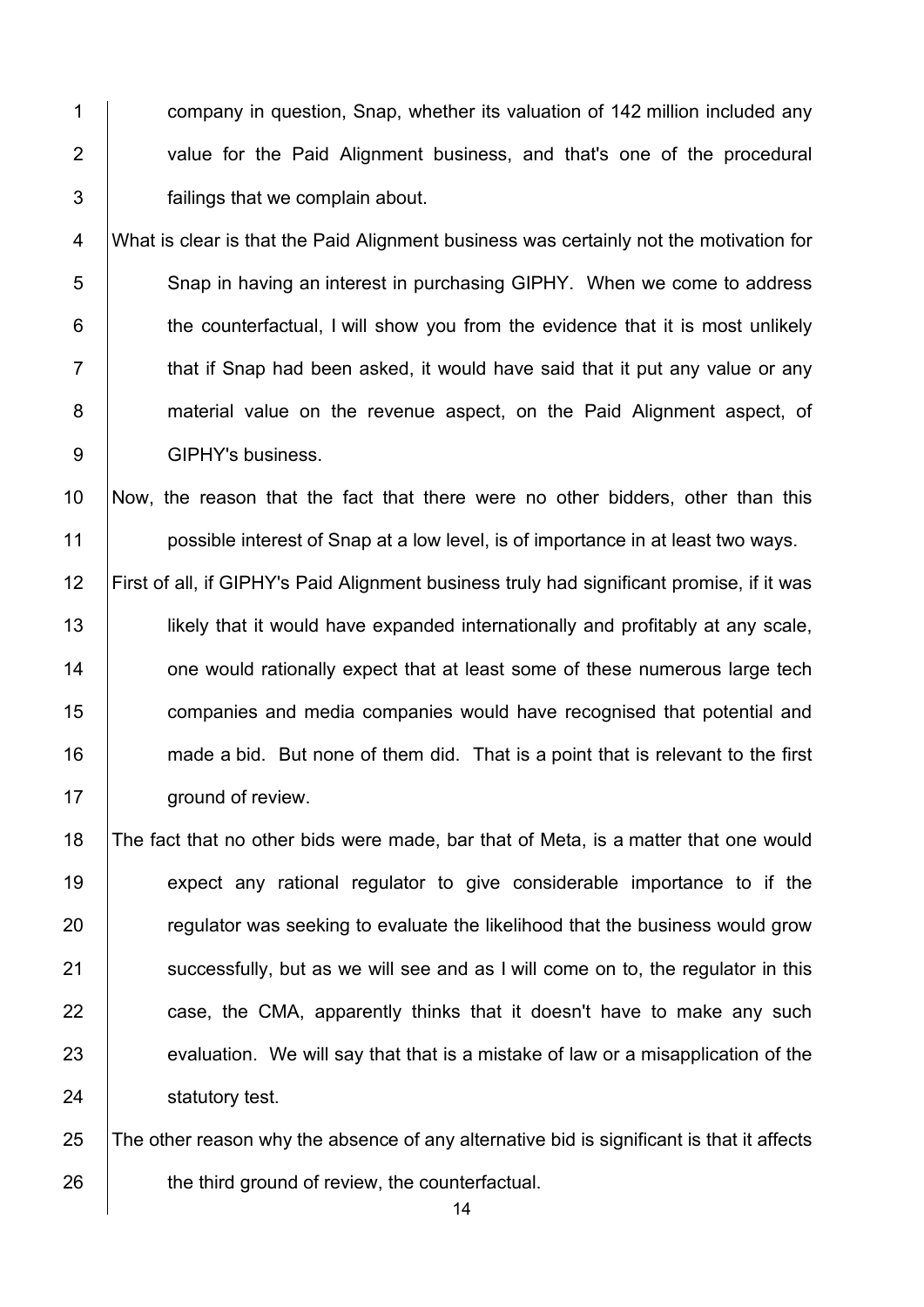company in question, Snap, whether its valuation of 142 million included any value for the Paid Alignment business, and that's one of the procedural failings that we complain about.

What is clear is that the Paid Alignment business was certainly not the motivation for Snap in having an interest in purchasing GIPHY. When we come to address the counterfactual, I will show you from the evidence that it is most unlikely that if Snap had been asked, it would have said that it put any value or any material value on the revenue aspect, on the Paid Alignment aspect, of GIPHY's business.

Now, the reason that the fact that there were no other bidders, other than this possible interest of Snap at a low level, is of importance in at least two ways.

First of all, if GIPHY's Paid Alignment business truly had significant promise, if it was likely that it would have expanded internationally and profitably at any scale, one would rationally expect that at least some of these numerous large tech companies and media companies would have recognised that potential and made a bid. But none of them did. That is a point that is relevant to the first ground of review.

The fact that no other bids were made, bar that of Meta, is a matter that one would expect any rational regulator to give considerable importance to if the regulator was seeking to evaluate the likelihood that the business would grow successfully, but as we will see and as I will come on to, the regulator in this case, the CMA, apparently thinks that it doesn't have to make any such evaluation. We will say that that is a mistake of law or a misapplication of the statutory test.

The other reason why the absence of any alternative bid is significant is that it affects the third ground of review, the counterfactual.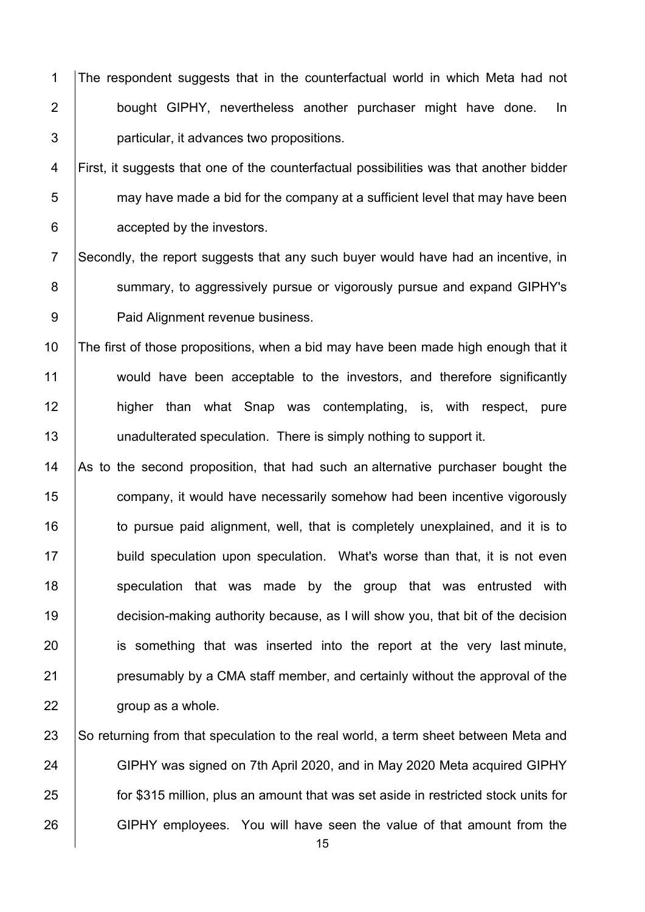The respondent suggests that in the counterfactual world in which Meta had not bought GIPHY, nevertheless another purchaser might have done. In particular, it advances two propositions.

First, it suggests that one of the counterfactual possibilities was that another bidder may have made a bid for the company at a sufficient level that may have been accepted by the investors.

Secondly, the report suggests that any such buyer would have had an incentive, in summary, to aggressively pursue or vigorously pursue and expand GIPHY's Paid Alignment revenue business.

The first of those propositions, when a bid may have been made high enough that it would have been acceptable to the investors, and therefore significantly higher than what Snap was contemplating, is, with respect, pure unadulterated speculation. There is simply nothing to support it.

As to the second proposition, that had such an alternative purchaser bought the company, it would have necessarily somehow had been incentive vigorously to pursue paid alignment, well, that is completely unexplained, and it is to build speculation upon speculation. What's worse than that, it is not even speculation that was made by the group that was entrusted with decision-making authority because, as I will show you, that bit of the decision is something that was inserted into the report at the very last minute, presumably by a CMA staff member, and certainly without the approval of the group as a whole.

So returning from that speculation to the real world, a term sheet between Meta and GIPHY was signed on 7th April 2020, and in May 2020 Meta acquired GIPHY for $315 million, plus an amount that was set aside in restricted stock units for GIPHY employees. You will have seen the value of that amount from the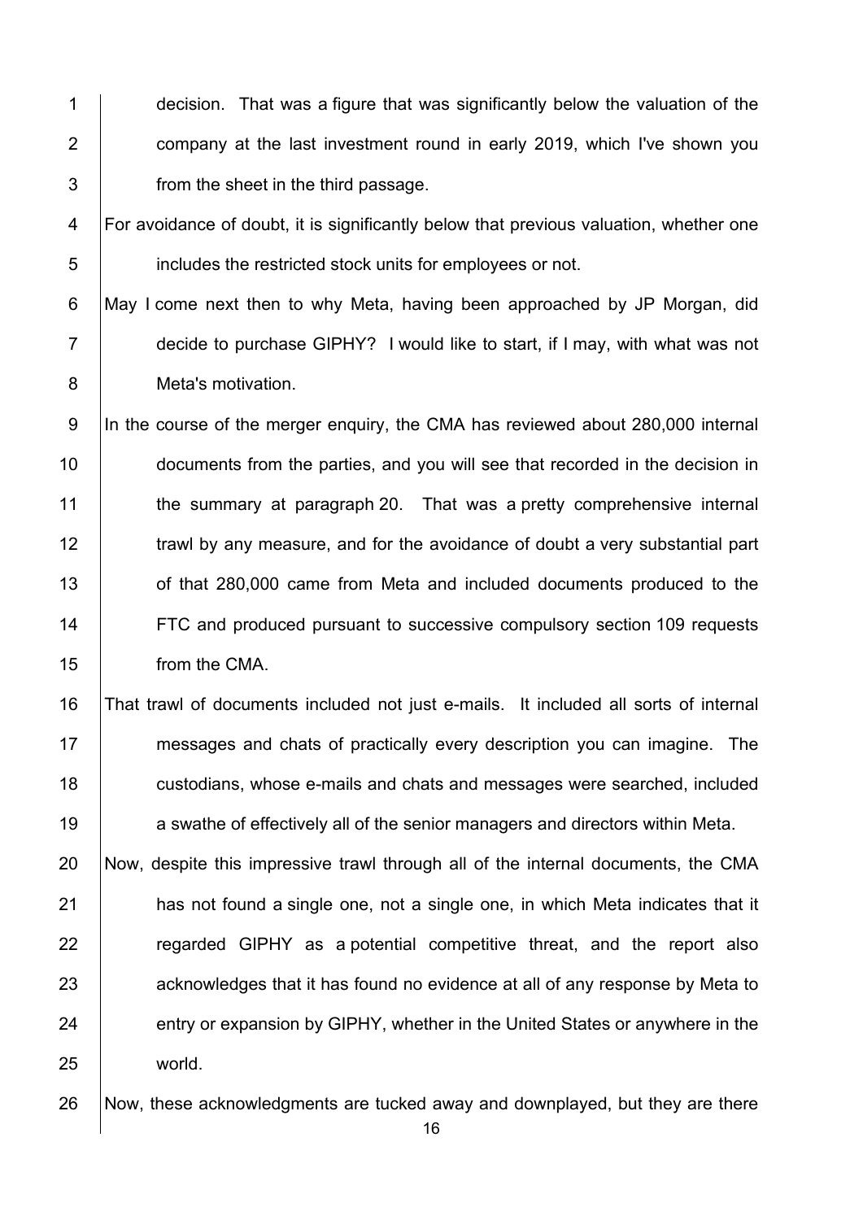decision. That was a figure that was significantly below the valuation of the company at the last investment round in early 2019, which I've shown you from the sheet in the third passage.

For avoidance of doubt, it is significantly below that previous valuation, whether one includes the restricted stock units for employees or not.

May I come next then to why Meta, having been approached by JP Morgan, did decide to purchase GIPHY? I would like to start, if I may, with what was not Meta's motivation.

In the course of the merger enquiry, the CMA has reviewed about 280,000 internal documents from the parties, and you will see that recorded in the decision in the summary at paragraph 20. That was a pretty comprehensive internal trawl by any measure, and for the avoidance of doubt a very substantial part of that 280,000 came from Meta and included documents produced to the FTC and produced pursuant to successive compulsory section 109 requests from the CMA.

That trawl of documents included not just e-mails. It included all sorts of internal messages and chats of practically every description you can imagine. The custodians, whose e-mails and chats and messages were searched, included a swathe of effectively all of the senior managers and directors within Meta.

Now, despite this impressive trawl through all of the internal documents, the CMA has not found a single one, not a single one, in which Meta indicates that it regarded GIPHY as a potential competitive threat, and the report also acknowledges that it has found no evidence at all of any response by Meta to entry or expansion by GIPHY, whether in the United States or anywhere in the world.

Now, these acknowledgments are tucked away and downplayed, but they are there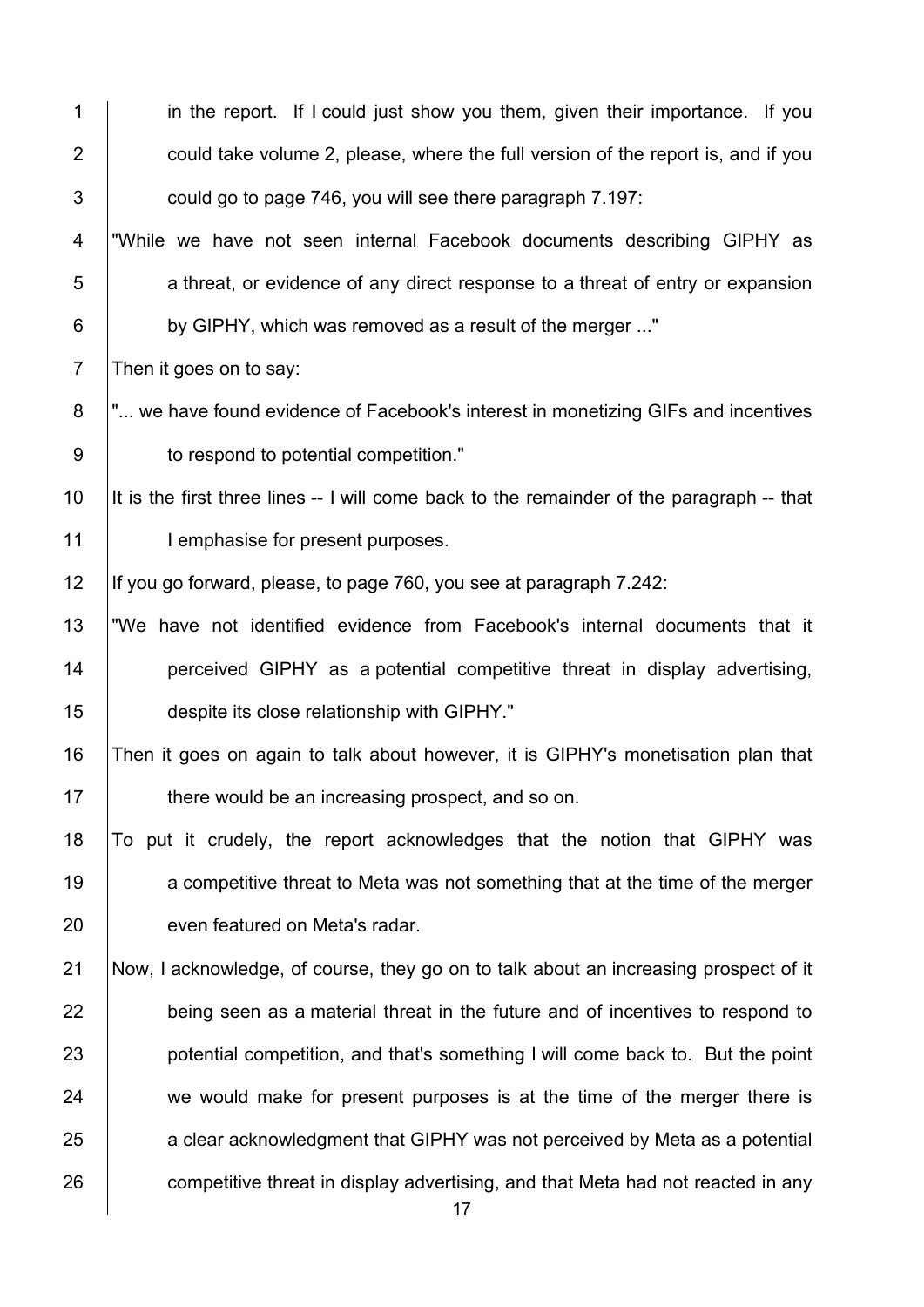in the report. If I could just show you them, given their importance. If you could take volume 2, please, where the full version of the report is, and if you could go to page 746, you will see there paragraph 7.197:

"While we have not seen internal Facebook documents describing GIPHY as a threat, or evidence of any direct response to a threat of entry or expansion by GIPHY, which was removed as a result of the merger ..."

Then it goes on to say:

"... we have found evidence of Facebook's interest in monetizing GIFs and incentives to respond to potential competition."

It is the first three lines -- I will come back to the remainder of the paragraph -- that I emphasise for present purposes.

If you go forward, please, to page 760, you see at paragraph 7.242:

"We have not identified evidence from Facebook's internal documents that it perceived GIPHY as a potential competitive threat in display advertising, despite its close relationship with GIPHY."

Then it goes on again to talk about however, it is GIPHY's monetisation plan that there would be an increasing prospect, and so on.

To put it crudely, the report acknowledges that the notion that GIPHY was a competitive threat to Meta was not something that at the time of the merger even featured on Meta's radar.

Now, I acknowledge, of course, they go on to talk about an increasing prospect of it being seen as a material threat in the future and of incentives to respond to potential competition, and that's something I will come back to. But the point we would make for present purposes is at the time of the merger there is a clear acknowledgment that GIPHY was not perceived by Meta as a potential competitive threat in display advertising, and that Meta had not reacted in any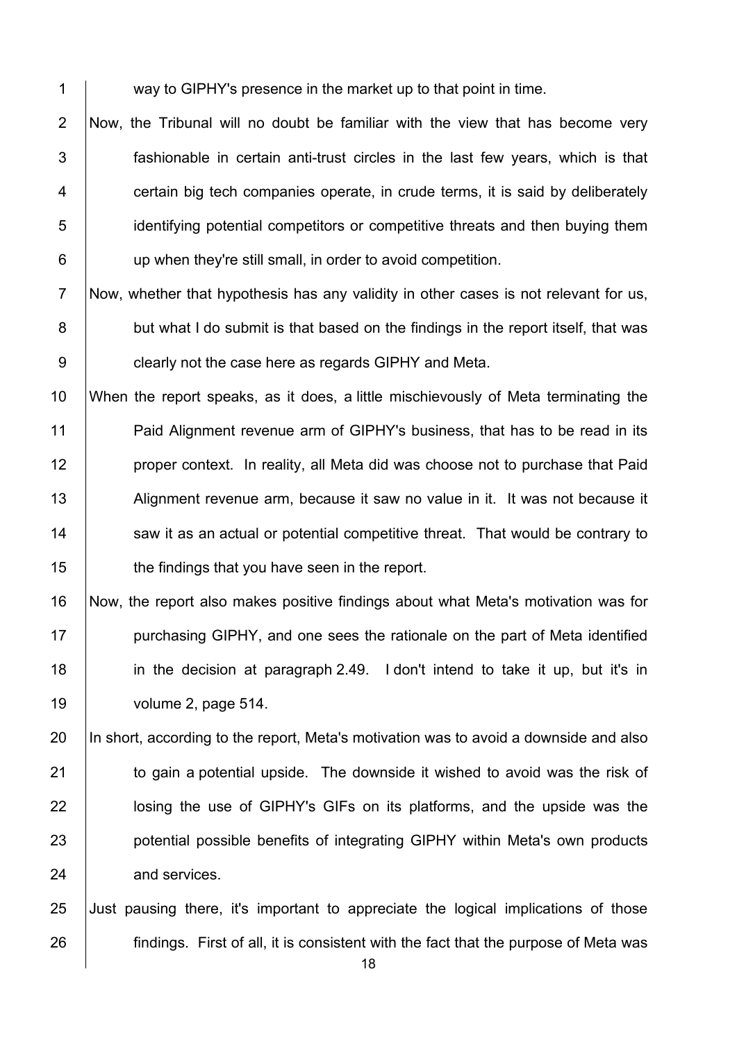way to GIPHY's presence in the market up to that point in time.

Now, the Tribunal will no doubt be familiar with the view that has become very fashionable in certain anti-trust circles in the last few years, which is that certain big tech companies operate, in crude terms, it is said by deliberately identifying potential competitors or competitive threats and then buying them up when they're still small, in order to avoid competition.

Now, whether that hypothesis has any validity in other cases is not relevant for us, but what I do submit is that based on the findings in the report itself, that was clearly not the case here as regards GIPHY and Meta.

When the report speaks, as it does, a little mischievously of Meta terminating the Paid Alignment revenue arm of GIPHY's business, that has to be read in its proper context. In reality, all Meta did was choose not to purchase that Paid Alignment revenue arm, because it saw no value in it. It was not because it saw it as an actual or potential competitive threat. That would be contrary to the findings that you have seen in the report.

Now, the report also makes positive findings about what Meta's motivation was for purchasing GIPHY, and one sees the rationale on the part of Meta identified in the decision at paragraph 2.49. I don't intend to take it up, but it's in volume 2, page 514.

In short, according to the report, Meta's motivation was to avoid a downside and also to gain a potential upside. The downside it wished to avoid was the risk of losing the use of GIPHY's GIFs on its platforms, and the upside was the potential possible benefits of integrating GIPHY within Meta's own products and services.

Just pausing there, it's important to appreciate the logical implications of those findings. First of all, it is consistent with the fact that the purpose of Meta was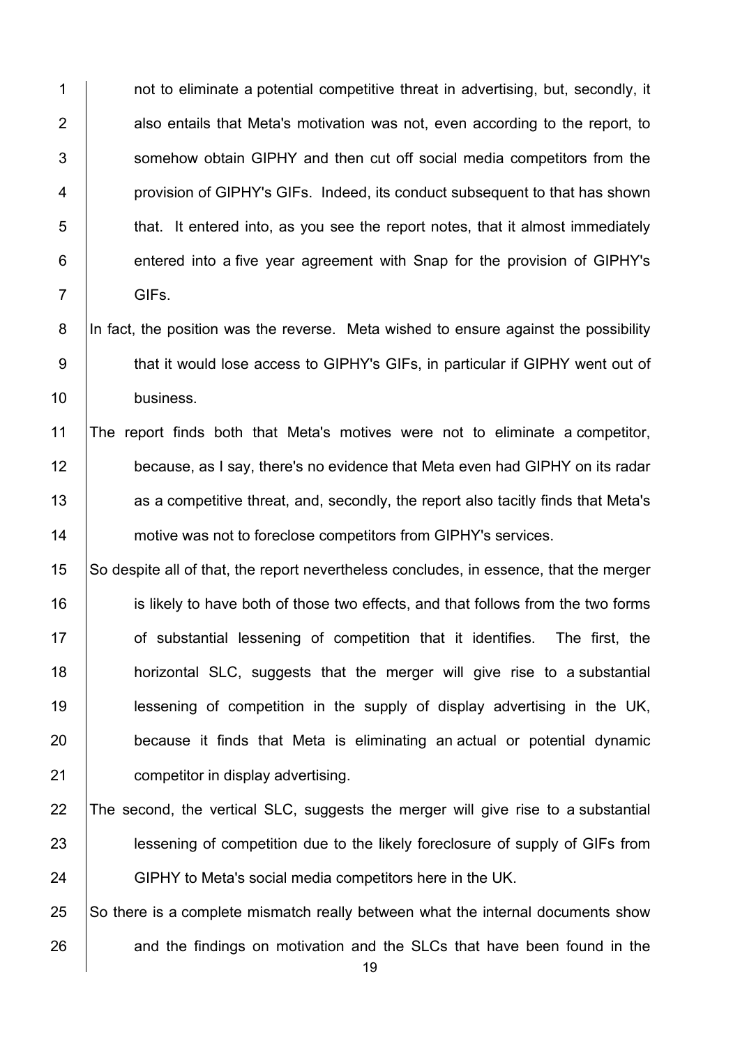not to eliminate a potential competitive threat in advertising, but, secondly, it also entails that Meta's motivation was not, even according to the report, to somehow obtain GIPHY and then cut off social media competitors from the provision of GIPHY's GIFs. Indeed, its conduct subsequent to that has shown that. It entered into, as you see the report notes, that it almost immediately entered into a five year agreement with Snap for the provision of GIPHY's GIFs.

In fact, the position was the reverse. Meta wished to ensure against the possibility that it would lose access to GIPHY's GIFs, in particular if GIPHY went out of business.

The report finds both that Meta's motives were not to eliminate a competitor, because, as I say, there's no evidence that Meta even had GIPHY on its radar as a competitive threat, and, secondly, the report also tacitly finds that Meta's motive was not to foreclose competitors from GIPHY's services.

So despite all of that, the report nevertheless concludes, in essence, that the merger is likely to have both of those two effects, and that follows from the two forms of substantial lessening of competition that it identifies. The first, the horizontal SLC, suggests that the merger will give rise to a substantial lessening of competition in the supply of display advertising in the UK, because it finds that Meta is eliminating an actual or potential dynamic competitor in display advertising.

The second, the vertical SLC, suggests the merger will give rise to a substantial lessening of competition due to the likely foreclosure of supply of GIFs from GIPHY to Meta's social media competitors here in the UK.

So there is a complete mismatch really between what the internal documents show and the findings on motivation and the SLCs that have been found in the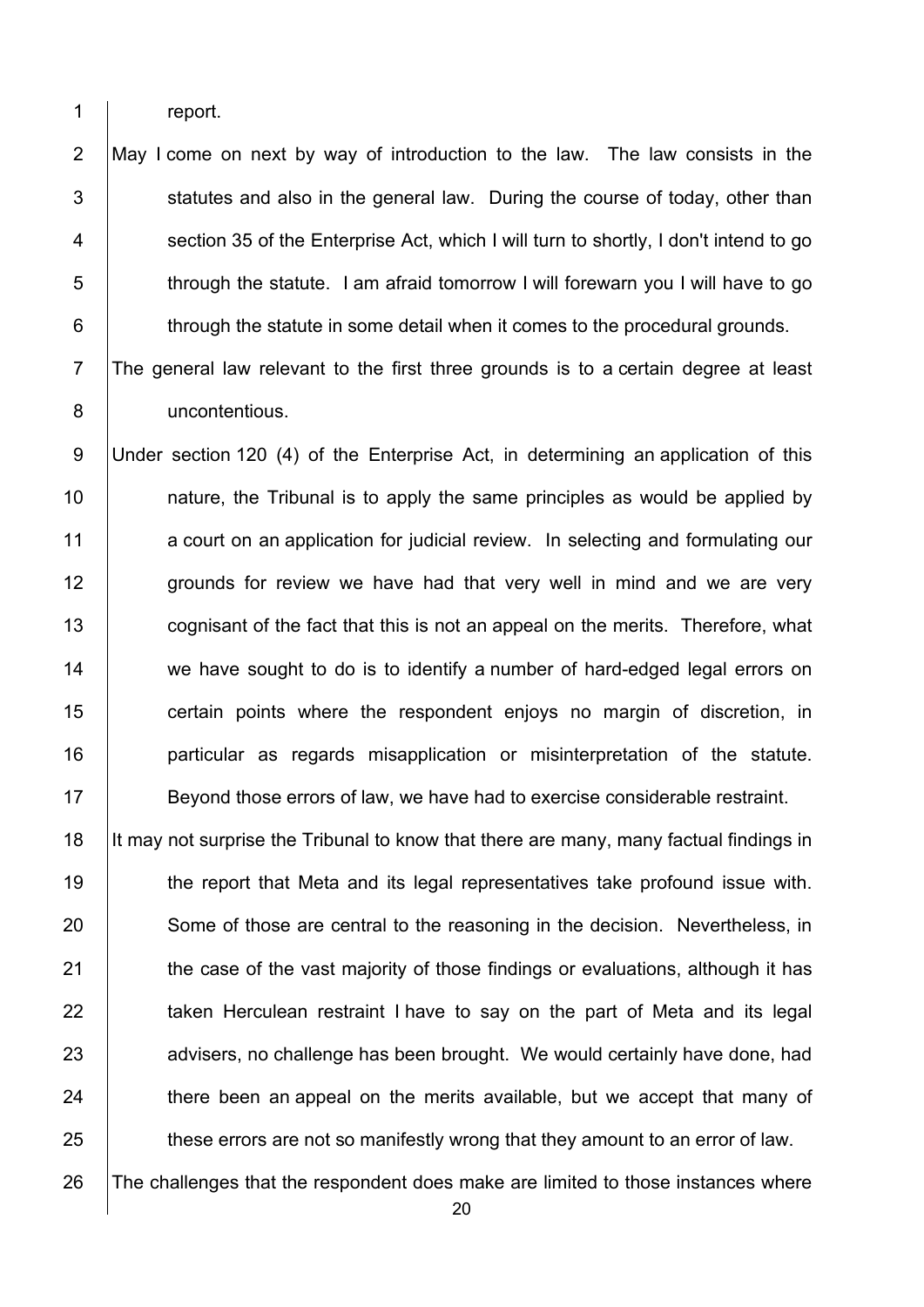report.

May I come on next by way of introduction to the law. The law consists in the statutes and also in the general law. During the course of today, other than section 35 of the Enterprise Act, which I will turn to shortly, I don't intend to go through the statute. I am afraid tomorrow I will forewarn you I will have to go through the statute in some detail when it comes to the procedural grounds.

The general law relevant to the first three grounds is to a certain degree at least uncontentious.

Under section 120 (4) of the Enterprise Act, in determining an application of this nature, the Tribunal is to apply the same principles as would be applied by a court on an application for judicial review. In selecting and formulating our grounds for review we have had that very well in mind and we are very cognisant of the fact that this is not an appeal on the merits. Therefore, what we have sought to do is to identify a number of hard-edged legal errors on certain points where the respondent enjoys no margin of discretion, in particular as regards misapplication or misinterpretation of the statute. Beyond those errors of law, we have had to exercise considerable restraint.

It may not surprise the Tribunal to know that there are many, many factual findings in the report that Meta and its legal representatives take profound issue with. Some of those are central to the reasoning in the decision. Nevertheless, in the case of the vast majority of those findings or evaluations, although it has taken Herculean restraint I have to say on the part of Meta and its legal advisers, no challenge has been brought. We would certainly have done, had there been an appeal on the merits available, but we accept that many of these errors are not so manifestly wrong that they amount to an error of law.

The challenges that the respondent does make are limited to those instances where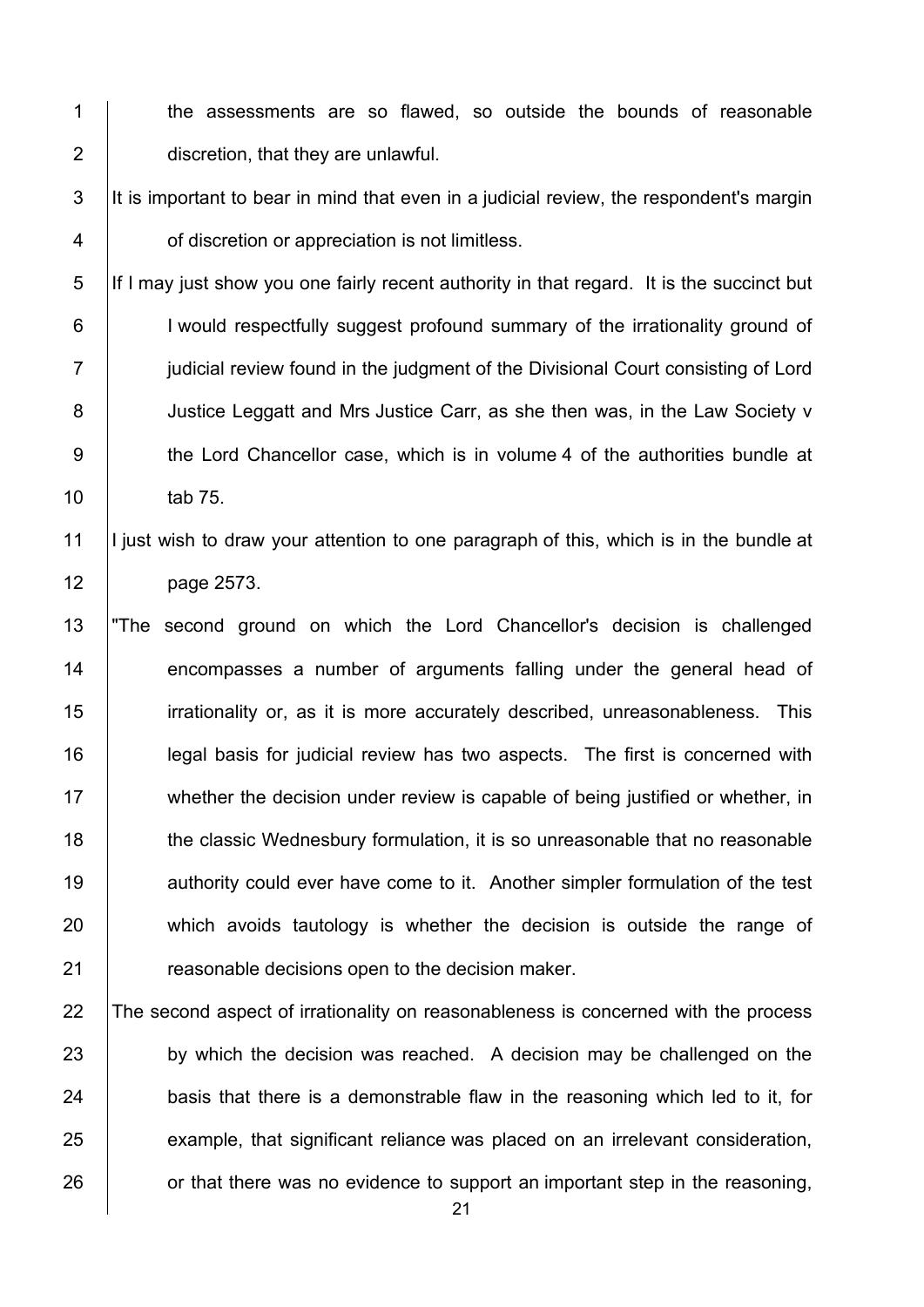the assessments are so flawed, so outside the bounds of reasonable discretion, that they are unlawful.

It is important to bear in mind that even in a judicial review, the respondent's margin of discretion or appreciation is not limitless.

If I may just show you one fairly recent authority in that regard. It is the succinct but I would respectfully suggest profound summary of the irrationality ground of judicial review found in the judgment of the Divisional Court consisting of Lord Justice Leggatt and Mrs Justice Carr, as she then was, in the Law Society v the Lord Chancellor case, which is in volume 4 of the authorities bundle at tab 75.

I just wish to draw your attention to one paragraph of this, which is in the bundle at page 2573.

"The second ground on which the Lord Chancellor's decision is challenged encompasses a number of arguments falling under the general head of irrationality or, as it is more accurately described, unreasonableness. This legal basis for judicial review has two aspects. The first is concerned with whether the decision under review is capable of being justified or whether, in the classic Wednesbury formulation, it is so unreasonable that no reasonable authority could ever have come to it. Another simpler formulation of the test which avoids tautology is whether the decision is outside the range of reasonable decisions open to the decision maker.

The second aspect of irrationality on reasonableness is concerned with the process by which the decision was reached. A decision may be challenged on the basis that there is a demonstrable flaw in the reasoning which led to it, for example, that significant reliance was placed on an irrelevant consideration, or that there was no evidence to support an important step in the reasoning,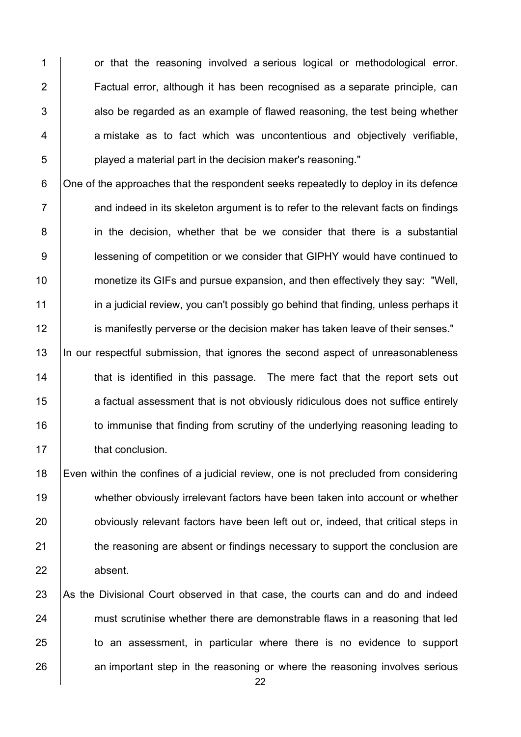or that the reasoning involved a serious logical or methodological error. Factual error, although it has been recognised as a separate principle, can also be regarded as an example of flawed reasoning, the test being whether a mistake as to fact which was uncontentious and objectively verifiable, played a material part in the decision maker's reasoning."

One of the approaches that the respondent seeks repeatedly to deploy in its defence and indeed in its skeleton argument is to refer to the relevant facts on findings in the decision, whether that be we consider that there is a substantial lessening of competition or we consider that GIPHY would have continued to monetize its GIFs and pursue expansion, and then effectively they say: "Well, in a judicial review, you can't possibly go behind that finding, unless perhaps it is manifestly perverse or the decision maker has taken leave of their senses."

In our respectful submission, that ignores the second aspect of unreasonableness that is identified in this passage. The mere fact that the report sets out a factual assessment that is not obviously ridiculous does not suffice entirely to immunise that finding from scrutiny of the underlying reasoning leading to that conclusion.

Even within the confines of a judicial review, one is not precluded from considering whether obviously irrelevant factors have been taken into account or whether obviously relevant factors have been left out or, indeed, that critical steps in the reasoning are absent or findings necessary to support the conclusion are absent.

As the Divisional Court observed in that case, the courts can and do and indeed must scrutinise whether there are demonstrable flaws in a reasoning that led to an assessment, in particular where there is no evidence to support an important step in the reasoning or where the reasoning involves serious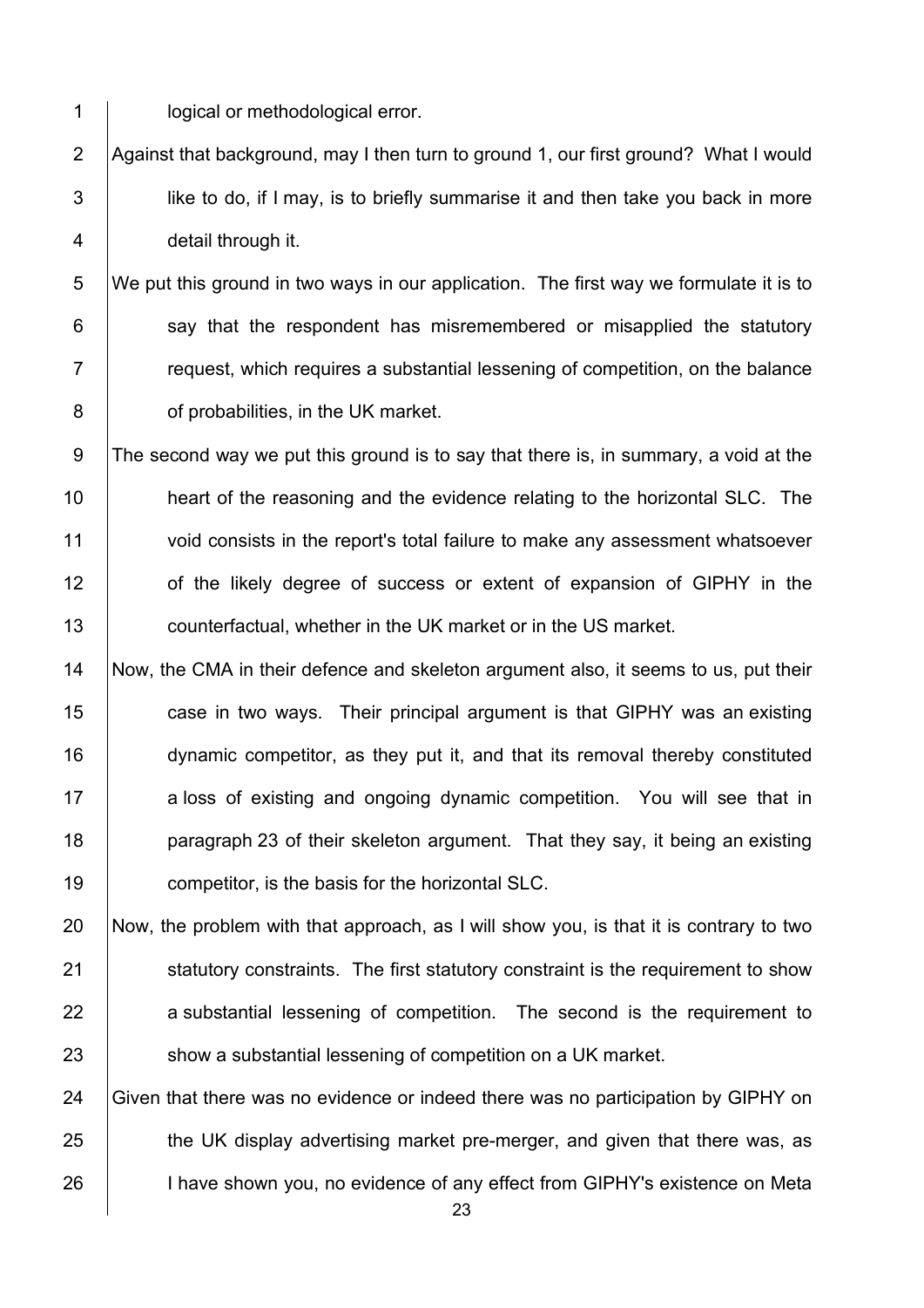logical or methodological error.

Against that background, may I then turn to ground 1, our first ground? What I would like to do, if I may, is to briefly summarise it and then take you back in more detail through it.

We put this ground in two ways in our application. The first way we formulate it is to say that the respondent has misremembered or misapplied the statutory request, which requires a substantial lessening of competition, on the balance of probabilities, in the UK market.

The second way we put this ground is to say that there is, in summary, a void at the heart of the reasoning and the evidence relating to the horizontal SLC. The void consists in the report's total failure to make any assessment whatsoever of the likely degree of success or extent of expansion of GIPHY in the counterfactual, whether in the UK market or in the US market.

Now, the CMA in their defence and skeleton argument also, it seems to us, put their case in two ways. Their principal argument is that GIPHY was an existing dynamic competitor, as they put it, and that its removal thereby constituted a loss of existing and ongoing dynamic competition. You will see that in paragraph 23 of their skeleton argument. That they say, it being an existing competitor, is the basis for the horizontal SLC.

Now, the problem with that approach, as I will show you, is that it is contrary to two statutory constraints. The first statutory constraint is the requirement to show a substantial lessening of competition. The second is the requirement to show a substantial lessening of competition on a UK market.

Given that there was no evidence or indeed there was no participation by GIPHY on the UK display advertising market pre-merger, and given that there was, as I have shown you, no evidence of any effect from GIPHY's existence on Meta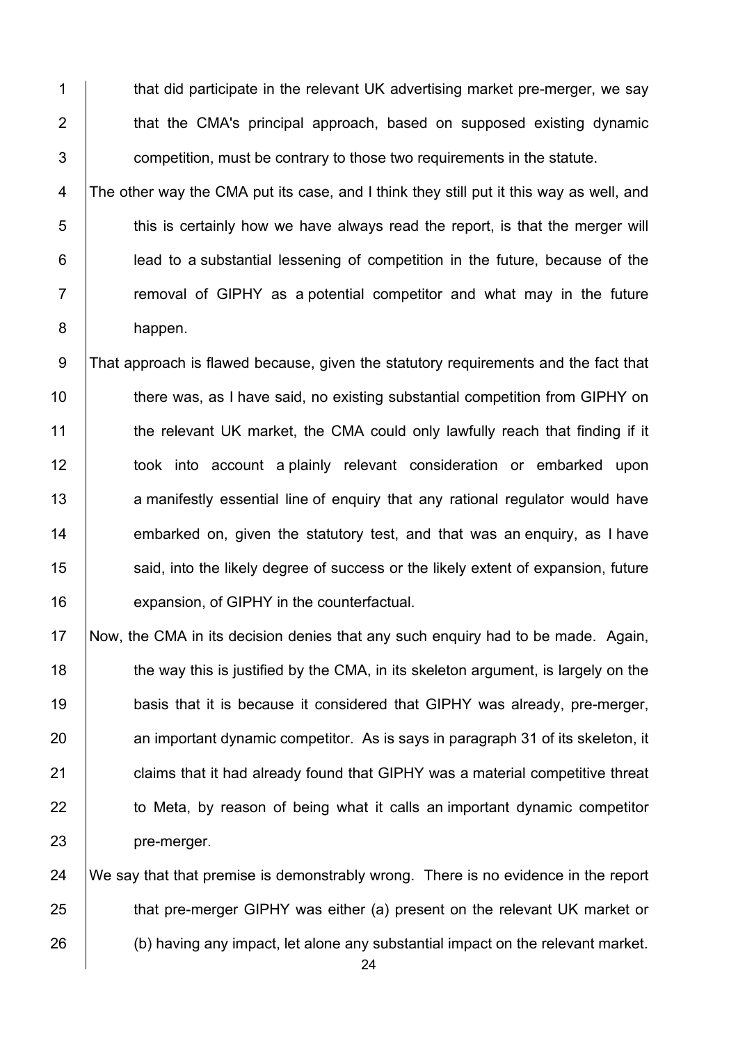that did participate in the relevant UK advertising market pre-merger, we say that the CMA's principal approach, based on supposed existing dynamic competition, must be contrary to those two requirements in the statute.

The other way the CMA put its case, and I think they still put it this way as well, and this is certainly how we have always read the report, is that the merger will lead to a substantial lessening of competition in the future, because of the removal of GIPHY as a potential competitor and what may in the future happen.

That approach is flawed because, given the statutory requirements and the fact that there was, as I have said, no existing substantial competition from GIPHY on the relevant UK market, the CMA could only lawfully reach that finding if it took into account a plainly relevant consideration or embarked upon a manifestly essential line of enquiry that any rational regulator would have embarked on, given the statutory test, and that was an enquiry, as I have said, into the likely degree of success or the likely extent of expansion, future expansion, of GIPHY in the counterfactual.

Now, the CMA in its decision denies that any such enquiry had to be made. Again, the way this is justified by the CMA, in its skeleton argument, is largely on the basis that it is because it considered that GIPHY was already, pre-merger, an important dynamic competitor. As is says in paragraph 31 of its skeleton, it claims that it had already found that GIPHY was a material competitive threat to Meta, by reason of being what it calls an important dynamic competitor pre-merger.

We say that that premise is demonstrably wrong. There is no evidence in the report that pre-merger GIPHY was either (a) present on the relevant UK market or (b) having any impact, let alone any substantial impact on the relevant market.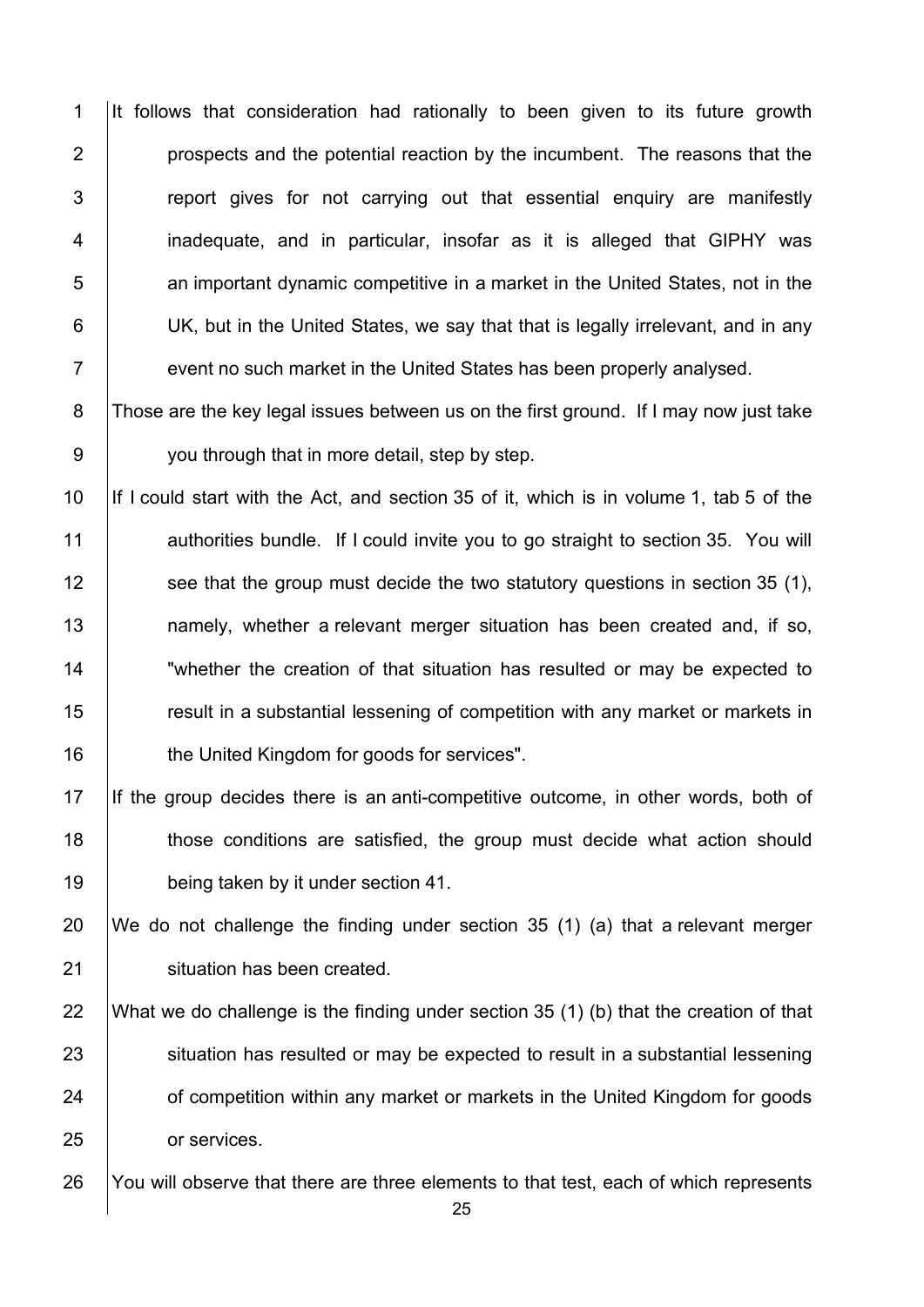It follows that consideration had rationally to been given to its future growth prospects and the potential reaction by the incumbent. The reasons that the report gives for not carrying out that essential enquiry are manifestly inadequate, and in particular, insofar as it is alleged that GIPHY was an important dynamic competitive in a market in the United States, not in the UK, but in the United States, we say that that is legally irrelevant, and in any event no such market in the United States has been properly analysed.

Those are the key legal issues between us on the first ground. If I may now just take you through that in more detail, step by step.

If I could start with the Act, and section 35 of it, which is in volume 1, tab 5 of the authorities bundle. If I could invite you to go straight to section 35. You will see that the group must decide the two statutory questions in section 35 (1), namely, whether a relevant merger situation has been created and, if so, "whether the creation of that situation has resulted or may be expected to result in a substantial lessening of competition with any market or markets in the United Kingdom for goods for services".

If the group decides there is an anti-competitive outcome, in other words, both of those conditions are satisfied, the group must decide what action should being taken by it under section 41.

We do not challenge the finding under section 35 (1) (a) that a relevant merger situation has been created.

What we do challenge is the finding under section 35 (1) (b) that the creation of that situation has resulted or may be expected to result in a substantial lessening of competition within any market or markets in the United Kingdom for goods or services.

You will observe that there are three elements to that test, each of which represents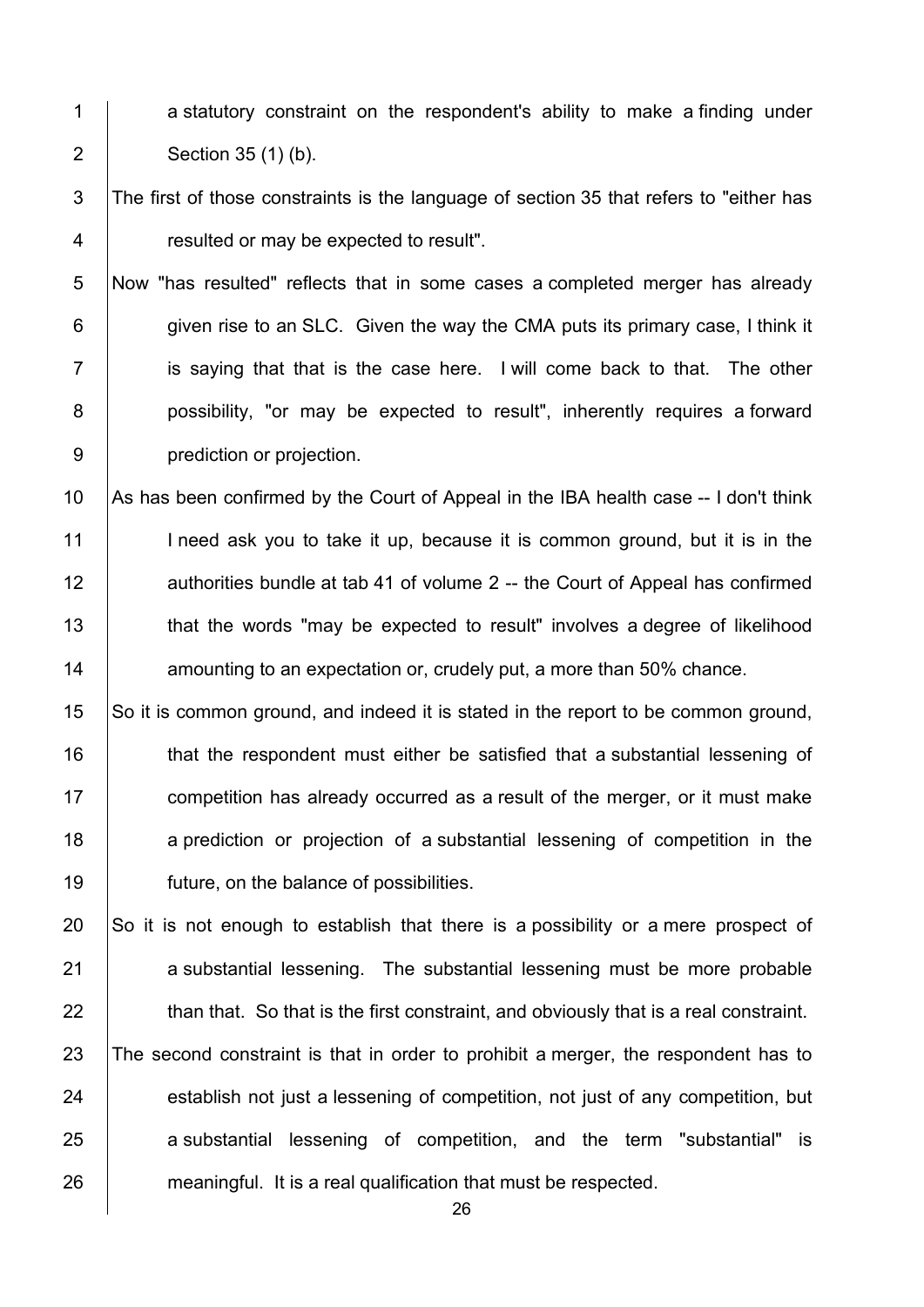a statutory constraint on the respondent's ability to make a finding under Section 35 (1) (b).

The first of those constraints is the language of section 35 that refers to "either has resulted or may be expected to result".

Now "has resulted" reflects that in some cases a completed merger has already given rise to an SLC. Given the way the CMA puts its primary case, I think it is saying that that is the case here. I will come back to that. The other possibility, "or may be expected to result", inherently requires a forward prediction or projection.

As has been confirmed by the Court of Appeal in the IBA health case -- I don't think I need ask you to take it up, because it is common ground, but it is in the authorities bundle at tab 41 of volume 2 -- the Court of Appeal has confirmed that the words "may be expected to result" involves a degree of likelihood amounting to an expectation or, crudely put, a more than 50% chance.

So it is common ground, and indeed it is stated in the report to be common ground, that the respondent must either be satisfied that a substantial lessening of competition has already occurred as a result of the merger, or it must make a prediction or projection of a substantial lessening of competition in the future, on the balance of possibilities.

So it is not enough to establish that there is a possibility or a mere prospect of a substantial lessening. The substantial lessening must be more probable than that. So that is the first constraint, and obviously that is a real constraint.

The second constraint is that in order to prohibit a merger, the respondent has to establish not just a lessening of competition, not just of any competition, but a substantial lessening of competition, and the term "substantial" is meaningful. It is a real qualification that must be respected.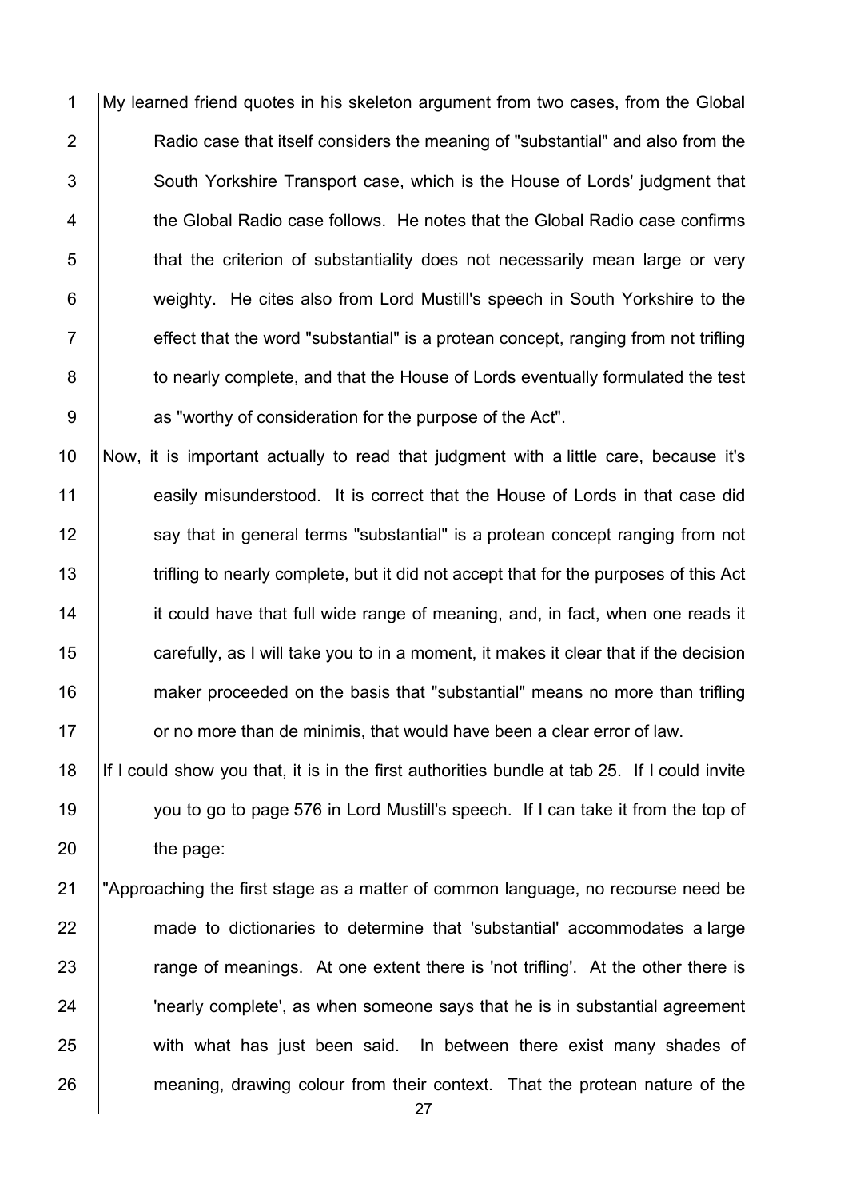My learned friend quotes in his skeleton argument from two cases, from the Global Radio case that itself considers the meaning of "substantial" and also from the South Yorkshire Transport case, which is the House of Lords' judgment that the Global Radio case follows. He notes that the Global Radio case confirms that the criterion of substantiality does not necessarily mean large or very weighty. He cites also from Lord Mustill's speech in South Yorkshire to the effect that the word "substantial" is a protean concept, ranging from not trifling to nearly complete, and that the House of Lords eventually formulated the test as "worthy of consideration for the purpose of the Act".

Now, it is important actually to read that judgment with a little care, because it's easily misunderstood. It is correct that the House of Lords in that case did say that in general terms "substantial" is a protean concept ranging from not trifling to nearly complete, but it did not accept that for the purposes of this Act it could have that full wide range of meaning, and, in fact, when one reads it carefully, as I will take you to in a moment, it makes it clear that if the decision maker proceeded on the basis that "substantial" means no more than trifling or no more than de minimis, that would have been a clear error of law.

If I could show you that, it is in the first authorities bundle at tab 25. If I could invite you to go to page 576 in Lord Mustill's speech. If I can take it from the top of the page:

"Approaching the first stage as a matter of common language, no recourse need be made to dictionaries to determine that 'substantial' accommodates a large range of meanings. At one extent there is 'not trifling'. At the other there is 'nearly complete', as when someone says that he is in substantial agreement with what has just been said. In between there exist many shades of meaning, drawing colour from their context. That the protean nature of the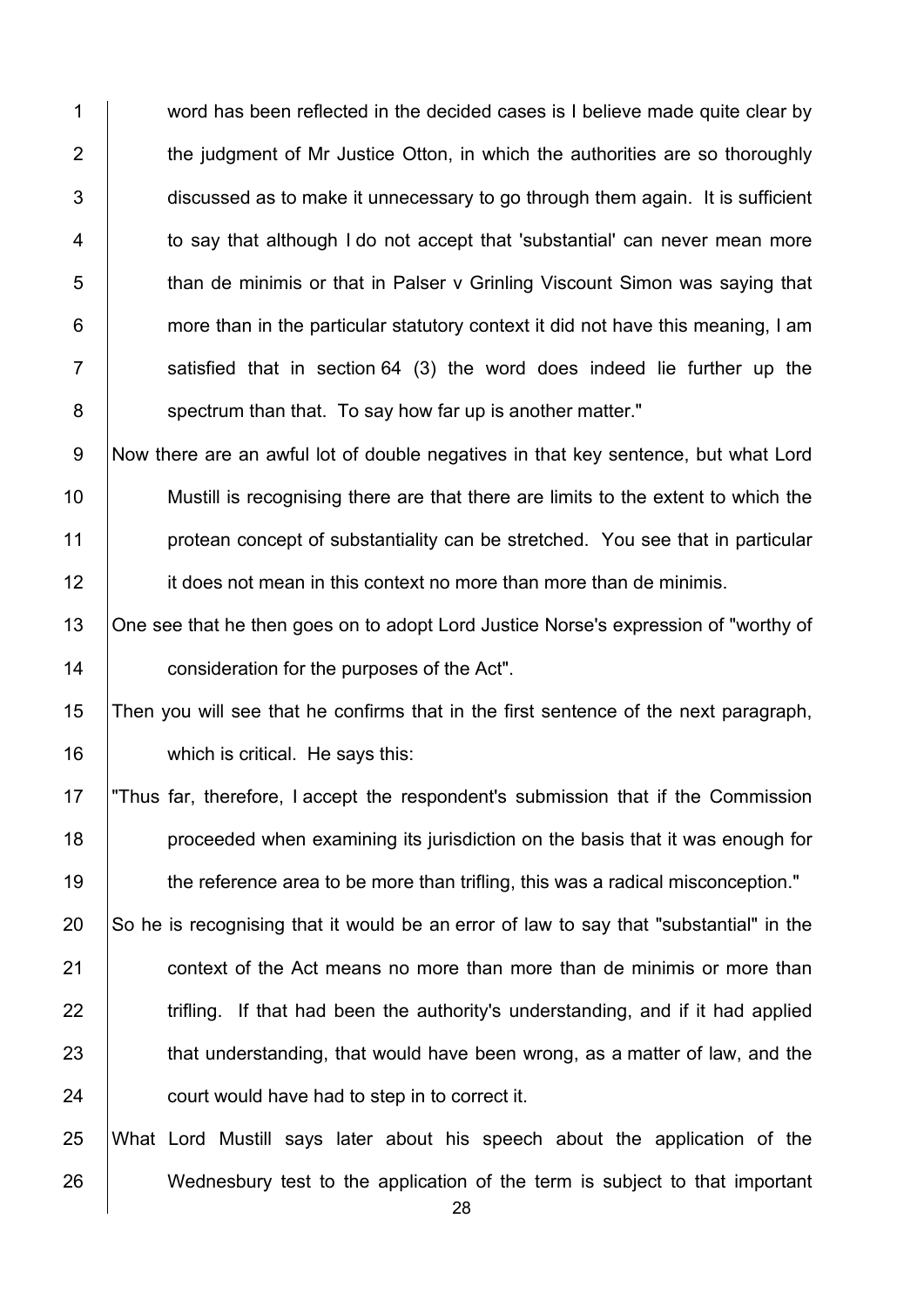word has been reflected in the decided cases is I believe made quite clear by the judgment of Mr Justice Otton, in which the authorities are so thoroughly discussed as to make it unnecessary to go through them again. It is sufficient to say that although I do not accept that 'substantial' can never mean more than de minimis or that in Palser v Grinling Viscount Simon was saying that more than in the particular statutory context it did not have this meaning, I am satisfied that in section 64 (3) the word does indeed lie further up the spectrum than that. To say how far up is another matter."

Now there are an awful lot of double negatives in that key sentence, but what Lord Mustill is recognising there are that there are limits to the extent to which the protean concept of substantiality can be stretched. You see that in particular it does not mean in this context no more than more than de minimis.

One see that he then goes on to adopt Lord Justice Norse's expression of "worthy of consideration for the purposes of the Act".

Then you will see that he confirms that in the first sentence of the next paragraph, which is critical. He says this:

"Thus far, therefore, I accept the respondent's submission that if the Commission proceeded when examining its jurisdiction on the basis that it was enough for the reference area to be more than trifling, this was a radical misconception."

So he is recognising that it would be an error of law to say that "substantial" in the context of the Act means no more than more than de minimis or more than trifling. If that had been the authority's understanding, and if it had applied that understanding, that would have been wrong, as a matter of law, and the court would have had to step in to correct it.

What Lord Mustill says later about his speech about the application of the Wednesbury test to the application of the term is subject to that important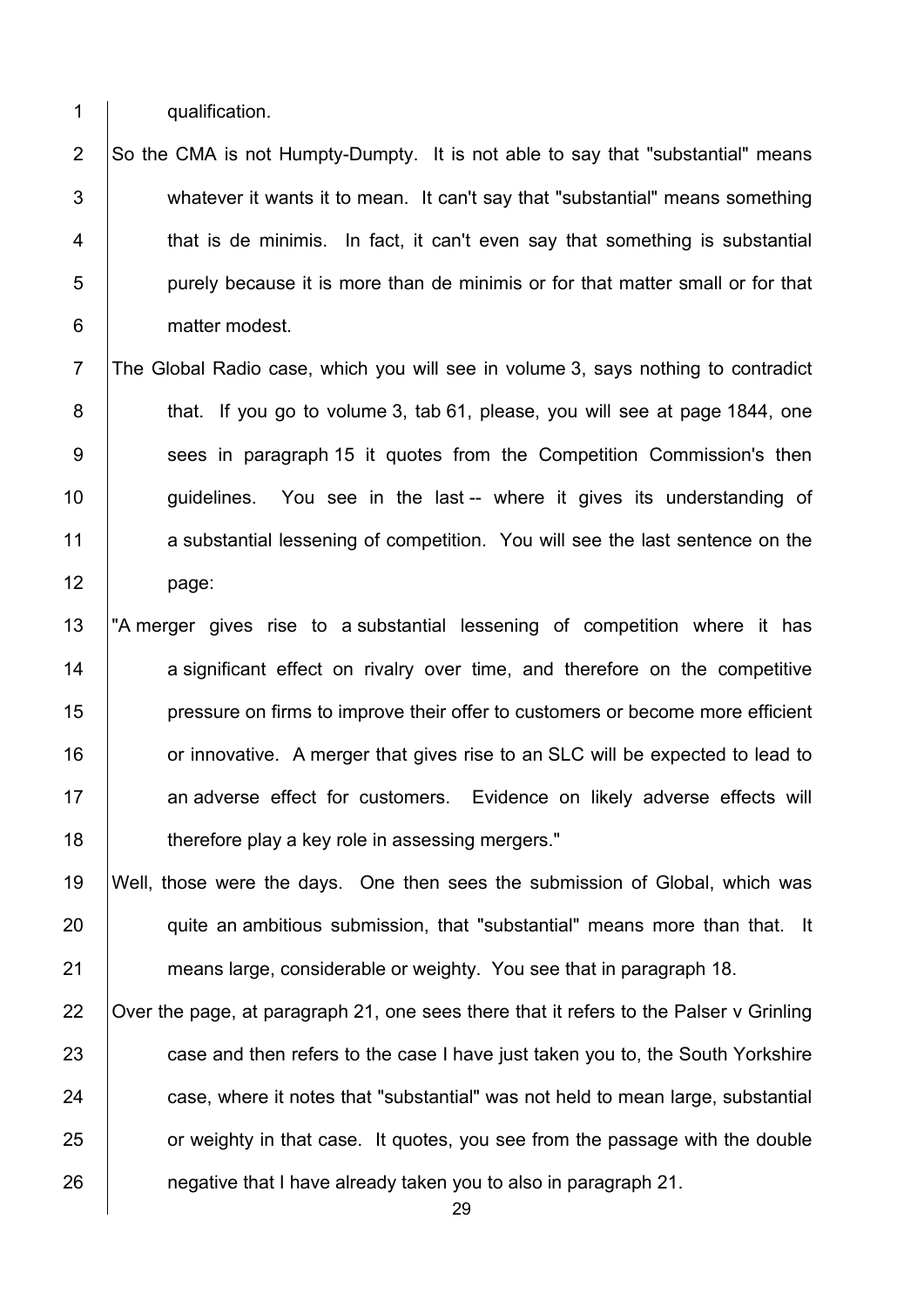qualification.

So the CMA is not Humpty-Dumpty. It is not able to say that "substantial" means whatever it wants it to mean. It can't say that "substantial" means something that is de minimis. In fact, it can't even say that something is substantial purely because it is more than de minimis or for that matter small or for that matter modest.

The Global Radio case, which you will see in volume 3, says nothing to contradict that. If you go to volume 3, tab 61, please, you will see at page 1844, one sees in paragraph 15 it quotes from the Competition Commission's then guidelines. You see in the last -- where it gives its understanding of a substantial lessening of competition. You will see the last sentence on the page:

"A merger gives rise to a substantial lessening of competition where it has a significant effect on rivalry over time, and therefore on the competitive pressure on firms to improve their offer to customers or become more efficient or innovative. A merger that gives rise to an SLC will be expected to lead to an adverse effect for customers. Evidence on likely adverse effects will therefore play a key role in assessing mergers."

Well, those were the days. One then sees the submission of Global, which was quite an ambitious submission, that "substantial" means more than that. It means large, considerable or weighty. You see that in paragraph 18.

Over the page, at paragraph 21, one sees there that it refers to the Palser v Grinling case and then refers to the case I have just taken you to, the South Yorkshire case, where it notes that "substantial" was not held to mean large, substantial or weighty in that case. It quotes, you see from the passage with the double negative that I have already taken you to also in paragraph 21.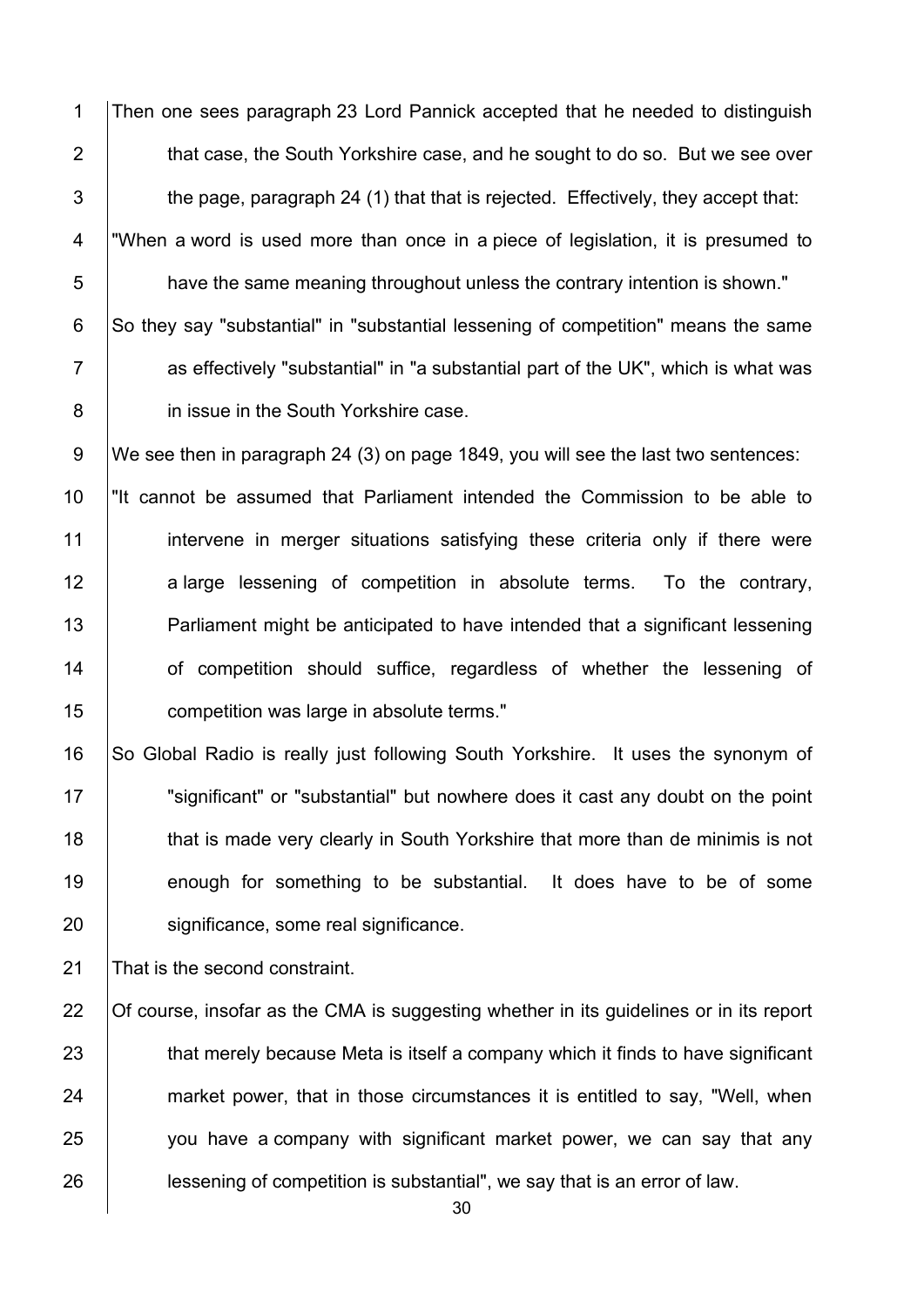Then one sees paragraph 23 Lord Pannick accepted that he needed to distinguish that case, the South Yorkshire case, and he sought to do so. But we see over the page, paragraph 24 (1) that that is rejected. Effectively, they accept that:

"When a word is used more than once in a piece of legislation, it is presumed to have the same meaning throughout unless the contrary intention is shown."

So they say "substantial" in "substantial lessening of competition" means the same as effectively "substantial" in "a substantial part of the UK", which is what was in issue in the South Yorkshire case.

We see then in paragraph 24 (3) on page 1849, you will see the last two sentences:

"It cannot be assumed that Parliament intended the Commission to be able to intervene in merger situations satisfying these criteria only if there were a large lessening of competition in absolute terms. To the contrary, Parliament might be anticipated to have intended that a significant lessening of competition should suffice, regardless of whether the lessening of competition was large in absolute terms."

So Global Radio is really just following South Yorkshire. It uses the synonym of "significant" or "substantial" but nowhere does it cast any doubt on the point that is made very clearly in South Yorkshire that more than de minimis is not enough for something to be substantial. It does have to be of some significance, some real significance.

That is the second constraint.

Of course, insofar as the CMA is suggesting whether in its guidelines or in its report that merely because Meta is itself a company which it finds to have significant market power, that in those circumstances it is entitled to say, "Well, when you have a company with significant market power, we can say that any lessening of competition is substantial", we say that is an error of law.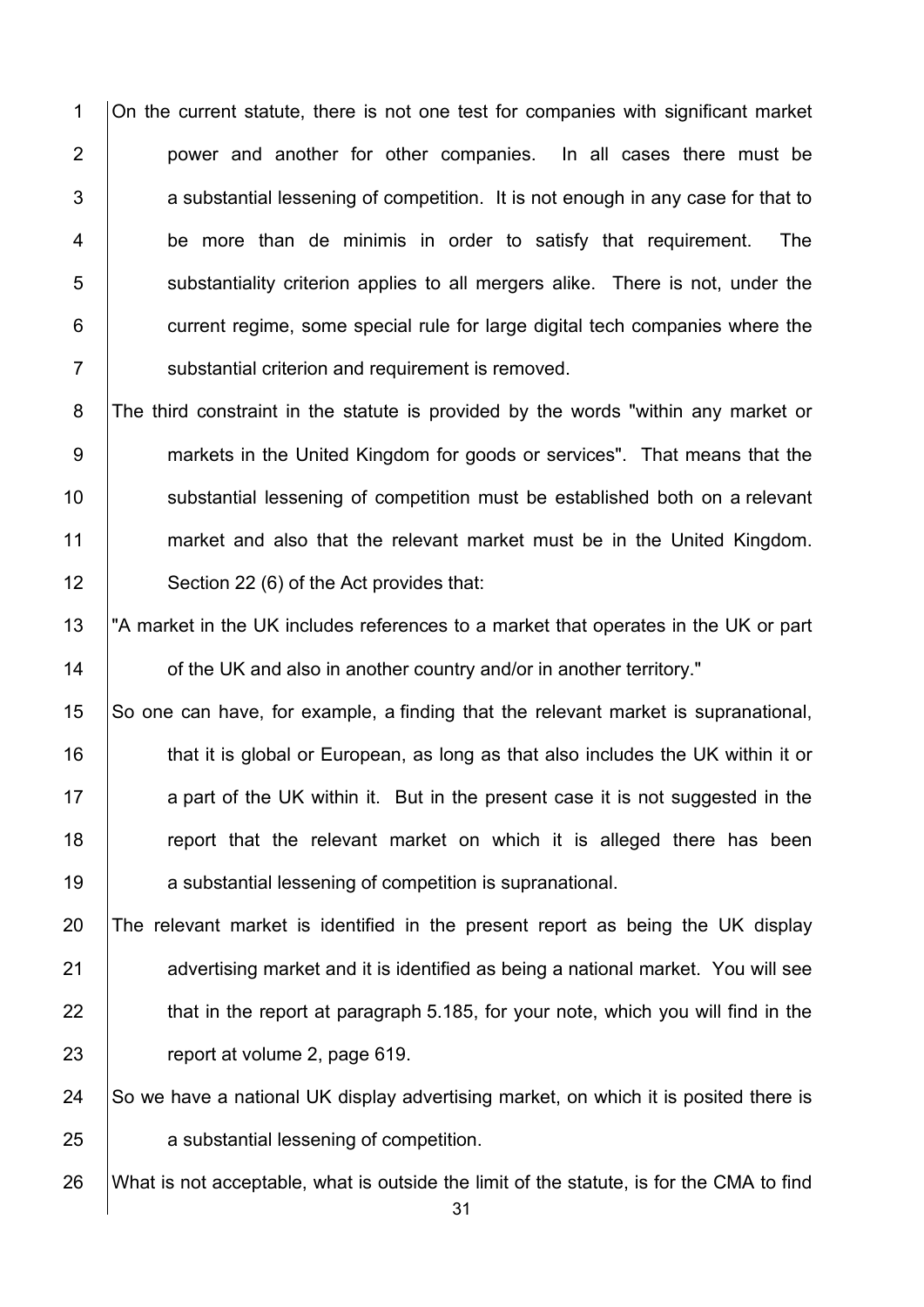On the current statute, there is not one test for companies with significant market power and another for other companies. In all cases there must be a substantial lessening of competition. It is not enough in any case for that to be more than de minimis in order to satisfy that requirement. The substantiality criterion applies to all mergers alike. There is not, under the current regime, some special rule for large digital tech companies where the substantial criterion and requirement is removed.

The third constraint in the statute is provided by the words "within any market or markets in the United Kingdom for goods or services". That means that the substantial lessening of competition must be established both on a relevant market and also that the relevant market must be in the United Kingdom. Section 22 (6) of the Act provides that:

"A market in the UK includes references to a market that operates in the UK or part of the UK and also in another country and/or in another territory."

So one can have, for example, a finding that the relevant market is supranational, that it is global or European, as long as that also includes the UK within it or a part of the UK within it. But in the present case it is not suggested in the report that the relevant market on which it is alleged there has been a substantial lessening of competition is supranational.

The relevant market is identified in the present report as being the UK display advertising market and it is identified as being a national market. You will see that in the report at paragraph 5.185, for your note, which you will find in the report at volume 2, page 619.

So we have a national UK display advertising market, on which it is posited there is a substantial lessening of competition.

What is not acceptable, what is outside the limit of the statute, is for the CMA to find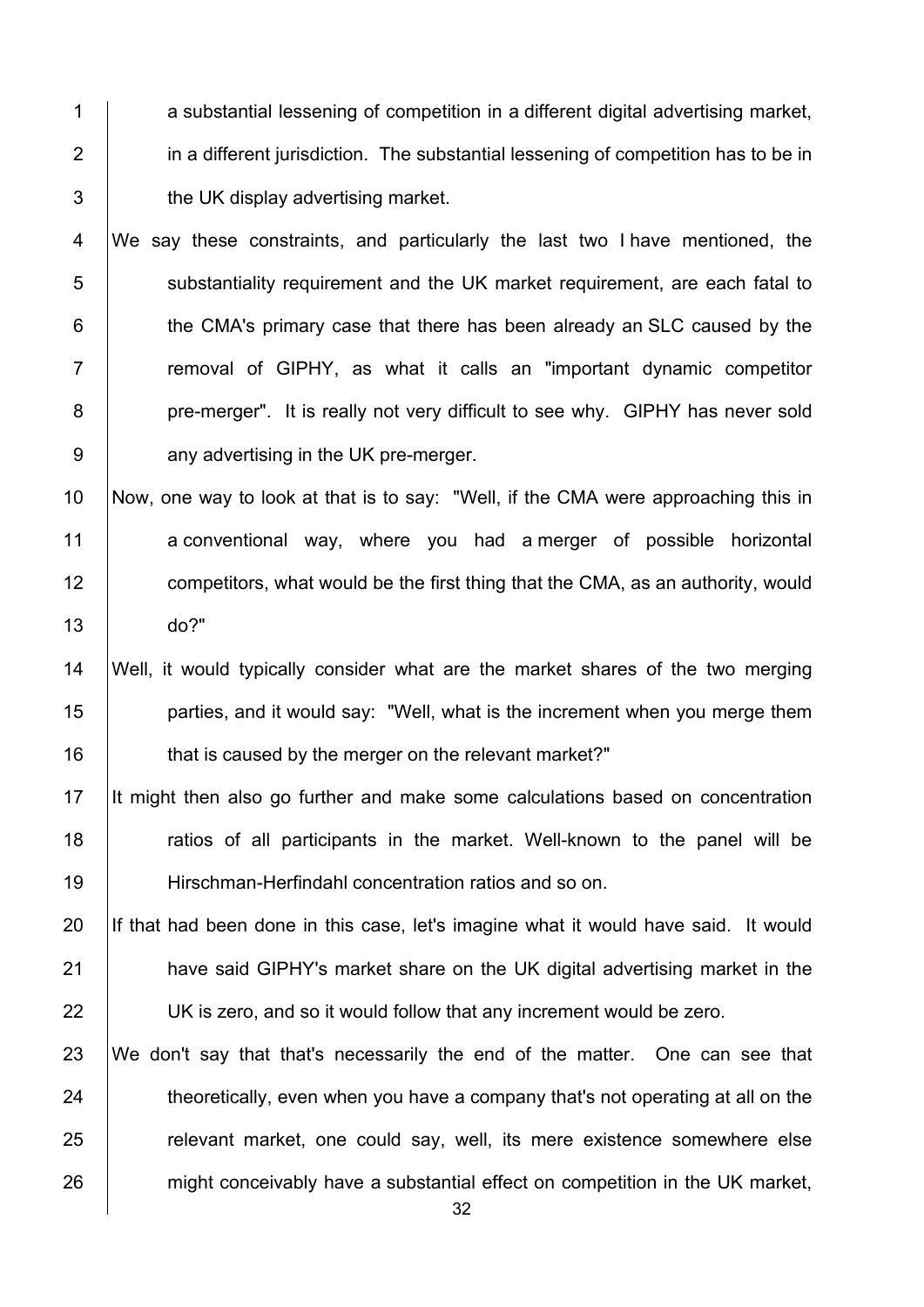a substantial lessening of competition in a different digital advertising market, in a different jurisdiction. The substantial lessening of competition has to be in the UK display advertising market.

We say these constraints, and particularly the last two I have mentioned, the substantiality requirement and the UK market requirement, are each fatal to the CMA's primary case that there has been already an SLC caused by the removal of GIPHY, as what it calls an "important dynamic competitor pre-merger". It is really not very difficult to see why. GIPHY has never sold any advertising in the UK pre-merger.

Now, one way to look at that is to say: "Well, if the CMA were approaching this in a conventional way, where you had a merger of possible horizontal competitors, what would be the first thing that the CMA, as an authority, would do?"

Well, it would typically consider what are the market shares of the two merging parties, and it would say: "Well, what is the increment when you merge them that is caused by the merger on the relevant market?"

It might then also go further and make some calculations based on concentration ratios of all participants in the market. Well-known to the panel will be Hirschman-Herfindahl concentration ratios and so on.

If that had been done in this case, let's imagine what it would have said. It would have said GIPHY's market share on the UK digital advertising market in the UK is zero, and so it would follow that any increment would be zero.

We don't say that that's necessarily the end of the matter. One can see that theoretically, even when you have a company that's not operating at all on the relevant market, one could say, well, its mere existence somewhere else might conceivably have a substantial effect on competition in the UK market,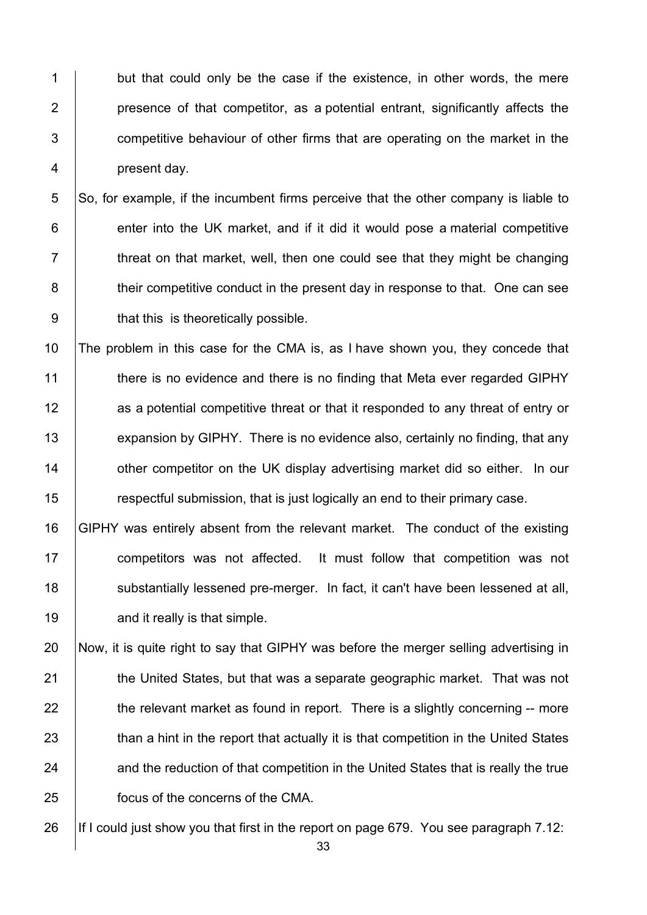but that could only be the case if the existence, in other words, the mere presence of that competitor, as a potential entrant, significantly affects the competitive behaviour of other firms that are operating on the market in the present day.

So, for example, if the incumbent firms perceive that the other company is liable to enter into the UK market, and if it did it would pose a material competitive threat on that market, well, then one could see that they might be changing their competitive conduct in the present day in response to that. One can see that this is theoretically possible.

The problem in this case for the CMA is, as I have shown you, they concede that there is no evidence and there is no finding that Meta ever regarded GIPHY as a potential competitive threat or that it responded to any threat of entry or expansion by GIPHY. There is no evidence also, certainly no finding, that any other competitor on the UK display advertising market did so either. In our respectful submission, that is just logically an end to their primary case.

GIPHY was entirely absent from the relevant market. The conduct of the existing competitors was not affected. It must follow that competition was not substantially lessened pre-merger. In fact, it can't have been lessened at all, and it really is that simple.

Now, it is quite right to say that GIPHY was before the merger selling advertising in the United States, but that was a separate geographic market. That was not the relevant market as found in report. There is a slightly concerning -- more than a hint in the report that actually it is that competition in the United States and the reduction of that competition in the United States that is really the true focus of the concerns of the CMA.

If I could just show you that first in the report on page 679. You see paragraph 7.12: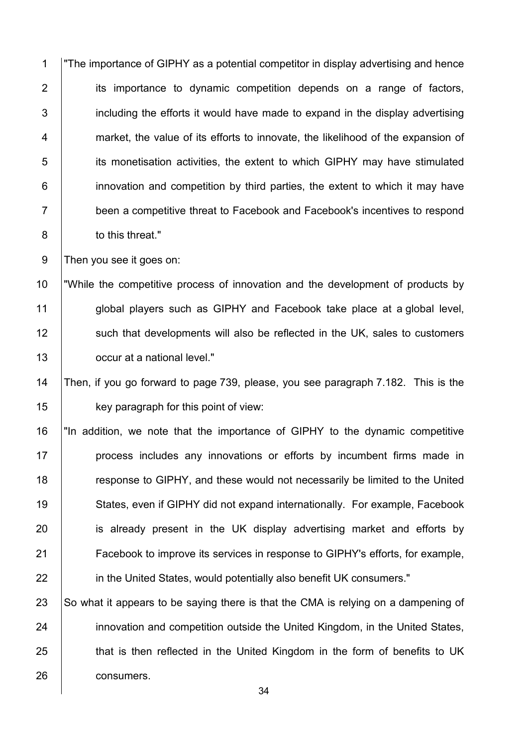"The importance of GIPHY as a potential competitor in display advertising and hence its importance to dynamic competition depends on a range of factors, including the efforts it would have made to expand in the display advertising market, the value of its efforts to innovate, the likelihood of the expansion of its monetisation activities, the extent to which GIPHY may have stimulated innovation and competition by third parties, the extent to which it may have been a competitive threat to Facebook and Facebook's incentives to respond to this threat."

Then you see it goes on:

"While the competitive process of innovation and the development of products by global players such as GIPHY and Facebook take place at a global level, such that developments will also be reflected in the UK, sales to customers occur at a national level."

Then, if you go forward to page 739, please, you see paragraph 7.182. This is the key paragraph for this point of view:

"In addition, we note that the importance of GIPHY to the dynamic competitive process includes any innovations or efforts by incumbent firms made in response to GIPHY, and these would not necessarily be limited to the United States, even if GIPHY did not expand internationally. For example, Facebook is already present in the UK display advertising market and efforts by Facebook to improve its services in response to GIPHY's efforts, for example, in the United States, would potentially also benefit UK consumers."

So what it appears to be saying there is that the CMA is relying on a dampening of innovation and competition outside the United Kingdom, in the United States, that is then reflected in the United Kingdom in the form of benefits to UK consumers.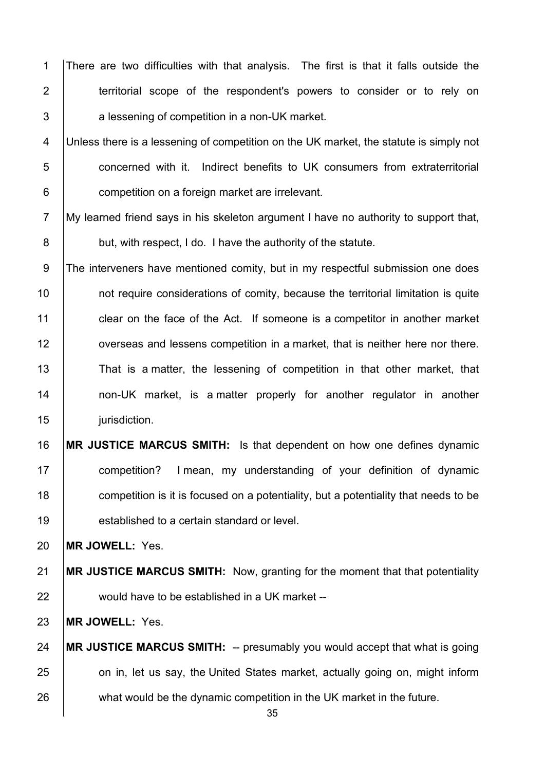There are two difficulties with that analysis. The first is that it falls outside the territorial scope of the respondent's powers to consider or to rely on a lessening of competition in a non-UK market.

Unless there is a lessening of competition on the UK market, the statute is simply not concerned with it. Indirect benefits to UK consumers from extraterritorial competition on a foreign market are irrelevant.

My learned friend says in his skeleton argument I have no authority to support that, but, with respect, I do. I have the authority of the statute.

The interveners have mentioned comity, but in my respectful submission one does not require considerations of comity, because the territorial limitation is quite clear on the face of the Act. If someone is a competitor in another market overseas and lessens competition in a market, that is neither here nor there. That is a matter, the lessening of competition in that other market, that non-UK market, is a matter properly for another regulator in another jurisdiction.

**MR JUSTICE MARCUS SMITH:** Is that dependent on how one defines dynamic competition? I mean, my understanding of your definition of dynamic competition is it is focused on a potentiality, but a potentiality that needs to be established to a certain standard or level.

**MR JOWELL:** Yes.

**MR JUSTICE MARCUS SMITH:** Now, granting for the moment that that potentiality would have to be established in a UK market --

**MR JOWELL:** Yes.

**MR JUSTICE MARCUS SMITH:** -- presumably you would accept that what is going on in, let us say, the United States market, actually going on, might inform what would be the dynamic competition in the UK market in the future.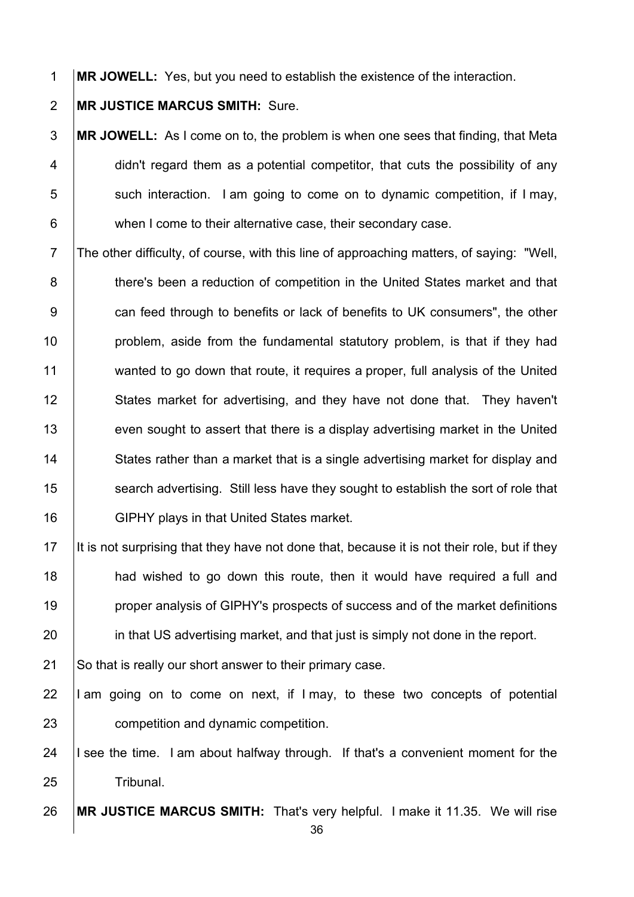**MR JOWELL:** Yes, but you need to establish the existence of the interaction.

**MR JUSTICE MARCUS SMITH:** Sure.

**MR JOWELL:** As I come on to, the problem is when one sees that finding, that Meta didn't regard them as a potential competitor, that cuts the possibility of any such interaction. I am going to come on to dynamic competition, if I may, when I come to their alternative case, their secondary case.

The other difficulty, of course, with this line of approaching matters, of saying: "Well, there's been a reduction of competition in the United States market and that can feed through to benefits or lack of benefits to UK consumers", the other problem, aside from the fundamental statutory problem, is that if they had wanted to go down that route, it requires a proper, full analysis of the United States market for advertising, and they have not done that. They haven't even sought to assert that there is a display advertising market in the United States rather than a market that is a single advertising market for display and search advertising. Still less have they sought to establish the sort of role that GIPHY plays in that United States market.

It is not surprising that they have not done that, because it is not their role, but if they had wished to go down this route, then it would have required a full and proper analysis of GIPHY's prospects of success and of the market definitions in that US advertising market, and that just is simply not done in the report.

So that is really our short answer to their primary case.

I am going on to come on next, if I may, to these two concepts of potential competition and dynamic competition.

I see the time. I am about halfway through. If that's a convenient moment for the Tribunal.

**MR JUSTICE MARCUS SMITH:** That's very helpful. I make it 11.35. We will rise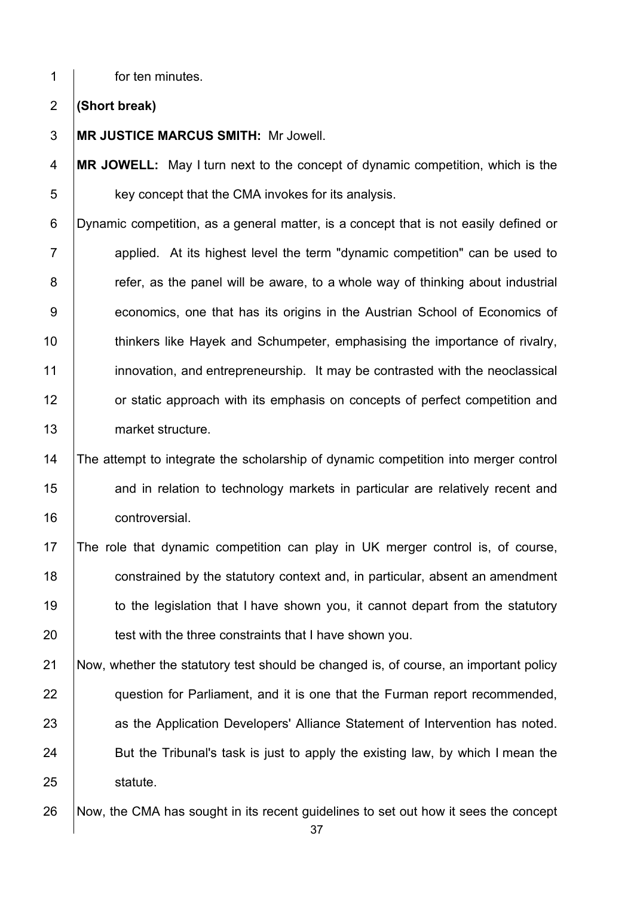for ten minutes.

**(Short break)**

**MR JUSTICE MARCUS SMITH:** Mr Jowell.

**MR JOWELL:** May I turn next to the concept of dynamic competition, which is the key concept that the CMA invokes for its analysis.

Dynamic competition, as a general matter, is a concept that is not easily defined or applied. At its highest level the term "dynamic competition" can be used to refer, as the panel will be aware, to a whole way of thinking about industrial economics, one that has its origins in the Austrian School of Economics of thinkers like Hayek and Schumpeter, emphasising the importance of rivalry, innovation, and entrepreneurship. It may be contrasted with the neoclassical or static approach with its emphasis on concepts of perfect competition and market structure.

The attempt to integrate the scholarship of dynamic competition into merger control and in relation to technology markets in particular are relatively recent and controversial.

The role that dynamic competition can play in UK merger control is, of course, constrained by the statutory context and, in particular, absent an amendment to the legislation that I have shown you, it cannot depart from the statutory test with the three constraints that I have shown you.

Now, whether the statutory test should be changed is, of course, an important policy question for Parliament, and it is one that the Furman report recommended, as the Application Developers' Alliance Statement of Intervention has noted. But the Tribunal's task is just to apply the existing law, by which I mean the statute.

Now, the CMA has sought in its recent guidelines to set out how it sees the concept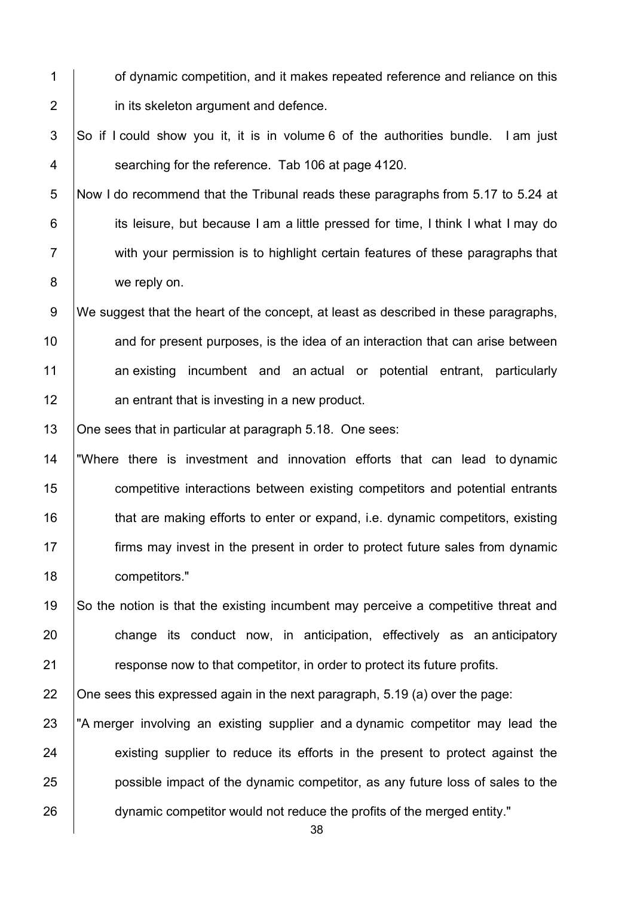of dynamic competition, and it makes repeated reference and reliance on this in its skeleton argument and defence.

So if I could show you it, it is in volume 6 of the authorities bundle. I am just searching for the reference. Tab 106 at page 4120.

Now I do recommend that the Tribunal reads these paragraphs from 5.17 to 5.24 at its leisure, but because I am a little pressed for time, I think I what I may do with your permission is to highlight certain features of these paragraphs that we reply on.

We suggest that the heart of the concept, at least as described in these paragraphs, and for present purposes, is the idea of an interaction that can arise between an existing incumbent and an actual or potential entrant, particularly an entrant that is investing in a new product.

One sees that in particular at paragraph 5.18. One sees:

"Where there is investment and innovation efforts that can lead to dynamic competitive interactions between existing competitors and potential entrants that are making efforts to enter or expand, i.e. dynamic competitors, existing firms may invest in the present in order to protect future sales from dynamic competitors."

So the notion is that the existing incumbent may perceive a competitive threat and change its conduct now, in anticipation, effectively as an anticipatory response now to that competitor, in order to protect its future profits.

One sees this expressed again in the next paragraph, 5.19 (a) over the page:

"A merger involving an existing supplier and a dynamic competitor may lead the existing supplier to reduce its efforts in the present to protect against the possible impact of the dynamic competitor, as any future loss of sales to the dynamic competitor would not reduce the profits of the merged entity."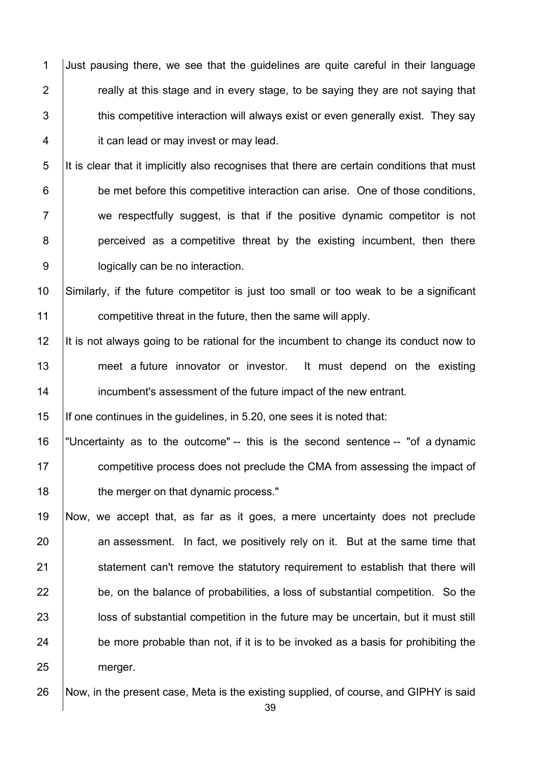Just pausing there, we see that the guidelines are quite careful in their language really at this stage and in every stage, to be saying they are not saying that this competitive interaction will always exist or even generally exist. They say it can lead or may invest or may lead.

It is clear that it implicitly also recognises that there are certain conditions that must be met before this competitive interaction can arise. One of those conditions, we respectfully suggest, is that if the positive dynamic competitor is not perceived as a competitive threat by the existing incumbent, then there logically can be no interaction.

Similarly, if the future competitor is just too small or too weak to be a significant competitive threat in the future, then the same will apply.

It is not always going to be rational for the incumbent to change its conduct now to meet a future innovator or investor. It must depend on the existing incumbent's assessment of the future impact of the new entrant.

If one continues in the guidelines, in 5.20, one sees it is noted that:

"Uncertainty as to the outcome" -- this is the second sentence -- "of a dynamic competitive process does not preclude the CMA from assessing the impact of the merger on that dynamic process."

Now, we accept that, as far as it goes, a mere uncertainty does not preclude an assessment. In fact, we positively rely on it. But at the same time that statement can't remove the statutory requirement to establish that there will be, on the balance of probabilities, a loss of substantial competition. So the loss of substantial competition in the future may be uncertain, but it must still be more probable than not, if it is to be invoked as a basis for prohibiting the merger.

Now, in the present case, Meta is the existing supplied, of course, and GIPHY is said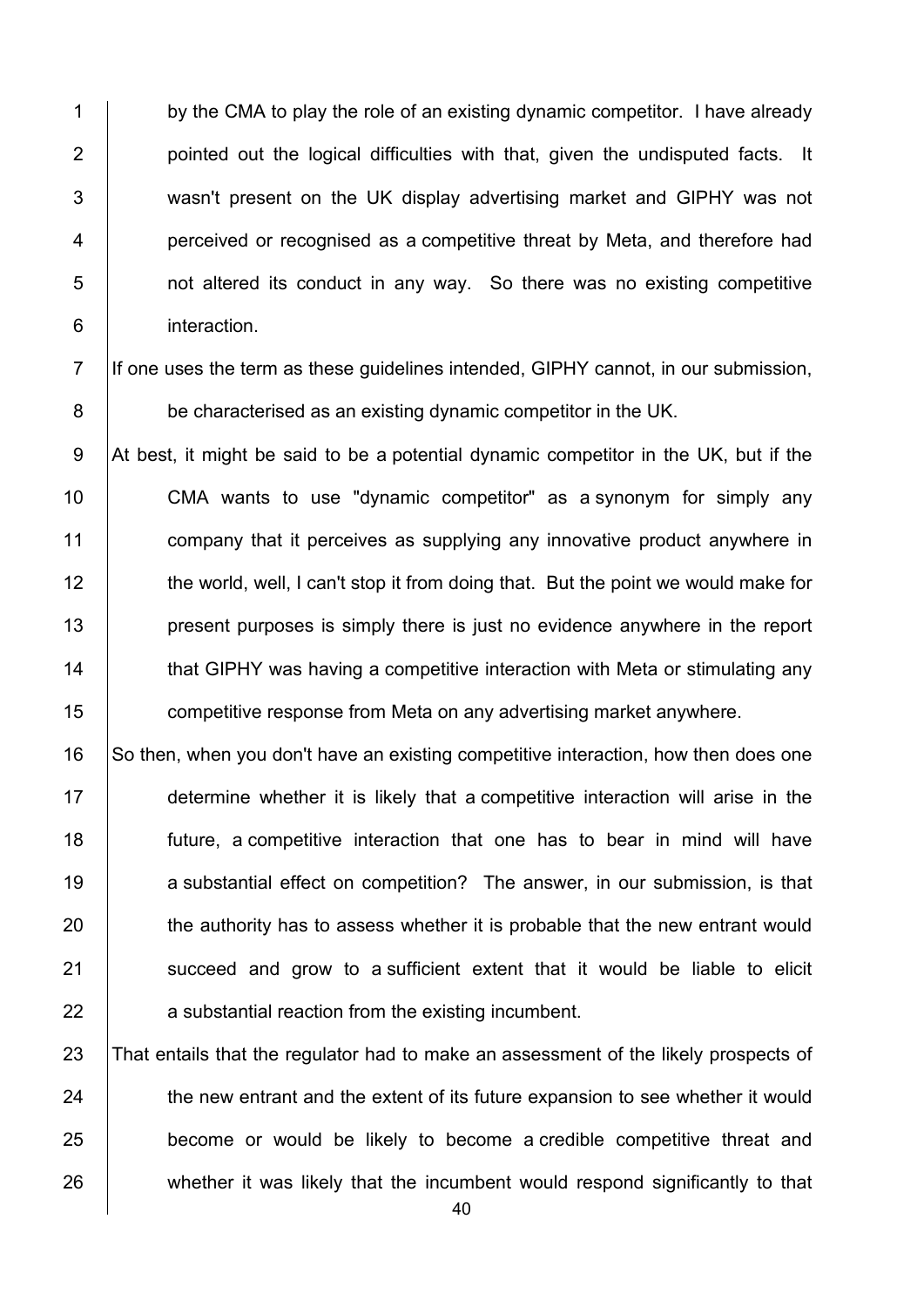by the CMA to play the role of an existing dynamic competitor. I have already pointed out the logical difficulties with that, given the undisputed facts. It wasn't present on the UK display advertising market and GIPHY was not perceived or recognised as a competitive threat by Meta, and therefore had not altered its conduct in any way. So there was no existing competitive interaction.

If one uses the term as these guidelines intended, GIPHY cannot, in our submission, be characterised as an existing dynamic competitor in the UK.

At best, it might be said to be a potential dynamic competitor in the UK, but if the CMA wants to use "dynamic competitor" as a synonym for simply any company that it perceives as supplying any innovative product anywhere in the world, well, I can't stop it from doing that. But the point we would make for present purposes is simply there is just no evidence anywhere in the report that GIPHY was having a competitive interaction with Meta or stimulating any competitive response from Meta on any advertising market anywhere.

So then, when you don't have an existing competitive interaction, how then does one determine whether it is likely that a competitive interaction will arise in the future, a competitive interaction that one has to bear in mind will have a substantial effect on competition? The answer, in our submission, is that the authority has to assess whether it is probable that the new entrant would succeed and grow to a sufficient extent that it would be liable to elicit a substantial reaction from the existing incumbent.

That entails that the regulator had to make an assessment of the likely prospects of the new entrant and the extent of its future expansion to see whether it would become or would be likely to become a credible competitive threat and whether it was likely that the incumbent would respond significantly to that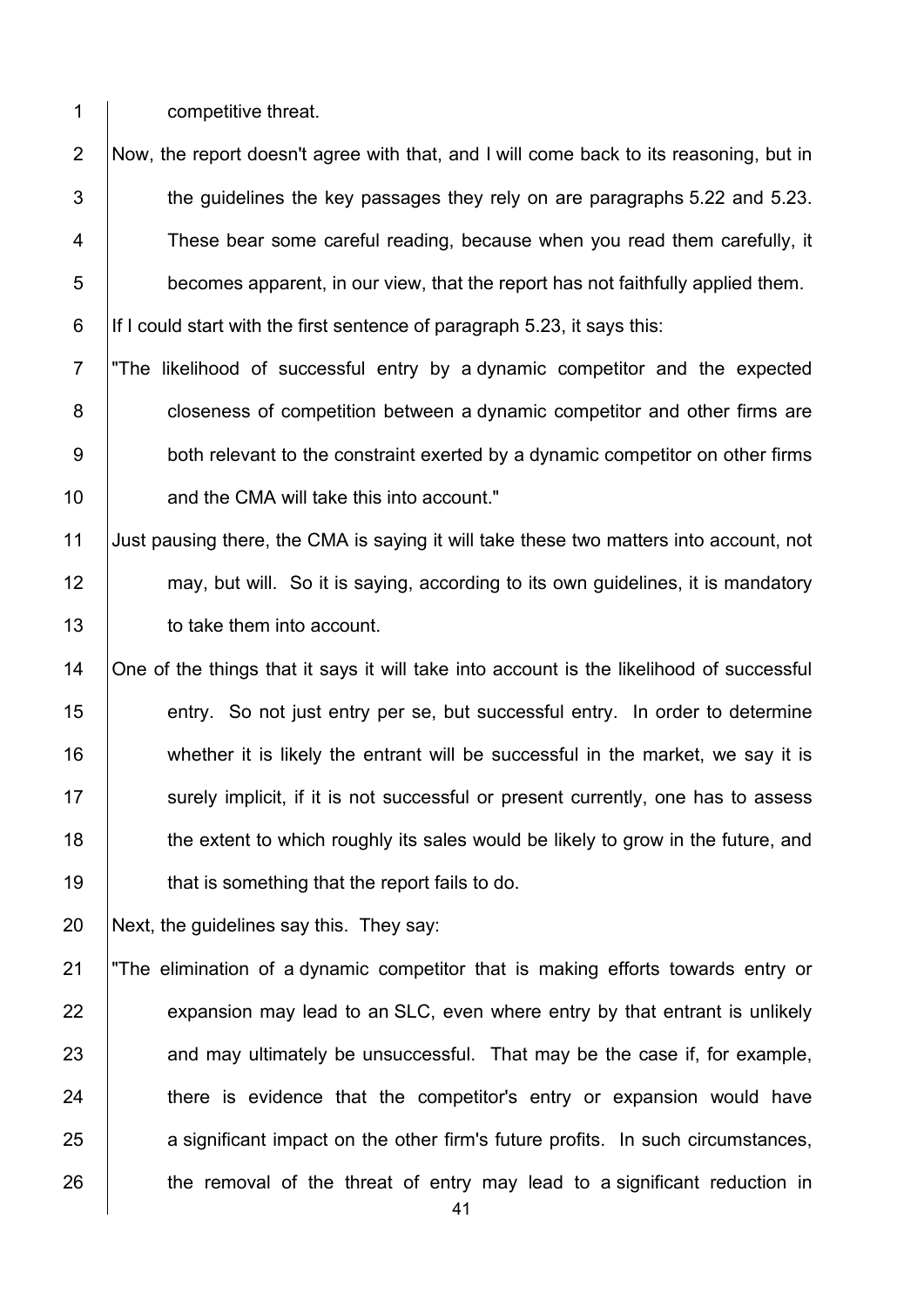competitive threat.

Now, the report doesn't agree with that, and I will come back to its reasoning, but in the guidelines the key passages they rely on are paragraphs 5.22 and 5.23. These bear some careful reading, because when you read them carefully, it becomes apparent, in our view, that the report has not faithfully applied them.

If I could start with the first sentence of paragraph 5.23, it says this:

"The likelihood of successful entry by a dynamic competitor and the expected closeness of competition between a dynamic competitor and other firms are both relevant to the constraint exerted by a dynamic competitor on other firms and the CMA will take this into account."

Just pausing there, the CMA is saying it will take these two matters into account, not may, but will. So it is saying, according to its own guidelines, it is mandatory to take them into account.

One of the things that it says it will take into account is the likelihood of successful entry. So not just entry per se, but successful entry. In order to determine whether it is likely the entrant will be successful in the market, we say it is surely implicit, if it is not successful or present currently, one has to assess the extent to which roughly its sales would be likely to grow in the future, and that is something that the report fails to do.

Next, the guidelines say this. They say:

"The elimination of a dynamic competitor that is making efforts towards entry or expansion may lead to an SLC, even where entry by that entrant is unlikely and may ultimately be unsuccessful. That may be the case if, for example, there is evidence that the competitor's entry or expansion would have a significant impact on the other firm's future profits. In such circumstances, the removal of the threat of entry may lead to a significant reduction in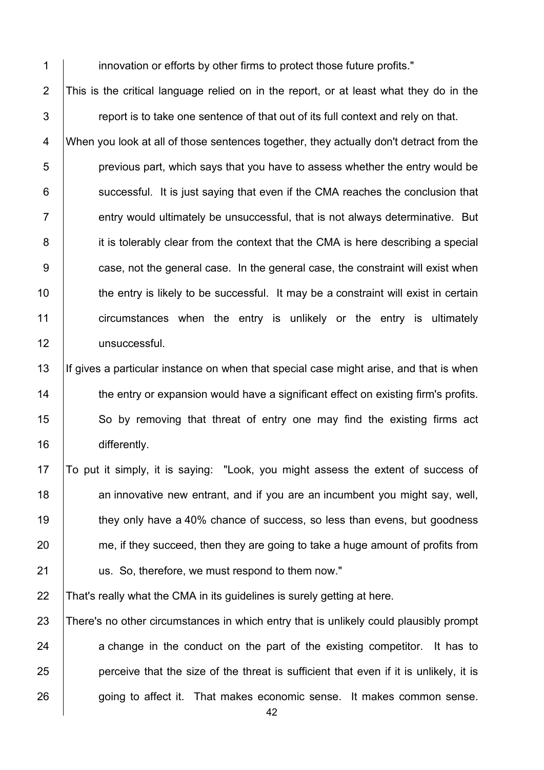innovation or efforts by other firms to protect those future profits."

This is the critical language relied on in the report, or at least what they do in the report is to take one sentence of that out of its full context and rely on that.

When you look at all of those sentences together, they actually don't detract from the previous part, which says that you have to assess whether the entry would be successful. It is just saying that even if the CMA reaches the conclusion that entry would ultimately be unsuccessful, that is not always determinative. But it is tolerably clear from the context that the CMA is here describing a special case, not the general case. In the general case, the constraint will exist when the entry is likely to be successful. It may be a constraint will exist in certain circumstances when the entry is unlikely or the entry is ultimately unsuccessful.

If gives a particular instance on when that special case might arise, and that is when the entry or expansion would have a significant effect on existing firm's profits. So by removing that threat of entry one may find the existing firms act differently.

To put it simply, it is saying: "Look, you might assess the extent of success of an innovative new entrant, and if you are an incumbent you might say, well, they only have a 40% chance of success, so less than evens, but goodness me, if they succeed, then they are going to take a huge amount of profits from us. So, therefore, we must respond to them now."

That's really what the CMA in its guidelines is surely getting at here.

There's no other circumstances in which entry that is unlikely could plausibly prompt a change in the conduct on the part of the existing competitor. It has to perceive that the size of the threat is sufficient that even if it is unlikely, it is going to affect it. That makes economic sense. It makes common sense.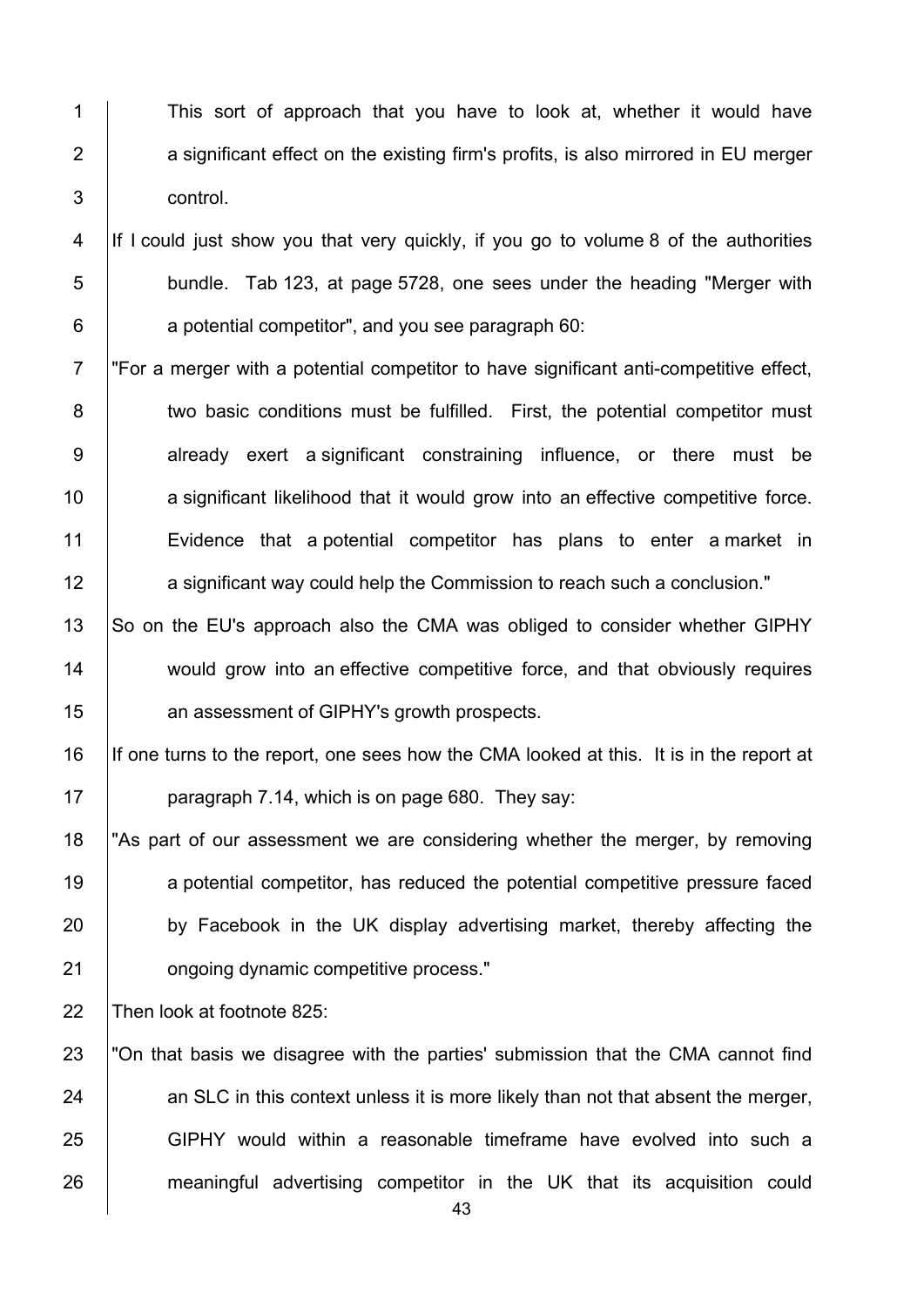This sort of approach that you have to look at, whether it would have a significant effect on the existing firm's profits, is also mirrored in EU merger control.

If I could just show you that very quickly, if you go to volume 8 of the authorities bundle. Tab 123, at page 5728, one sees under the heading "Merger with a potential competitor", and you see paragraph 60:

"For a merger with a potential competitor to have significant anti-competitive effect, two basic conditions must be fulfilled. First, the potential competitor must already exert a significant constraining influence, or there must be a significant likelihood that it would grow into an effective competitive force. Evidence that a potential competitor has plans to enter a market in a significant way could help the Commission to reach such a conclusion."

So on the EU's approach also the CMA was obliged to consider whether GIPHY would grow into an effective competitive force, and that obviously requires an assessment of GIPHY's growth prospects.

If one turns to the report, one sees how the CMA looked at this. It is in the report at paragraph 7.14, which is on page 680. They say:

"As part of our assessment we are considering whether the merger, by removing a potential competitor, has reduced the potential competitive pressure faced by Facebook in the UK display advertising market, thereby affecting the ongoing dynamic competitive process."

Then look at footnote 825:

"On that basis we disagree with the parties' submission that the CMA cannot find an SLC in this context unless it is more likely than not that absent the merger, GIPHY would within a reasonable timeframe have evolved into such a meaningful advertising competitor in the UK that its acquisition could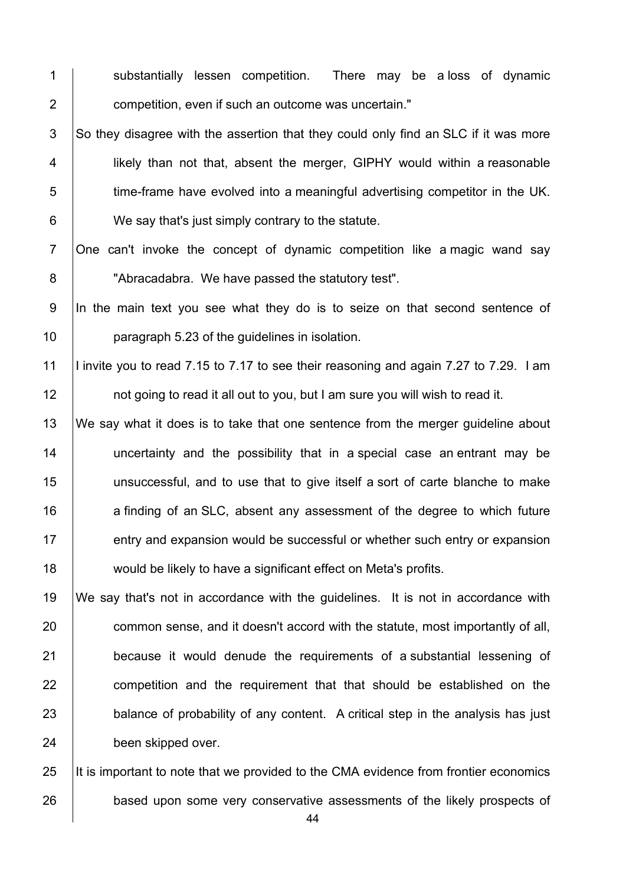substantially lessen competition. There may be a loss of dynamic competition, even if such an outcome was uncertain."

So they disagree with the assertion that they could only find an SLC if it was more likely than not that, absent the merger, GIPHY would within a reasonable time-frame have evolved into a meaningful advertising competitor in the UK. We say that's just simply contrary to the statute.

One can't invoke the concept of dynamic competition like a magic wand say "Abracadabra. We have passed the statutory test".

In the main text you see what they do is to seize on that second sentence of paragraph 5.23 of the guidelines in isolation.

I invite you to read 7.15 to 7.17 to see their reasoning and again 7.27 to 7.29. I am not going to read it all out to you, but I am sure you will wish to read it.

We say what it does is to take that one sentence from the merger guideline about uncertainty and the possibility that in a special case an entrant may be unsuccessful, and to use that to give itself a sort of carte blanche to make a finding of an SLC, absent any assessment of the degree to which future entry and expansion would be successful or whether such entry or expansion would be likely to have a significant effect on Meta's profits.

We say that's not in accordance with the guidelines. It is not in accordance with common sense, and it doesn't accord with the statute, most importantly of all, because it would denude the requirements of a substantial lessening of competition and the requirement that that should be established on the balance of probability of any content. A critical step in the analysis has just been skipped over.

It is important to note that we provided to the CMA evidence from frontier economics based upon some very conservative assessments of the likely prospects of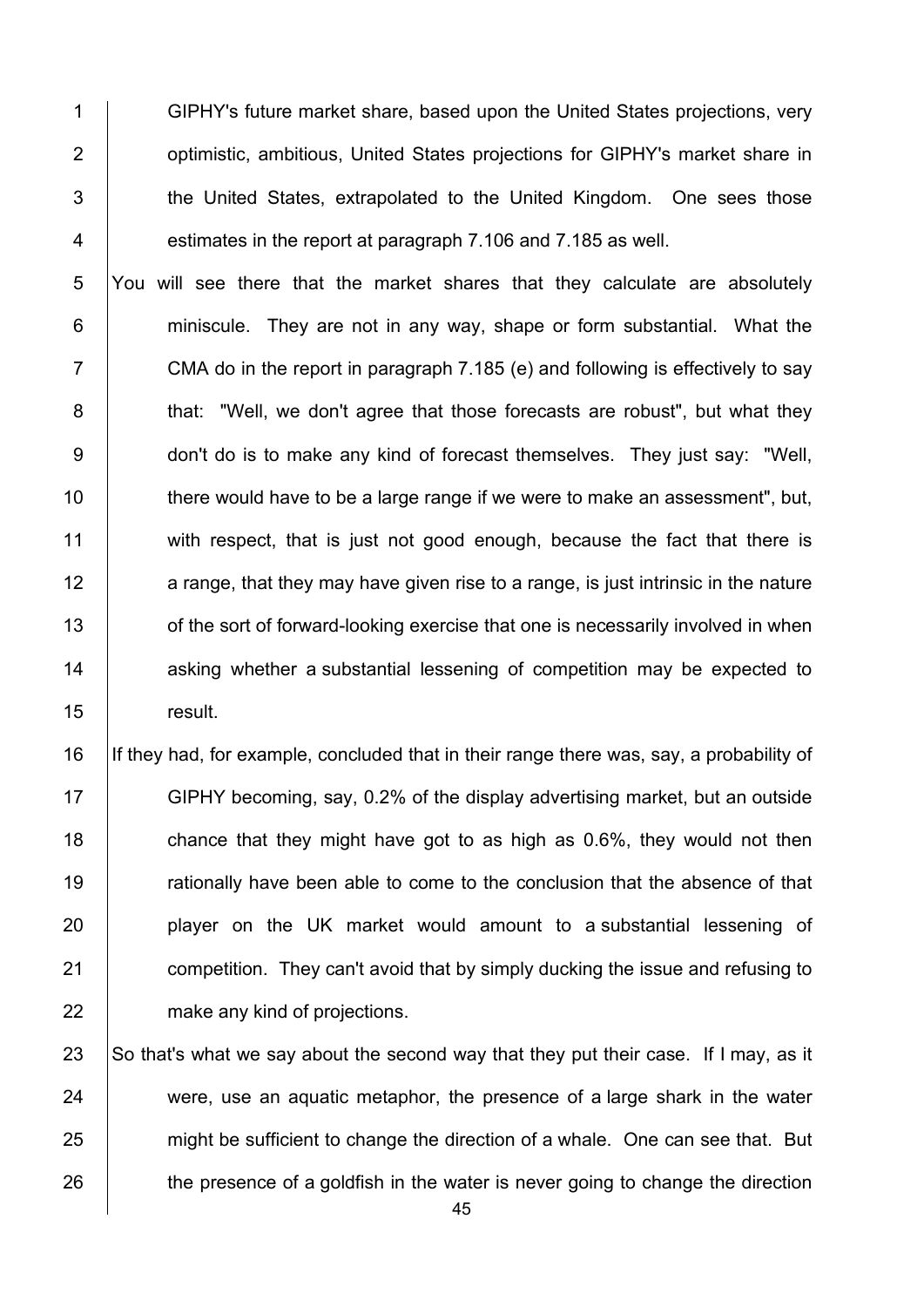GIPHY's future market share, based upon the United States projections, very optimistic, ambitious, United States projections for GIPHY's market share in the United States, extrapolated to the United Kingdom. One sees those estimates in the report at paragraph 7.106 and 7.185 as well.

You will see there that the market shares that they calculate are absolutely miniscule. They are not in any way, shape or form substantial. What the CMA do in the report in paragraph 7.185 (e) and following is effectively to say that: "Well, we don't agree that those forecasts are robust", but what they don't do is to make any kind of forecast themselves. They just say: "Well, there would have to be a large range if we were to make an assessment", but, with respect, that is just not good enough, because the fact that there is a range, that they may have given rise to a range, is just intrinsic in the nature of the sort of forward-looking exercise that one is necessarily involved in when asking whether a substantial lessening of competition may be expected to result.

If they had, for example, concluded that in their range there was, say, a probability of GIPHY becoming, say, 0.2% of the display advertising market, but an outside chance that they might have got to as high as 0.6%, they would not then rationally have been able to come to the conclusion that the absence of that player on the UK market would amount to a substantial lessening of competition. They can't avoid that by simply ducking the issue and refusing to make any kind of projections.

So that's what we say about the second way that they put their case. If I may, as it were, use an aquatic metaphor, the presence of a large shark in the water might be sufficient to change the direction of a whale. One can see that. But the presence of a goldfish in the water is never going to change the direction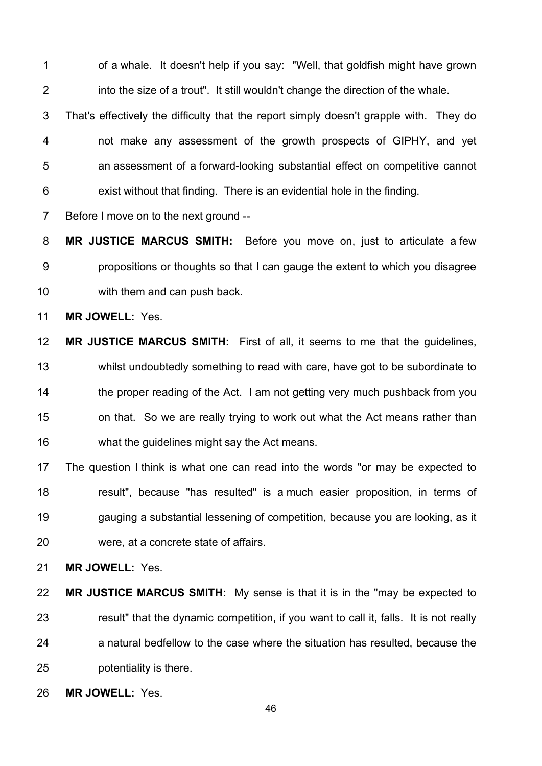of a whale. It doesn't help if you say: "Well, that goldfish might have grown into the size of a trout". It still wouldn't change the direction of the whale.

That's effectively the difficulty that the report simply doesn't grapple with. They do not make any assessment of the growth prospects of GIPHY, and yet an assessment of a forward-looking substantial effect on competitive cannot exist without that finding. There is an evidential hole in the finding.

Before I move on to the next ground --

**MR JUSTICE MARCUS SMITH:** Before you move on, just to articulate a few propositions or thoughts so that I can gauge the extent to which you disagree with them and can push back.

**MR JOWELL:** Yes.

**MR JUSTICE MARCUS SMITH:** First of all, it seems to me that the guidelines, whilst undoubtedly something to read with care, have got to be subordinate to the proper reading of the Act. I am not getting very much pushback from you on that. So we are really trying to work out what the Act means rather than what the guidelines might say the Act means.

The question I think is what one can read into the words "or may be expected to result", because "has resulted" is a much easier proposition, in terms of gauging a substantial lessening of competition, because you are looking, as it were, at a concrete state of affairs.

**MR JOWELL:** Yes.

**MR JUSTICE MARCUS SMITH:** My sense is that it is in the "may be expected to result" that the dynamic competition, if you want to call it, falls. It is not really a natural bedfellow to the case where the situation has resulted, because the potentiality is there.

**MR JOWELL:** Yes.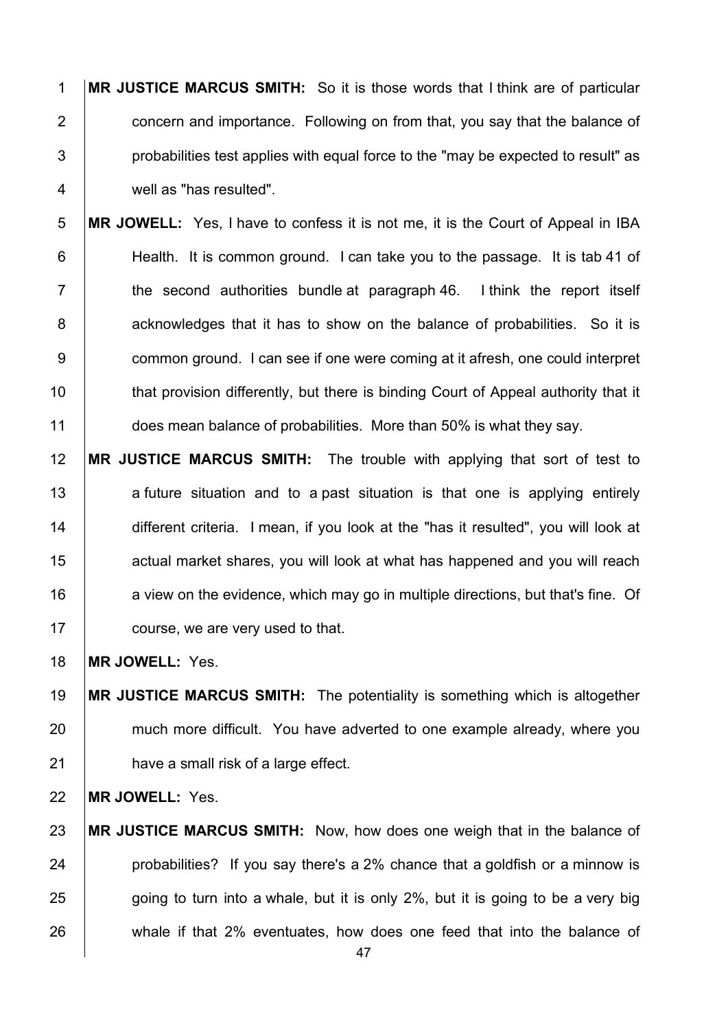**MR JUSTICE MARCUS SMITH:** So it is those words that I think are of particular concern and importance. Following on from that, you say that the balance of probabilities test applies with equal force to the "may be expected to result" as well as "has resulted".

**MR JOWELL:** Yes, I have to confess it is not me, it is the Court of Appeal in IBA Health. It is common ground. I can take you to the passage. It is tab 41 of the second authorities bundle at paragraph 46. I think the report itself acknowledges that it has to show on the balance of probabilities. So it is common ground. I can see if one were coming at it afresh, one could interpret that provision differently, but there is binding Court of Appeal authority that it does mean balance of probabilities. More than 50% is what they say.

**MR JUSTICE MARCUS SMITH:** The trouble with applying that sort of test to a future situation and to a past situation is that one is applying entirely different criteria. I mean, if you look at the "has it resulted", you will look at actual market shares, you will look at what has happened and you will reach a view on the evidence, which may go in multiple directions, but that's fine. Of course, we are very used to that.

**MR JOWELL:** Yes.

**MR JUSTICE MARCUS SMITH:** The potentiality is something which is altogether much more difficult. You have adverted to one example already, where you have a small risk of a large effect.

**MR JOWELL:** Yes.

**MR JUSTICE MARCUS SMITH:** Now, how does one weigh that in the balance of probabilities? If you say there's a 2% chance that a goldfish or a minnow is going to turn into a whale, but it is only 2%, but it is going to be a very big whale if that 2% eventuates, how does one feed that into the balance of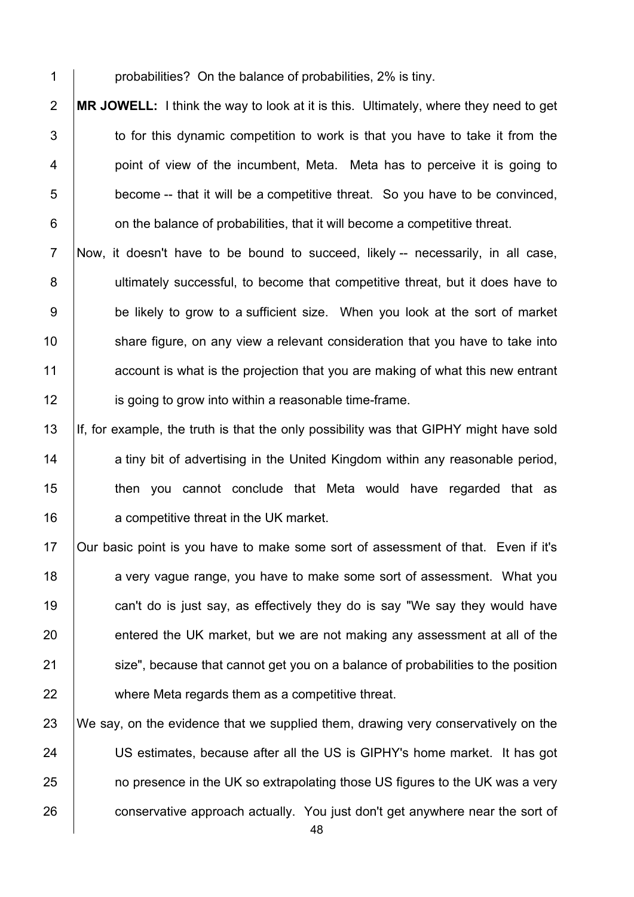probabilities? On the balance of probabilities, 2% is tiny.

**MR JOWELL:** I think the way to look at it is this. Ultimately, where they need to get to for this dynamic competition to work is that you have to take it from the point of view of the incumbent, Meta. Meta has to perceive it is going to become -- that it will be a competitive threat. So you have to be convinced, on the balance of probabilities, that it will become a competitive threat.

Now, it doesn't have to be bound to succeed, likely -- necessarily, in all case, ultimately successful, to become that competitive threat, but it does have to be likely to grow to a sufficient size. When you look at the sort of market share figure, on any view a relevant consideration that you have to take into account is what is the projection that you are making of what this new entrant is going to grow into within a reasonable time-frame.

If, for example, the truth is that the only possibility was that GIPHY might have sold a tiny bit of advertising in the United Kingdom within any reasonable period, then you cannot conclude that Meta would have regarded that as a competitive threat in the UK market.

Our basic point is you have to make some sort of assessment of that. Even if it's a very vague range, you have to make some sort of assessment. What you can't do is just say, as effectively they do is say "We say they would have entered the UK market, but we are not making any assessment at all of the size", because that cannot get you on a balance of probabilities to the position where Meta regards them as a competitive threat.

We say, on the evidence that we supplied them, drawing very conservatively on the US estimates, because after all the US is GIPHY's home market. It has got no presence in the UK so extrapolating those US figures to the UK was a very conservative approach actually. You just don't get anywhere near the sort of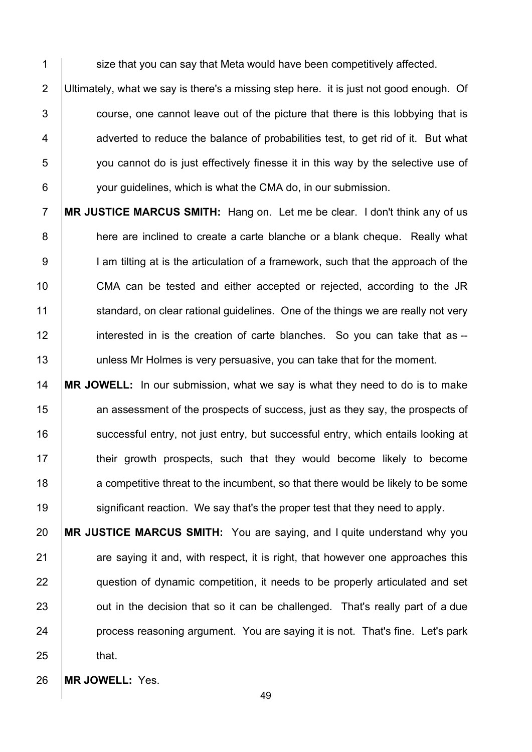size that you can say that Meta would have been competitively affected.

Ultimately, what we say is there's a missing step here. it is just not good enough. Of course, one cannot leave out of the picture that there is this lobbying that is adverted to reduce the balance of probabilities test, to get rid of it. But what you cannot do is just effectively finesse it in this way by the selective use of your guidelines, which is what the CMA do, in our submission.

**MR JUSTICE MARCUS SMITH:** Hang on. Let me be clear. I don't think any of us here are inclined to create a carte blanche or a blank cheque. Really what I am tilting at is the articulation of a framework, such that the approach of the CMA can be tested and either accepted or rejected, according to the JR standard, on clear rational guidelines. One of the things we are really not very interested in is the creation of carte blanches. So you can take that as -- unless Mr Holmes is very persuasive, you can take that for the moment.

**MR JOWELL:** In our submission, what we say is what they need to do is to make an assessment of the prospects of success, just as they say, the prospects of successful entry, not just entry, but successful entry, which entails looking at their growth prospects, such that they would become likely to become a competitive threat to the incumbent, so that there would be likely to be some significant reaction. We say that's the proper test that they need to apply.

**MR JUSTICE MARCUS SMITH:** You are saying, and I quite understand why you are saying it and, with respect, it is right, that however one approaches this question of dynamic competition, it needs to be properly articulated and set out in the decision that so it can be challenged. That's really part of a due process reasoning argument. You are saying it is not. That's fine. Let's park that.

**MR JOWELL:** Yes.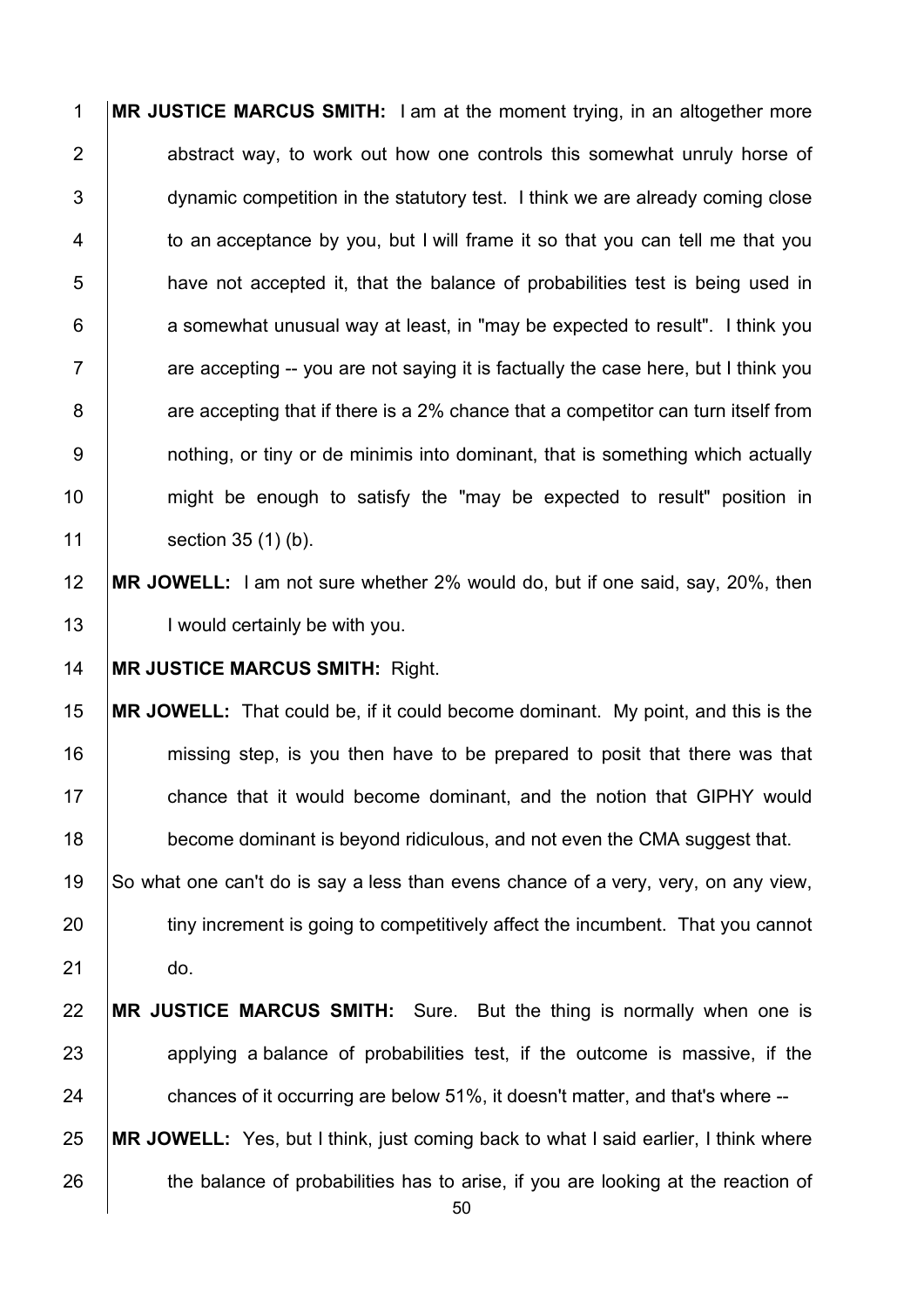**MR JUSTICE MARCUS SMITH:** I am at the moment trying, in an altogether more abstract way, to work out how one controls this somewhat unruly horse of dynamic competition in the statutory test. I think we are already coming close to an acceptance by you, but I will frame it so that you can tell me that you have not accepted it, that the balance of probabilities test is being used in a somewhat unusual way at least, in "may be expected to result". I think you are accepting -- you are not saying it is factually the case here, but I think you are accepting that if there is a 2% chance that a competitor can turn itself from nothing, or tiny or de minimis into dominant, that is something which actually might be enough to satisfy the "may be expected to result" position in section 35 (1) (b).

**MR JOWELL:** I am not sure whether 2% would do, but if one said, say, 20%, then I would certainly be with you.

**MR JUSTICE MARCUS SMITH:** Right.

**MR JOWELL:** That could be, if it could become dominant. My point, and this is the missing step, is you then have to be prepared to posit that there was that chance that it would become dominant, and the notion that GIPHY would become dominant is beyond ridiculous, and not even the CMA suggest that.

So what one can't do is say a less than evens chance of a very, very, on any view, tiny increment is going to competitively affect the incumbent. That you cannot do.

**MR JUSTICE MARCUS SMITH:** Sure. But the thing is normally when one is applying a balance of probabilities test, if the outcome is massive, if the chances of it occurring are below 51%, it doesn't matter, and that's where --

**MR JOWELL:** Yes, but I think, just coming back to what I said earlier, I think where the balance of probabilities has to arise, if you are looking at the reaction of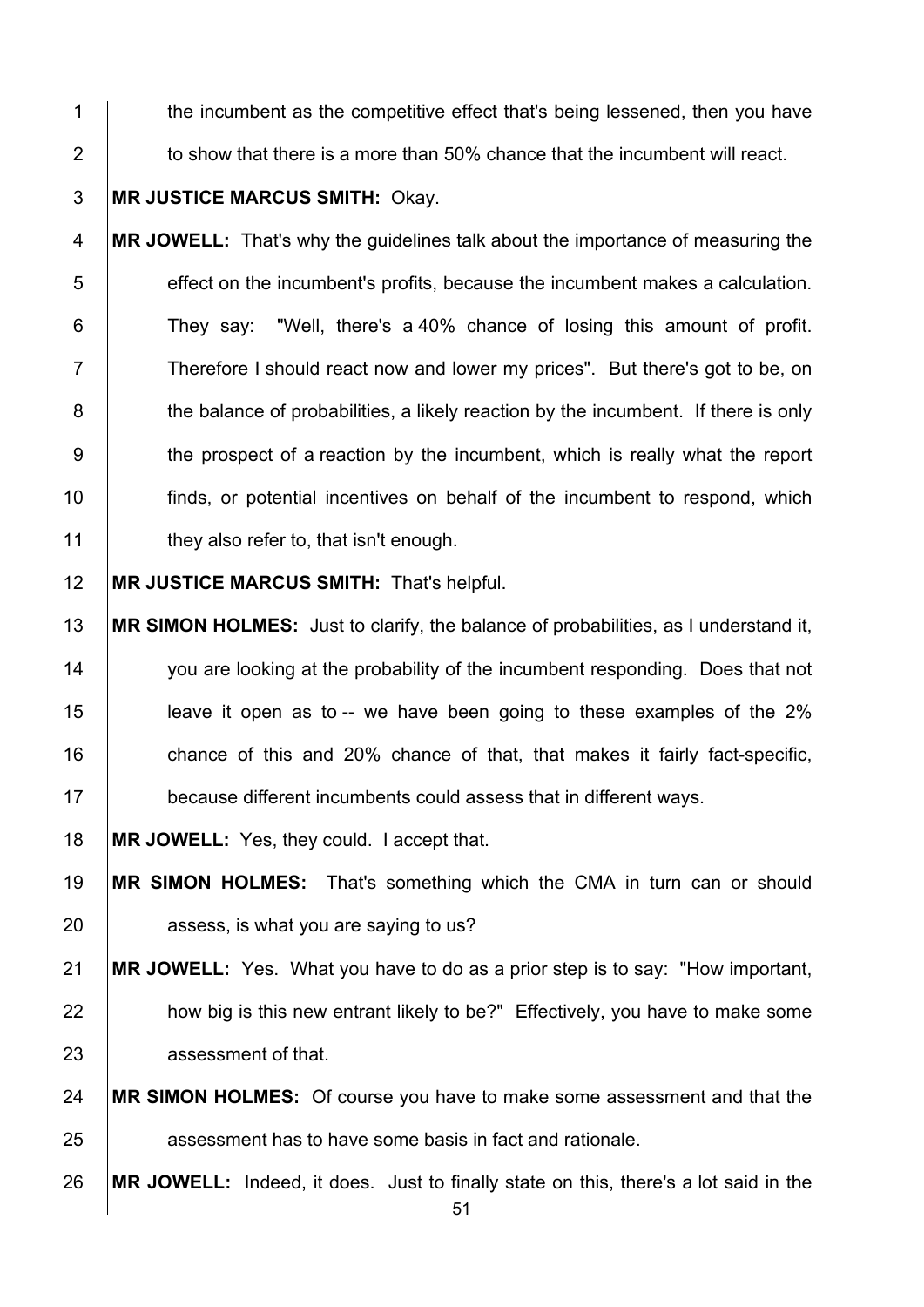the incumbent as the competitive effect that's being lessened, then you have to show that there is a more than 50% chance that the incumbent will react.

**MR JUSTICE MARCUS SMITH:** Okay.

**MR JOWELL:** That's why the guidelines talk about the importance of measuring the effect on the incumbent's profits, because the incumbent makes a calculation. They say: "Well, there's a 40% chance of losing this amount of profit. Therefore I should react now and lower my prices". But there's got to be, on the balance of probabilities, a likely reaction by the incumbent. If there is only the prospect of a reaction by the incumbent, which is really what the report finds, or potential incentives on behalf of the incumbent to respond, which they also refer to, that isn't enough.

**MR JUSTICE MARCUS SMITH:** That's helpful.

**MR SIMON HOLMES:** Just to clarify, the balance of probabilities, as I understand it, you are looking at the probability of the incumbent responding. Does that not leave it open as to -- we have been going to these examples of the 2% chance of this and 20% chance of that, that makes it fairly fact-specific, because different incumbents could assess that in different ways.

**MR JOWELL:** Yes, they could. I accept that.

**MR SIMON HOLMES:** That's something which the CMA in turn can or should assess, is what you are saying to us?

**MR JOWELL:** Yes. What you have to do as a prior step is to say: "How important, how big is this new entrant likely to be?" Effectively, you have to make some assessment of that.

**MR SIMON HOLMES:** Of course you have to make some assessment and that the assessment has to have some basis in fact and rationale.

**MR JOWELL:** Indeed, it does. Just to finally state on this, there's a lot said in the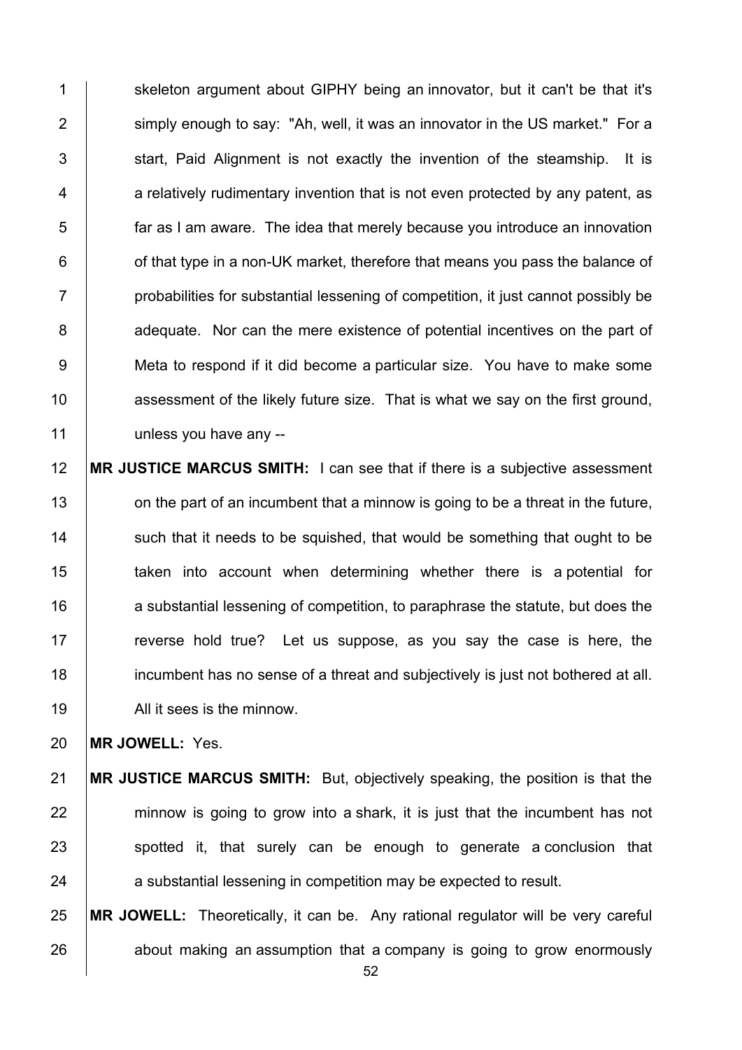skeleton argument about GIPHY being an innovator, but it can't be that it's simply enough to say: "Ah, well, it was an innovator in the US market." For a start, Paid Alignment is not exactly the invention of the steamship. It is a relatively rudimentary invention that is not even protected by any patent, as far as I am aware. The idea that merely because you introduce an innovation of that type in a non-UK market, therefore that means you pass the balance of probabilities for substantial lessening of competition, it just cannot possibly be adequate. Nor can the mere existence of potential incentives on the part of Meta to respond if it did become a particular size. You have to make some assessment of the likely future size. That is what we say on the first ground, unless you have any --

**MR JUSTICE MARCUS SMITH:** I can see that if there is a subjective assessment on the part of an incumbent that a minnow is going to be a threat in the future, such that it needs to be squished, that would be something that ought to be taken into account when determining whether there is a potential for a substantial lessening of competition, to paraphrase the statute, but does the reverse hold true? Let us suppose, as you say the case is here, the incumbent has no sense of a threat and subjectively is just not bothered at all. All it sees is the minnow.

**MR JOWELL:** Yes.

**MR JUSTICE MARCUS SMITH:** But, objectively speaking, the position is that the minnow is going to grow into a shark, it is just that the incumbent has not spotted it, that surely can be enough to generate a conclusion that a substantial lessening in competition may be expected to result.

**MR JOWELL:** Theoretically, it can be. Any rational regulator will be very careful about making an assumption that a company is going to grow enormously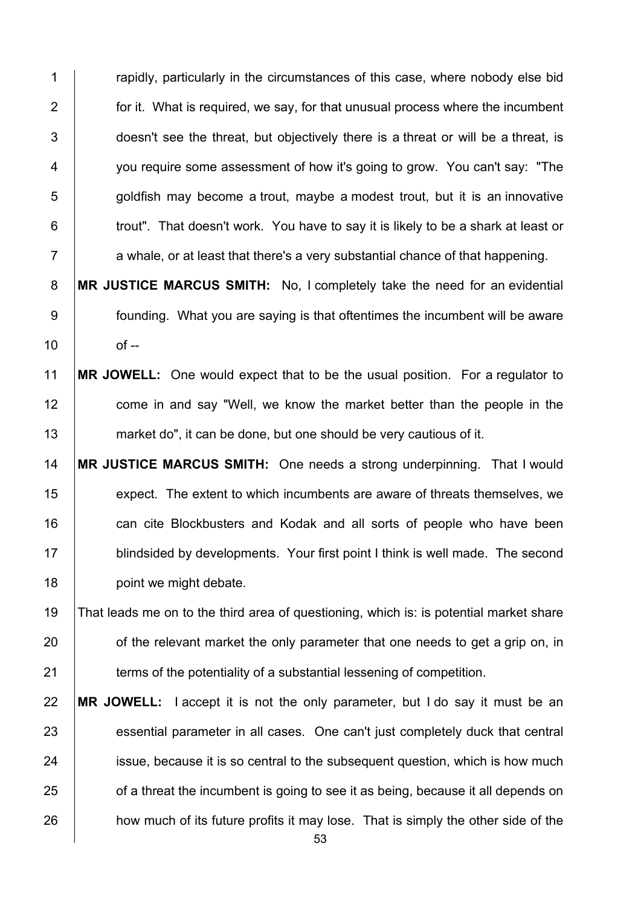rapidly, particularly in the circumstances of this case, where nobody else bid for it. What is required, we say, for that unusual process where the incumbent doesn't see the threat, but objectively there is a threat or will be a threat, is you require some assessment of how it's going to grow. You can't say: "The goldfish may become a trout, maybe a modest trout, but it is an innovative trout". That doesn't work. You have to say it is likely to be a shark at least or a whale, or at least that there's a very substantial chance of that happening.

**MR JUSTICE MARCUS SMITH:** No, I completely take the need for an evidential founding. What you are saying is that oftentimes the incumbent will be aware of --

**MR JOWELL:** One would expect that to be the usual position. For a regulator to come in and say "Well, we know the market better than the people in the market do", it can be done, but one should be very cautious of it.

**MR JUSTICE MARCUS SMITH:** One needs a strong underpinning. That I would expect. The extent to which incumbents are aware of threats themselves, we can cite Blockbusters and Kodak and all sorts of people who have been blindsided by developments. Your first point I think is well made. The second point we might debate.

That leads me on to the third area of questioning, which is: is potential market share of the relevant market the only parameter that one needs to get a grip on, in terms of the potentiality of a substantial lessening of competition.

**MR JOWELL:** I accept it is not the only parameter, but I do say it must be an essential parameter in all cases. One can't just completely duck that central issue, because it is so central to the subsequent question, which is how much of a threat the incumbent is going to see it as being, because it all depends on how much of its future profits it may lose. That is simply the other side of the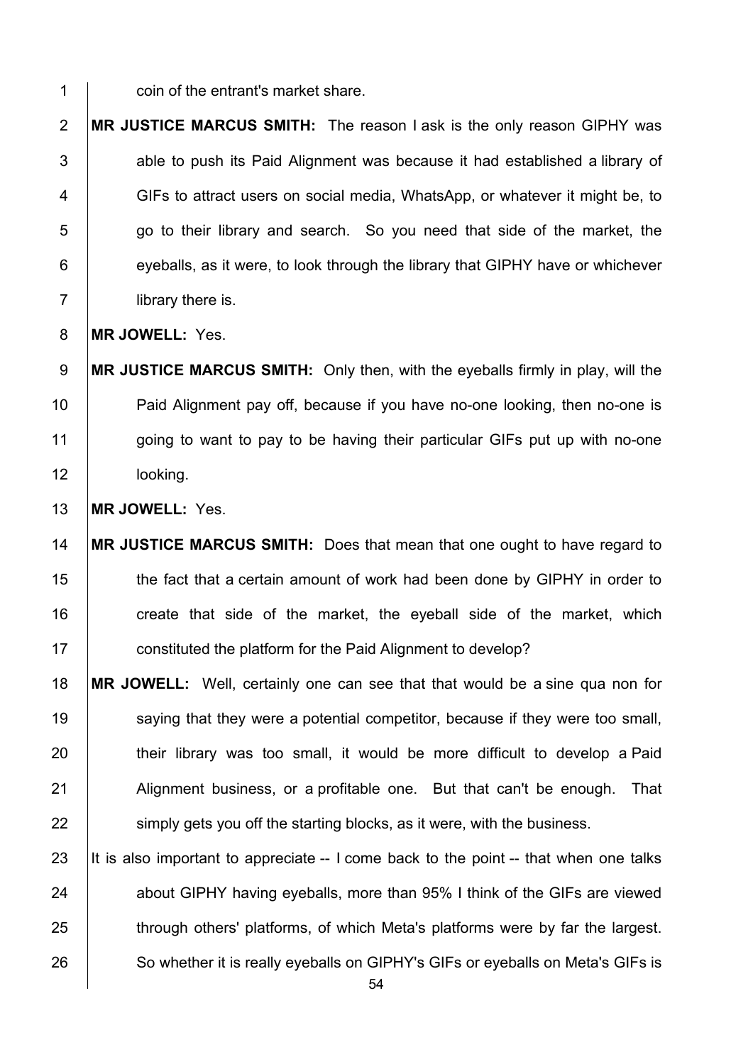coin of the entrant's market share.

**MR JUSTICE MARCUS SMITH:** The reason I ask is the only reason GIPHY was able to push its Paid Alignment was because it had established a library of GIFs to attract users on social media, WhatsApp, or whatever it might be, to go to their library and search. So you need that side of the market, the eyeballs, as it were, to look through the library that GIPHY have or whichever library there is.

**MR JOWELL:** Yes.

**MR JUSTICE MARCUS SMITH:** Only then, with the eyeballs firmly in play, will the Paid Alignment pay off, because if you have no-one looking, then no-one is going to want to pay to be having their particular GIFs put up with no-one looking.

**MR JOWELL:** Yes.

**MR JUSTICE MARCUS SMITH:** Does that mean that one ought to have regard to the fact that a certain amount of work had been done by GIPHY in order to create that side of the market, the eyeball side of the market, which constituted the platform for the Paid Alignment to develop?

**MR JOWELL:** Well, certainly one can see that that would be a sine qua non for saying that they were a potential competitor, because if they were too small, their library was too small, it would be more difficult to develop a Paid Alignment business, or a profitable one. But that can't be enough. That simply gets you off the starting blocks, as it were, with the business.

It is also important to appreciate -- I come back to the point -- that when one talks about GIPHY having eyeballs, more than 95% I think of the GIFs are viewed through others' platforms, of which Meta's platforms were by far the largest. So whether it is really eyeballs on GIPHY's GIFs or eyeballs on Meta's GIFs is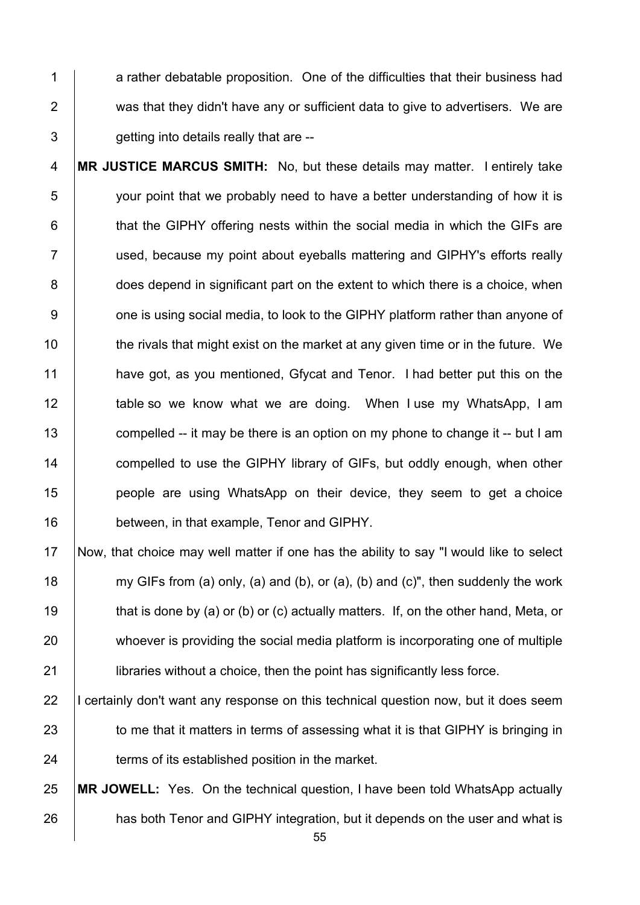a rather debatable proposition. One of the difficulties that their business had was that they didn't have any or sufficient data to give to advertisers. We are getting into details really that are --

**MR JUSTICE MARCUS SMITH:** No, but these details may matter. I entirely take your point that we probably need to have a better understanding of how it is that the GIPHY offering nests within the social media in which the GIFs are used, because my point about eyeballs mattering and GIPHY's efforts really does depend in significant part on the extent to which there is a choice, when one is using social media, to look to the GIPHY platform rather than anyone of the rivals that might exist on the market at any given time or in the future. We have got, as you mentioned, Gfycat and Tenor. I had better put this on the table so we know what we are doing. When I use my WhatsApp, I am compelled -- it may be there is an option on my phone to change it -- but I am compelled to use the GIPHY library of GIFs, but oddly enough, when other people are using WhatsApp on their device, they seem to get a choice between, in that example, Tenor and GIPHY.

Now, that choice may well matter if one has the ability to say "I would like to select my GIFs from (a) only, (a) and (b), or (a), (b) and (c)", then suddenly the work that is done by (a) or (b) or (c) actually matters. If, on the other hand, Meta, or whoever is providing the social media platform is incorporating one of multiple libraries without a choice, then the point has significantly less force.

I certainly don't want any response on this technical question now, but it does seem to me that it matters in terms of assessing what it is that GIPHY is bringing in terms of its established position in the market.

**MR JOWELL:** Yes. On the technical question, I have been told WhatsApp actually has both Tenor and GIPHY integration, but it depends on the user and what is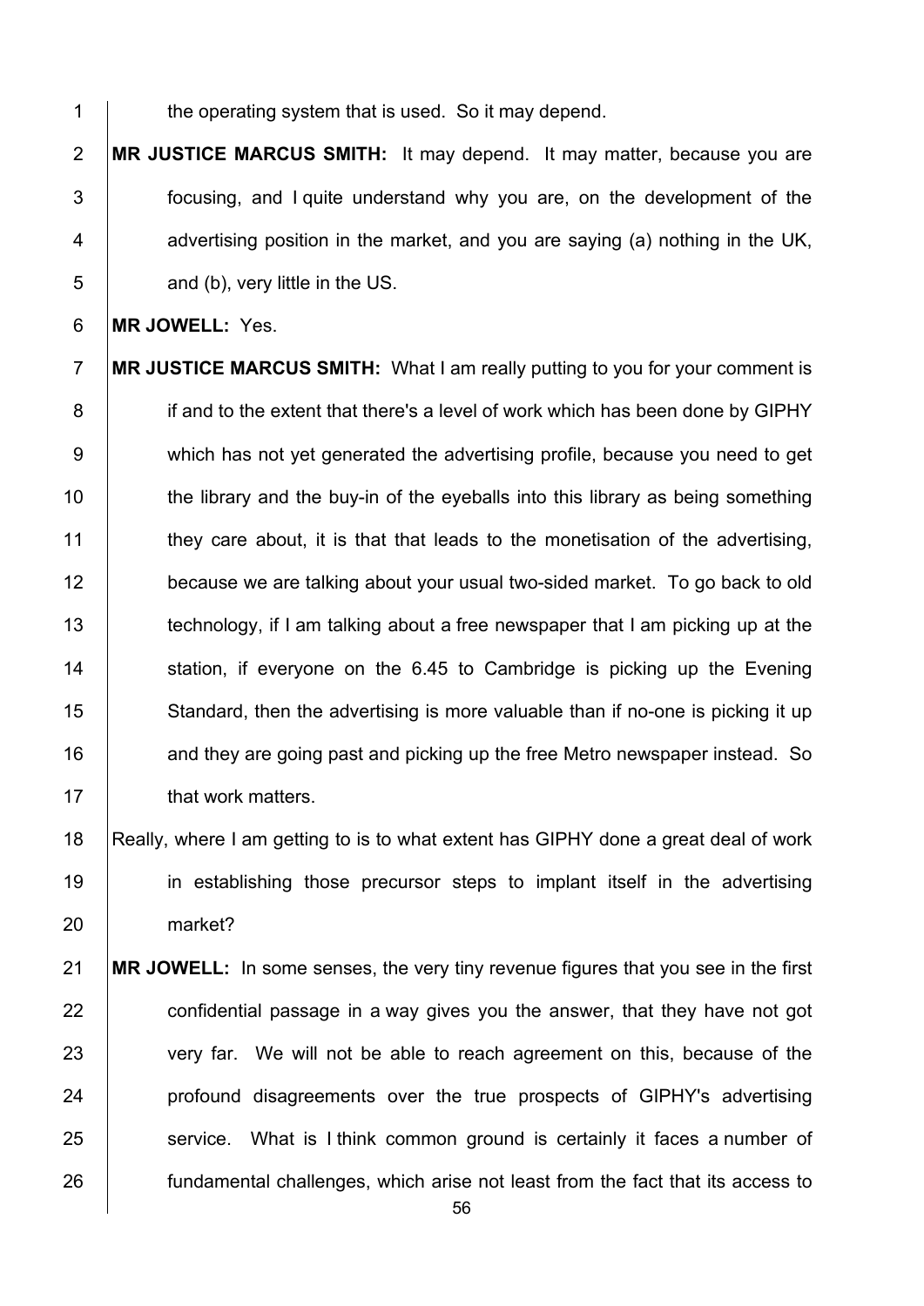the operating system that is used. So it may depend.

**MR JUSTICE MARCUS SMITH:** It may depend. It may matter, because you are focusing, and I quite understand why you are, on the development of the advertising position in the market, and you are saying (a) nothing in the UK, and (b), very little in the US.

**MR JOWELL:** Yes.

**MR JUSTICE MARCUS SMITH:** What I am really putting to you for your comment is if and to the extent that there's a level of work which has been done by GIPHY which has not yet generated the advertising profile, because you need to get the library and the buy-in of the eyeballs into this library as being something they care about, it is that that leads to the monetisation of the advertising, because we are talking about your usual two-sided market. To go back to old technology, if I am talking about a free newspaper that I am picking up at the station, if everyone on the 6.45 to Cambridge is picking up the Evening Standard, then the advertising is more valuable than if no-one is picking it up and they are going past and picking up the free Metro newspaper instead. So that work matters.

Really, where I am getting to is to what extent has GIPHY done a great deal of work in establishing those precursor steps to implant itself in the advertising market?

**MR JOWELL:** In some senses, the very tiny revenue figures that you see in the first confidential passage in a way gives you the answer, that they have not got very far. We will not be able to reach agreement on this, because of the profound disagreements over the true prospects of GIPHY's advertising service. What is I think common ground is certainly it faces a number of fundamental challenges, which arise not least from the fact that its access to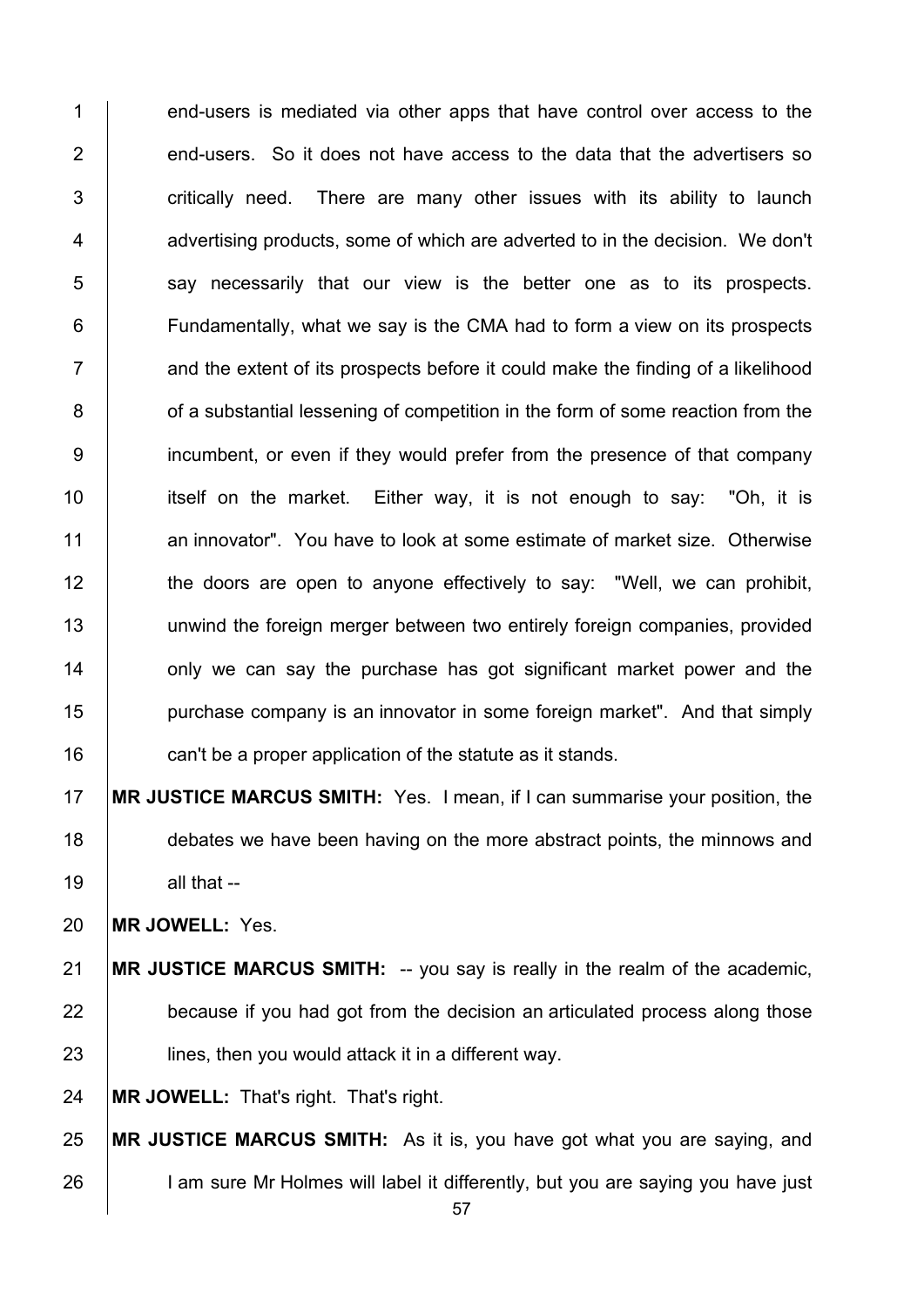end-users is mediated via other apps that have control over access to the end-users. So it does not have access to the data that the advertisers so critically need. There are many other issues with its ability to launch advertising products, some of which are adverted to in the decision. We don't say necessarily that our view is the better one as to its prospects. Fundamentally, what we say is the CMA had to form a view on its prospects and the extent of its prospects before it could make the finding of a likelihood of a substantial lessening of competition in the form of some reaction from the incumbent, or even if they would prefer from the presence of that company itself on the market. Either way, it is not enough to say: "Oh, it is an innovator". You have to look at some estimate of market size. Otherwise the doors are open to anyone effectively to say: "Well, we can prohibit, unwind the foreign merger between two entirely foreign companies, provided only we can say the purchase has got significant market power and the purchase company is an innovator in some foreign market". And that simply can't be a proper application of the statute as it stands.

**MR JUSTICE MARCUS SMITH:** Yes. I mean, if I can summarise your position, the debates we have been having on the more abstract points, the minnows and all that --

**MR JOWELL:** Yes.

**MR JUSTICE MARCUS SMITH:** -- you say is really in the realm of the academic, because if you had got from the decision an articulated process along those lines, then you would attack it in a different way.

**MR JOWELL:** That's right. That's right.

**MR JUSTICE MARCUS SMITH:** As it is, you have got what you are saying, and I am sure Mr Holmes will label it differently, but you are saying you have just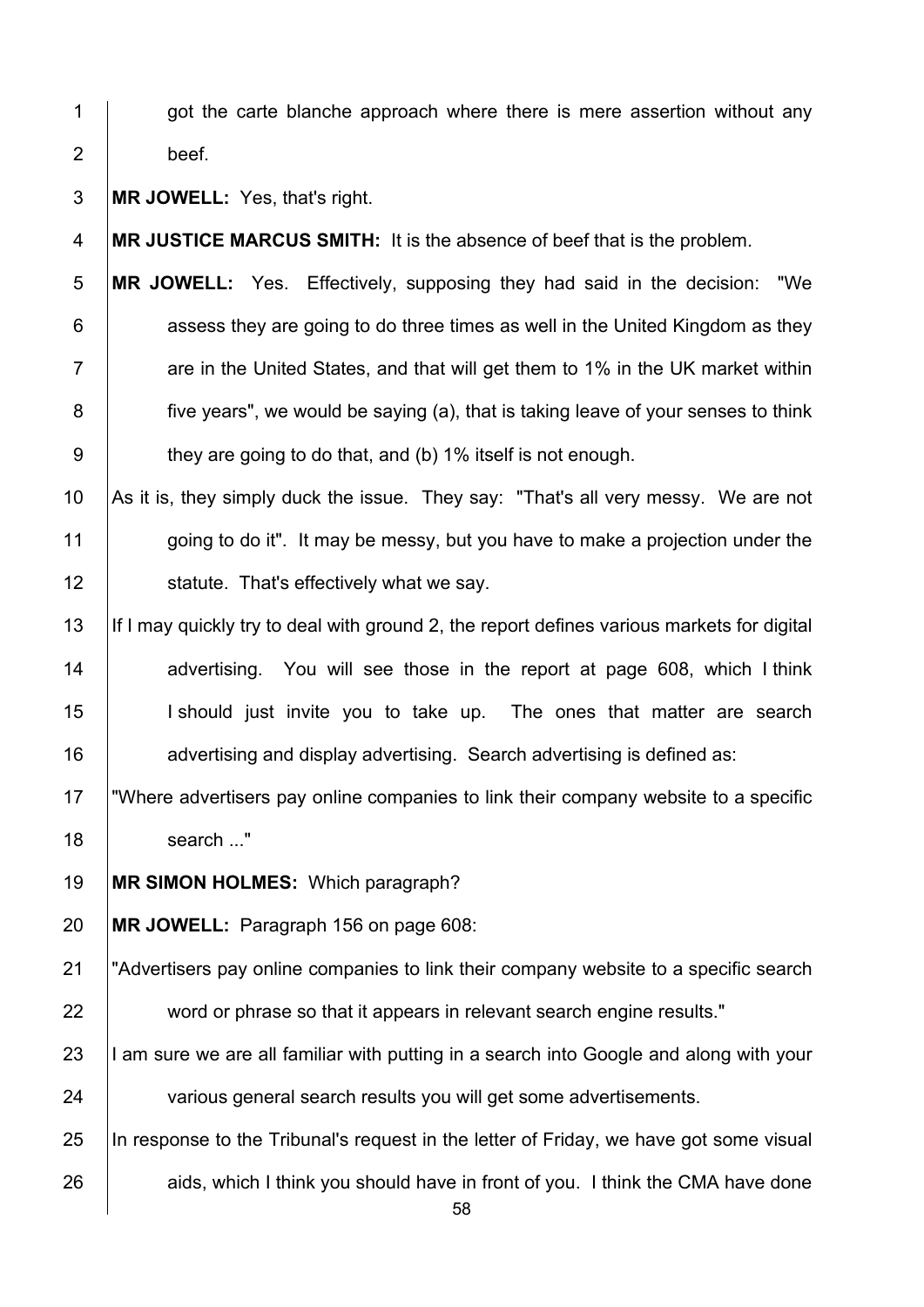got the carte blanche approach where there is mere assertion without any beef.

**MR JOWELL:** Yes, that's right.

**MR JUSTICE MARCUS SMITH:** It is the absence of beef that is the problem.

**MR JOWELL:** Yes. Effectively, supposing they had said in the decision: "We assess they are going to do three times as well in the United Kingdom as they are in the United States, and that will get them to 1% in the UK market within five years", we would be saying (a), that is taking leave of your senses to think they are going to do that, and (b) 1% itself is not enough.

As it is, they simply duck the issue. They say: "That's all very messy. We are not going to do it". It may be messy, but you have to make a projection under the statute. That's effectively what we say.

If I may quickly try to deal with ground 2, the report defines various markets for digital advertising. You will see those in the report at page 608, which I think I should just invite you to take up. The ones that matter are search advertising and display advertising. Search advertising is defined as:

"Where advertisers pay online companies to link their company website to a specific search ..."

**MR SIMON HOLMES:** Which paragraph?

**MR JOWELL:** Paragraph 156 on page 608:

"Advertisers pay online companies to link their company website to a specific search word or phrase so that it appears in relevant search engine results."

I am sure we are all familiar with putting in a search into Google and along with your various general search results you will get some advertisements.

In response to the Tribunal's request in the letter of Friday, we have got some visual aids, which I think you should have in front of you. I think the CMA have done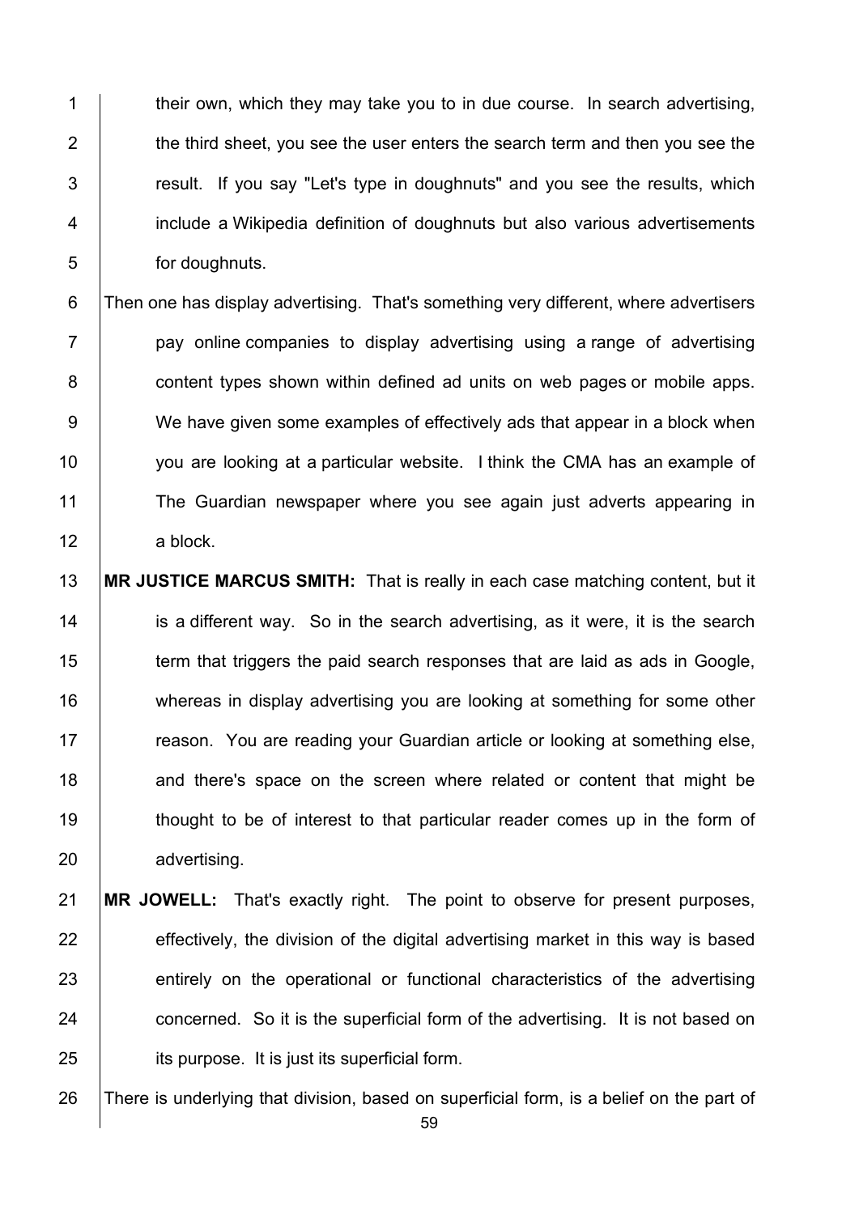their own, which they may take you to in due course. In search advertising, the third sheet, you see the user enters the search term and then you see the result. If you say "Let's type in doughnuts" and you see the results, which include a Wikipedia definition of doughnuts but also various advertisements for doughnuts.

Then one has display advertising. That's something very different, where advertisers pay online companies to display advertising using a range of advertising content types shown within defined ad units on web pages or mobile apps. We have given some examples of effectively ads that appear in a block when you are looking at a particular website. I think the CMA has an example of The Guardian newspaper where you see again just adverts appearing in a block.

**MR JUSTICE MARCUS SMITH:** That is really in each case matching content, but it is a different way. So in the search advertising, as it were, it is the search term that triggers the paid search responses that are laid as ads in Google, whereas in display advertising you are looking at something for some other reason. You are reading your Guardian article or looking at something else, and there's space on the screen where related or content that might be thought to be of interest to that particular reader comes up in the form of advertising.

**MR JOWELL:** That's exactly right. The point to observe for present purposes, effectively, the division of the digital advertising market in this way is based entirely on the operational or functional characteristics of the advertising concerned. So it is the superficial form of the advertising. It is not based on its purpose. It is just its superficial form.

There is underlying that division, based on superficial form, is a belief on the part of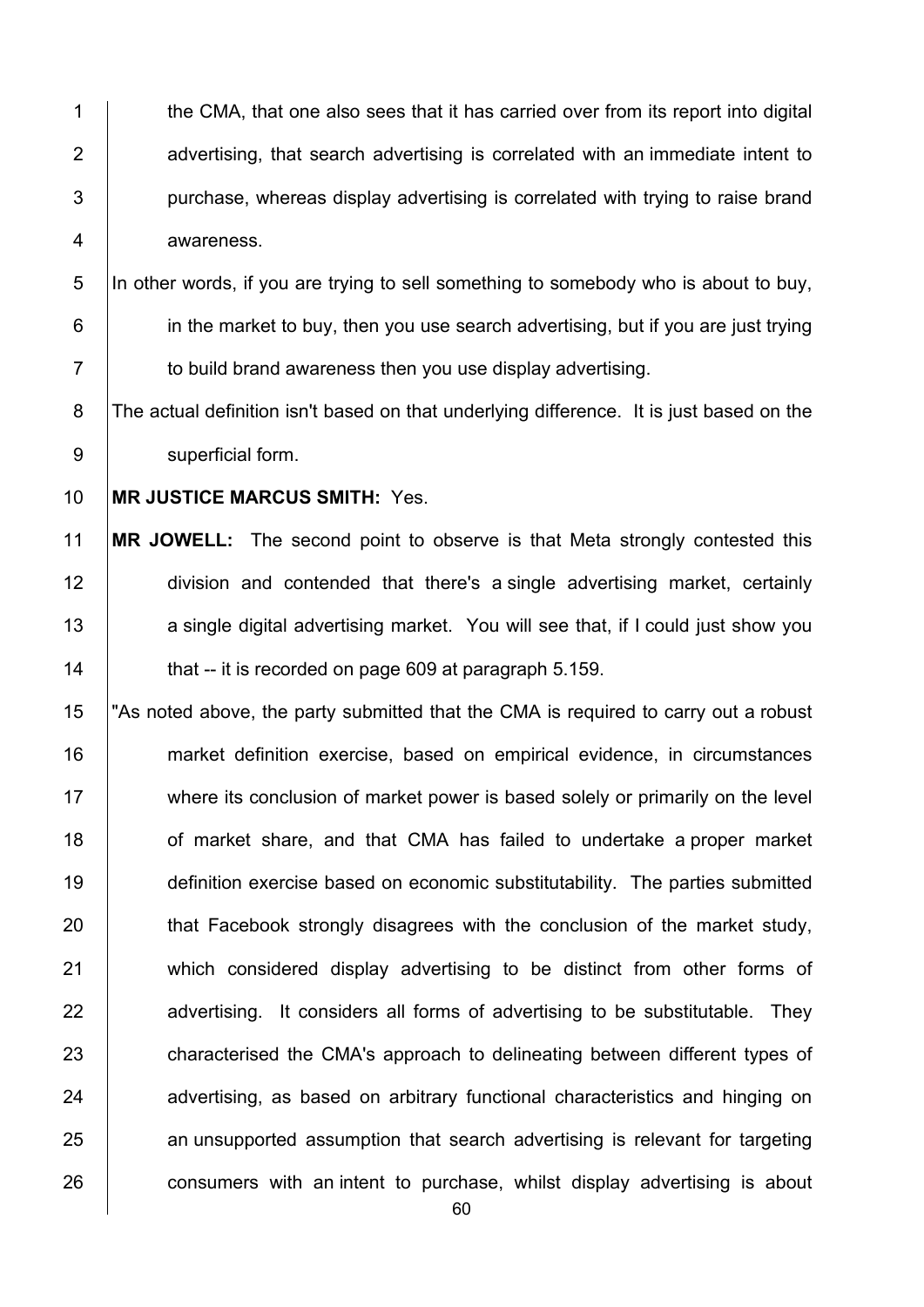the CMA, that one also sees that it has carried over from its report into digital advertising, that search advertising is correlated with an immediate intent to purchase, whereas display advertising is correlated with trying to raise brand awareness.

In other words, if you are trying to sell something to somebody who is about to buy, in the market to buy, then you use search advertising, but if you are just trying to build brand awareness then you use display advertising.

The actual definition isn't based on that underlying difference. It is just based on the superficial form.

**MR JUSTICE MARCUS SMITH:** Yes.

**MR JOWELL:** The second point to observe is that Meta strongly contested this division and contended that there's a single advertising market, certainly a single digital advertising market. You will see that, if I could just show you that -- it is recorded on page 609 at paragraph 5.159.

"As noted above, the party submitted that the CMA is required to carry out a robust market definition exercise, based on empirical evidence, in circumstances where its conclusion of market power is based solely or primarily on the level of market share, and that CMA has failed to undertake a proper market definition exercise based on economic substitutability. The parties submitted that Facebook strongly disagrees with the conclusion of the market study, which considered display advertising to be distinct from other forms of advertising. It considers all forms of advertising to be substitutable. They characterised the CMA's approach to delineating between different types of advertising, as based on arbitrary functional characteristics and hinging on an unsupported assumption that search advertising is relevant for targeting consumers with an intent to purchase, whilst display advertising is about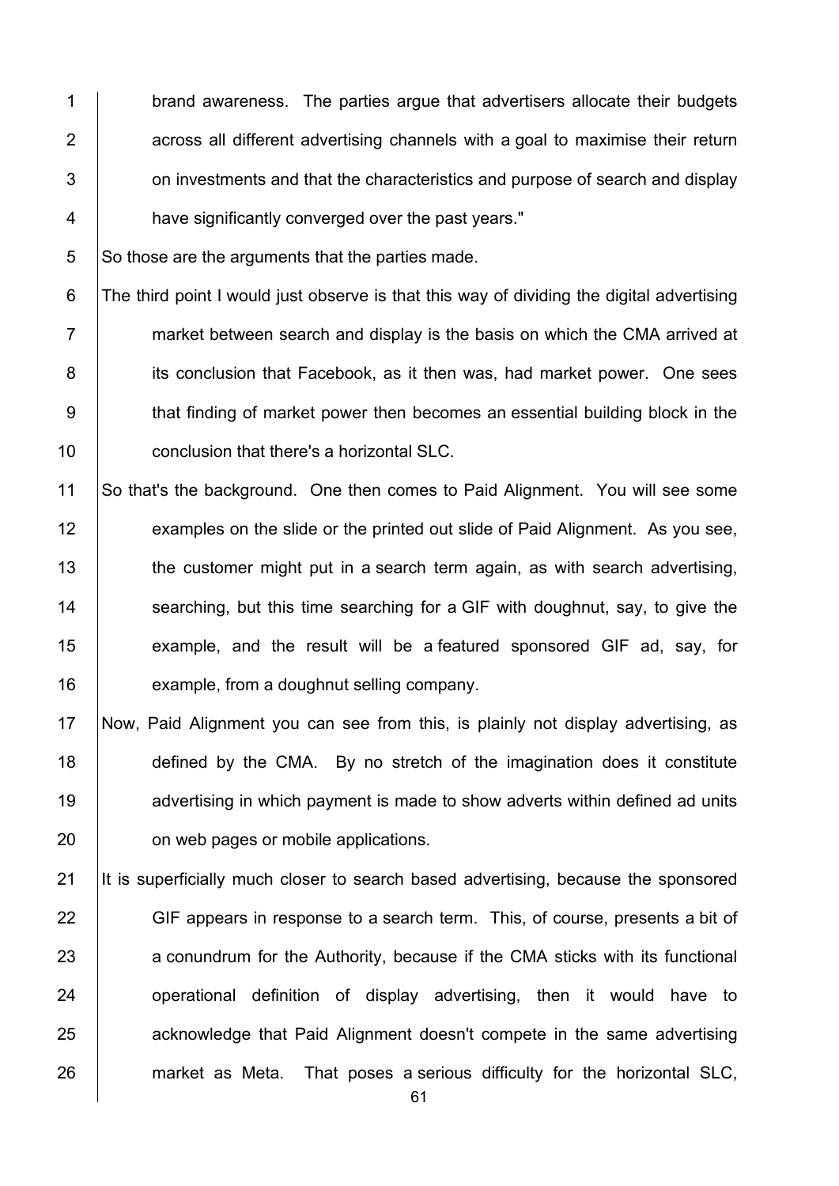brand awareness. The parties argue that advertisers allocate their budgets across all different advertising channels with a goal to maximise their return on investments and that the characteristics and purpose of search and display have significantly converged over the past years."

So those are the arguments that the parties made.

The third point I would just observe is that this way of dividing the digital advertising market between search and display is the basis on which the CMA arrived at its conclusion that Facebook, as it then was, had market power. One sees that finding of market power then becomes an essential building block in the conclusion that there's a horizontal SLC.

So that's the background. One then comes to Paid Alignment. You will see some examples on the slide or the printed out slide of Paid Alignment. As you see, the customer might put in a search term again, as with search advertising, searching, but this time searching for a GIF with doughnut, say, to give the example, and the result will be a featured sponsored GIF ad, say, for example, from a doughnut selling company.

Now, Paid Alignment you can see from this, is plainly not display advertising, as defined by the CMA. By no stretch of the imagination does it constitute advertising in which payment is made to show adverts within defined ad units on web pages or mobile applications.

It is superficially much closer to search based advertising, because the sponsored GIF appears in response to a search term. This, of course, presents a bit of a conundrum for the Authority, because if the CMA sticks with its functional operational definition of display advertising, then it would have to acknowledge that Paid Alignment doesn't compete in the same advertising market as Meta. That poses a serious difficulty for the horizontal SLC,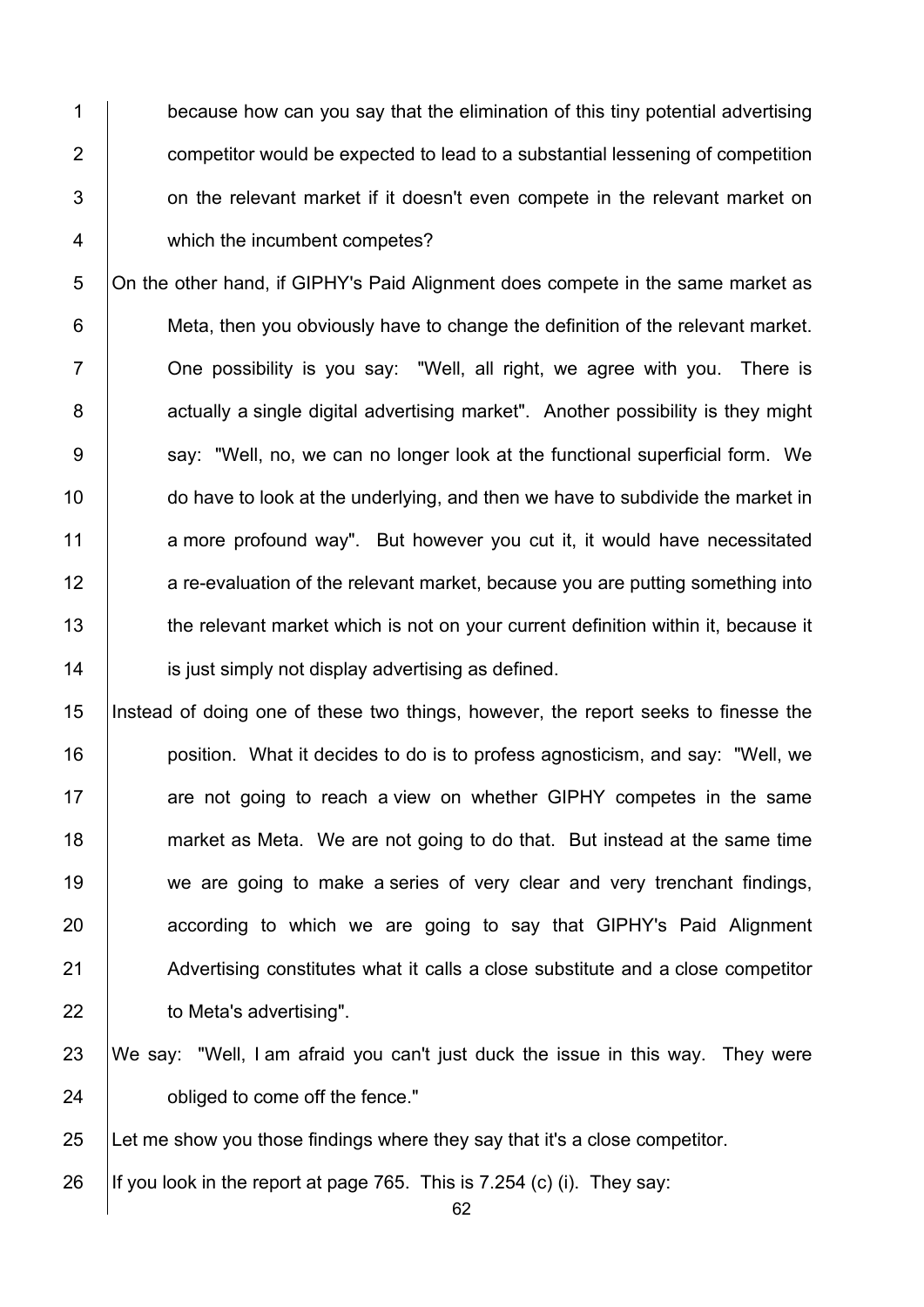because how can you say that the elimination of this tiny potential advertising competitor would be expected to lead to a substantial lessening of competition on the relevant market if it doesn't even compete in the relevant market on which the incumbent competes?

On the other hand, if GIPHY's Paid Alignment does compete in the same market as Meta, then you obviously have to change the definition of the relevant market. One possibility is you say: "Well, all right, we agree with you. There is actually a single digital advertising market". Another possibility is they might say: "Well, no, we can no longer look at the functional superficial form. We do have to look at the underlying, and then we have to subdivide the market in a more profound way". But however you cut it, it would have necessitated a re-evaluation of the relevant market, because you are putting something into the relevant market which is not on your current definition within it, because it is just simply not display advertising as defined.

Instead of doing one of these two things, however, the report seeks to finesse the position. What it decides to do is to profess agnosticism, and say: "Well, we are not going to reach a view on whether GIPHY competes in the same market as Meta. We are not going to do that. But instead at the same time we are going to make a series of very clear and very trenchant findings, according to which we are going to say that GIPHY's Paid Alignment Advertising constitutes what it calls a close substitute and a close competitor to Meta's advertising".

We say: "Well, I am afraid you can't just duck the issue in this way. They were obliged to come off the fence."

Let me show you those findings where they say that it's a close competitor.

If you look in the report at page 765. This is 7.254 (c) (i). They say: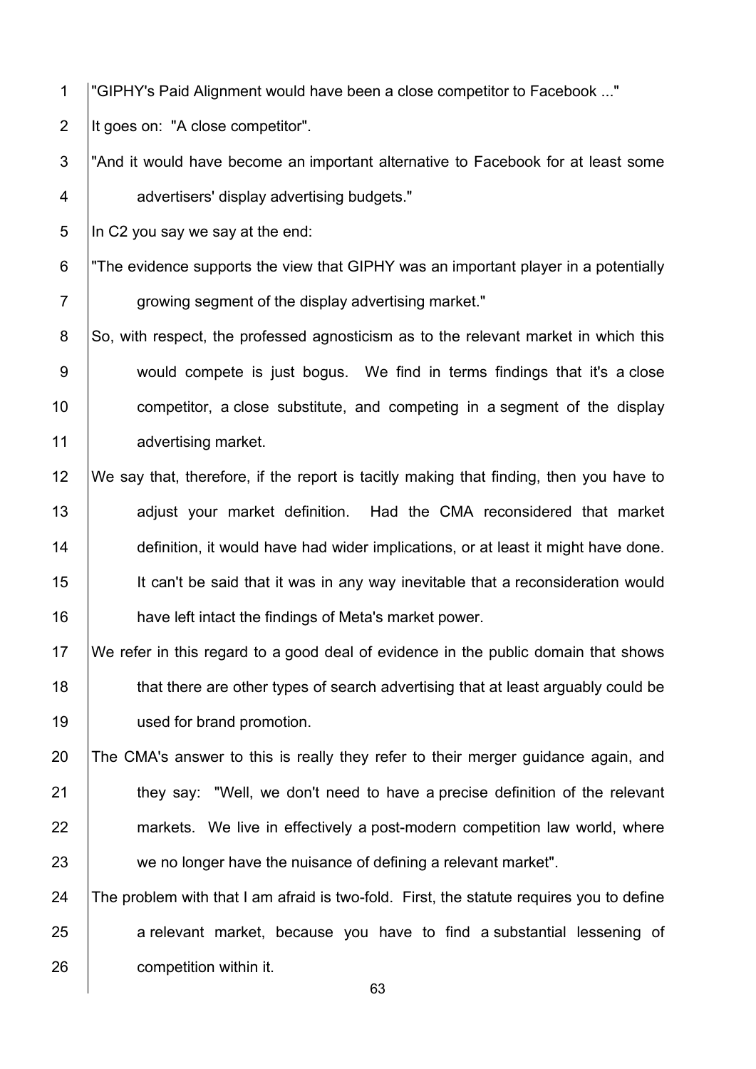"GIPHY's Paid Alignment would have been a close competitor to Facebook ..."

It goes on: "A close competitor".

"And it would have become an important alternative to Facebook for at least some advertisers' display advertising budgets."

In C2 you say we say at the end:

"The evidence supports the view that GIPHY was an important player in a potentially growing segment of the display advertising market."

So, with respect, the professed agnosticism as to the relevant market in which this would compete is just bogus. We find in terms findings that it's a close competitor, a close substitute, and competing in a segment of the display advertising market.

We say that, therefore, if the report is tacitly making that finding, then you have to adjust your market definition. Had the CMA reconsidered that market definition, it would have had wider implications, or at least it might have done. It can't be said that it was in any way inevitable that a reconsideration would have left intact the findings of Meta's market power.

We refer in this regard to a good deal of evidence in the public domain that shows that there are other types of search advertising that at least arguably could be used for brand promotion.

The CMA's answer to this is really they refer to their merger guidance again, and they say: "Well, we don't need to have a precise definition of the relevant markets. We live in effectively a post-modern competition law world, where we no longer have the nuisance of defining a relevant market".

The problem with that I am afraid is two-fold. First, the statute requires you to define a relevant market, because you have to find a substantial lessening of competition within it.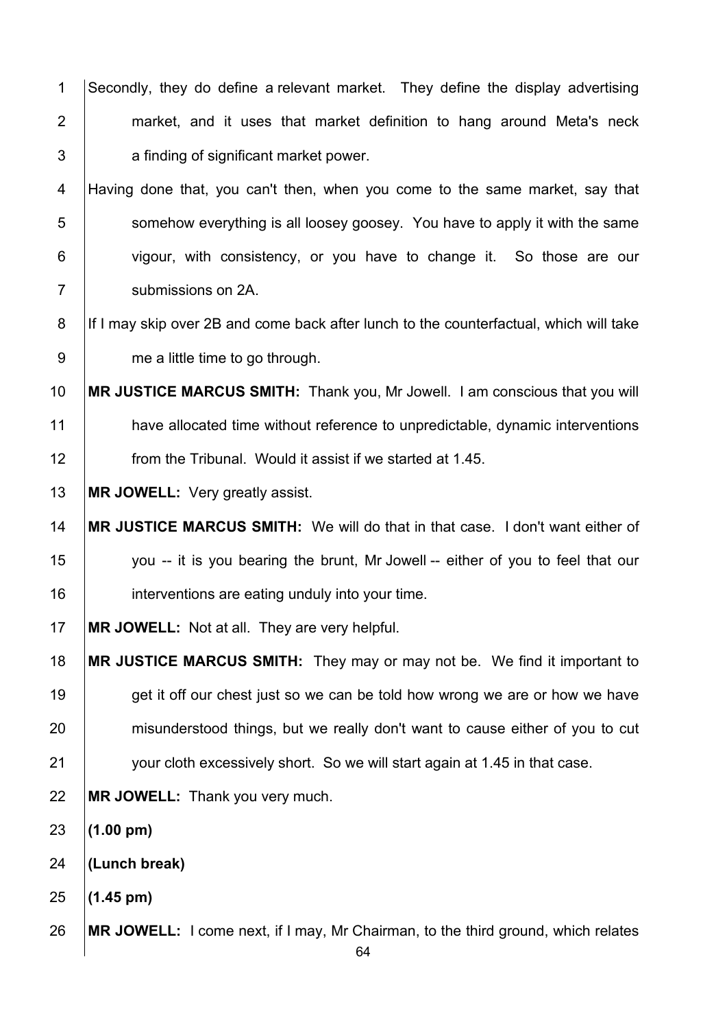Secondly, they do define a relevant market. They define the display advertising market, and it uses that market definition to hang around Meta's neck a finding of significant market power.

Having done that, you can't then, when you come to the same market, say that somehow everything is all loosey goosey. You have to apply it with the same vigour, with consistency, or you have to change it. So those are our submissions on 2A.

If I may skip over 2B and come back after lunch to the counterfactual, which will take me a little time to go through.

**MR JUSTICE MARCUS SMITH:** Thank you, Mr Jowell. I am conscious that you will have allocated time without reference to unpredictable, dynamic interventions from the Tribunal. Would it assist if we started at 1.45.

**MR JOWELL:** Very greatly assist.

**MR JUSTICE MARCUS SMITH:** We will do that in that case. I don't want either of you -- it is you bearing the brunt, Mr Jowell -- either of you to feel that our interventions are eating unduly into your time.

**MR JOWELL:** Not at all. They are very helpful.

**MR JUSTICE MARCUS SMITH:** They may or may not be. We find it important to get it off our chest just so we can be told how wrong we are or how we have misunderstood things, but we really don't want to cause either of you to cut your cloth excessively short. So we will start again at 1.45 in that case.

**MR JOWELL:** Thank you very much.

**(1.00 pm)**

**(Lunch break)**

**(1.45 pm)**

**MR JOWELL:** I come next, if I may, Mr Chairman, to the third ground, which relates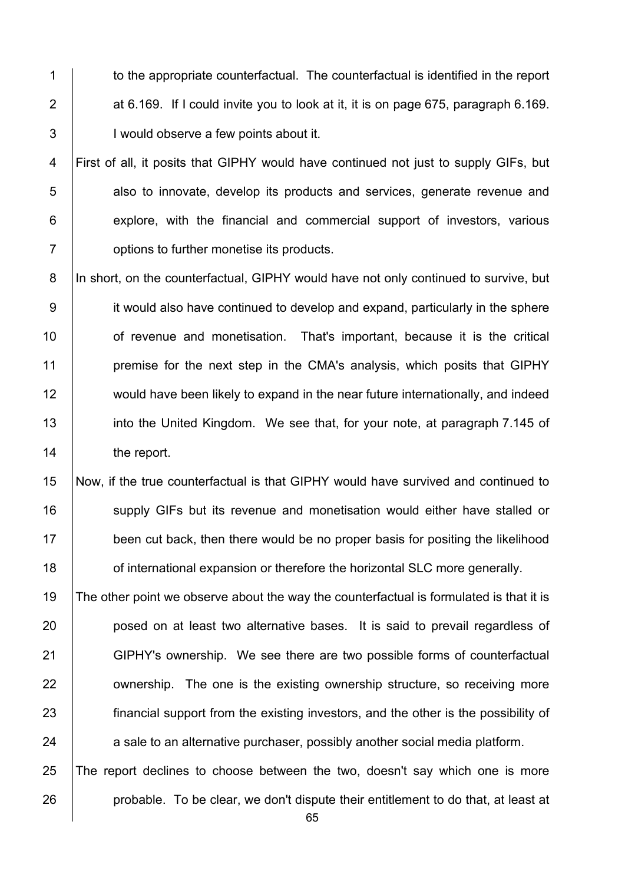to the appropriate counterfactual. The counterfactual is identified in the report at 6.169. If I could invite you to look at it, it is on page 675, paragraph 6.169. I would observe a few points about it.

First of all, it posits that GIPHY would have continued not just to supply GIFs, but also to innovate, develop its products and services, generate revenue and explore, with the financial and commercial support of investors, various options to further monetise its products.

In short, on the counterfactual, GIPHY would have not only continued to survive, but it would also have continued to develop and expand, particularly in the sphere of revenue and monetisation. That's important, because it is the critical premise for the next step in the CMA's analysis, which posits that GIPHY would have been likely to expand in the near future internationally, and indeed into the United Kingdom. We see that, for your note, at paragraph 7.145 of the report.

Now, if the true counterfactual is that GIPHY would have survived and continued to supply GIFs but its revenue and monetisation would either have stalled or been cut back, then there would be no proper basis for positing the likelihood of international expansion or therefore the horizontal SLC more generally.

The other point we observe about the way the counterfactual is formulated is that it is posed on at least two alternative bases. It is said to prevail regardless of GIPHY's ownership. We see there are two possible forms of counterfactual ownership. The one is the existing ownership structure, so receiving more financial support from the existing investors, and the other is the possibility of a sale to an alternative purchaser, possibly another social media platform.

The report declines to choose between the two, doesn't say which one is more probable. To be clear, we don't dispute their entitlement to do that, at least at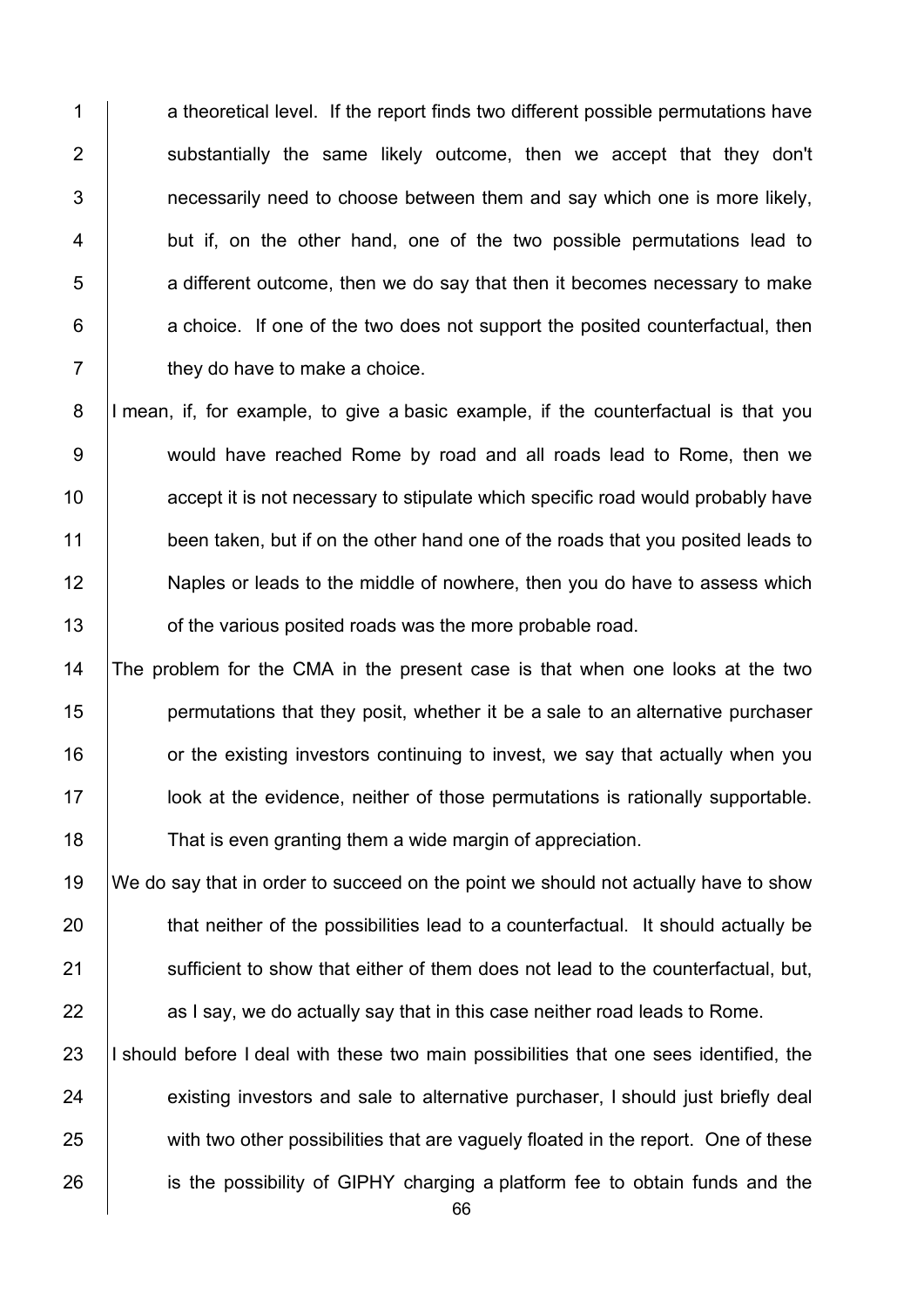a theoretical level. If the report finds two different possible permutations have substantially the same likely outcome, then we accept that they don't necessarily need to choose between them and say which one is more likely, but if, on the other hand, one of the two possible permutations lead to a different outcome, then we do say that then it becomes necessary to make a choice. If one of the two does not support the posited counterfactual, then they do have to make a choice.

I mean, if, for example, to give a basic example, if the counterfactual is that you would have reached Rome by road and all roads lead to Rome, then we accept it is not necessary to stipulate which specific road would probably have been taken, but if on the other hand one of the roads that you posited leads to Naples or leads to the middle of nowhere, then you do have to assess which of the various posited roads was the more probable road.

The problem for the CMA in the present case is that when one looks at the two permutations that they posit, whether it be a sale to an alternative purchaser or the existing investors continuing to invest, we say that actually when you look at the evidence, neither of those permutations is rationally supportable. That is even granting them a wide margin of appreciation.

We do say that in order to succeed on the point we should not actually have to show that neither of the possibilities lead to a counterfactual. It should actually be sufficient to show that either of them does not lead to the counterfactual, but, as I say, we do actually say that in this case neither road leads to Rome.

I should before I deal with these two main possibilities that one sees identified, the existing investors and sale to alternative purchaser, I should just briefly deal with two other possibilities that are vaguely floated in the report. One of these is the possibility of GIPHY charging a platform fee to obtain funds and the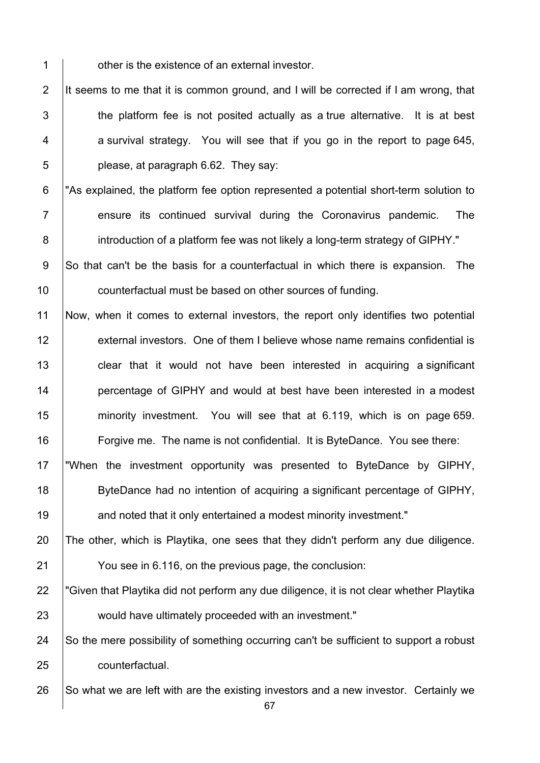other is the existence of an external investor.

It seems to me that it is common ground, and I will be corrected if I am wrong, that the platform fee is not posited actually as a true alternative. It is at best a survival strategy. You will see that if you go in the report to page 645, please, at paragraph 6.62. They say:

"As explained, the platform fee option represented a potential short-term solution to ensure its continued survival during the Coronavirus pandemic. The introduction of a platform fee was not likely a long-term strategy of GIPHY."

So that can't be the basis for a counterfactual in which there is expansion. The counterfactual must be based on other sources of funding.

Now, when it comes to external investors, the report only identifies two potential external investors. One of them I believe whose name remains confidential is clear that it would not have been interested in acquiring a significant percentage of GIPHY and would at best have been interested in a modest minority investment. You will see that at 6.119, which is on page 659. Forgive me. The name is not confidential. It is ByteDance. You see there:

"When the investment opportunity was presented to ByteDance by GIPHY, ByteDance had no intention of acquiring a significant percentage of GIPHY, and noted that it only entertained a modest minority investment."

The other, which is Playtika, one sees that they didn't perform any due diligence. You see in 6.116, on the previous page, the conclusion:

"Given that Playtika did not perform any due diligence, it is not clear whether Playtika would have ultimately proceeded with an investment."

So the mere possibility of something occurring can't be sufficient to support a robust counterfactual.

So what we are left with are the existing investors and a new investor. Certainly we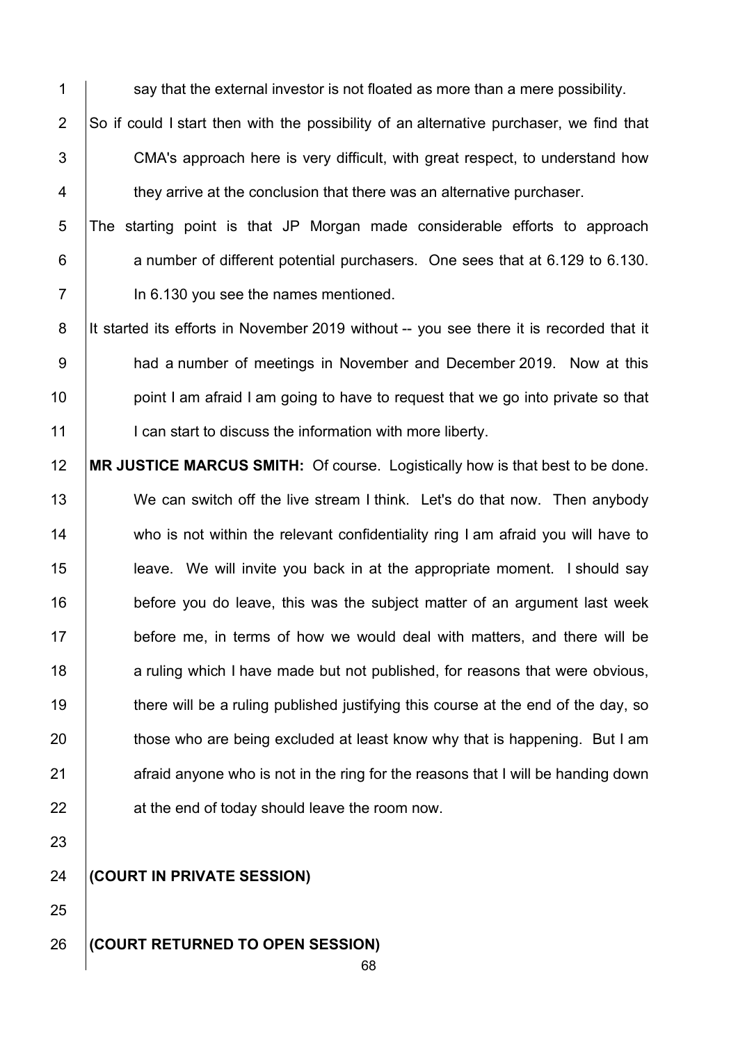say that the external investor is not floated as more than a mere possibility.

So if could I start then with the possibility of an alternative purchaser, we find that CMA's approach here is very difficult, with great respect, to understand how they arrive at the conclusion that there was an alternative purchaser.

The starting point is that JP Morgan made considerable efforts to approach a number of different potential purchasers. One sees that at 6.129 to 6.130. In 6.130 you see the names mentioned.

It started its efforts in November 2019 without -- you see there it is recorded that it had a number of meetings in November and December 2019. Now at this point I am afraid I am going to have to request that we go into private so that I can start to discuss the information with more liberty.

**MR JUSTICE MARCUS SMITH:** Of course. Logistically how is that best to be done. We can switch off the live stream I think. Let's do that now. Then anybody who is not within the relevant confidentiality ring I am afraid you will have to leave. We will invite you back in at the appropriate moment. I should say before you do leave, this was the subject matter of an argument last week before me, in terms of how we would deal with matters, and there will be a ruling which I have made but not published, for reasons that were obvious, there will be a ruling published justifying this course at the end of the day, so those who are being excluded at least know why that is happening. But I am afraid anyone who is not in the ring for the reasons that I will be handing down at the end of today should leave the room now.

**(COURT IN PRIVATE SESSION)**

**(COURT RETURNED TO OPEN SESSION)**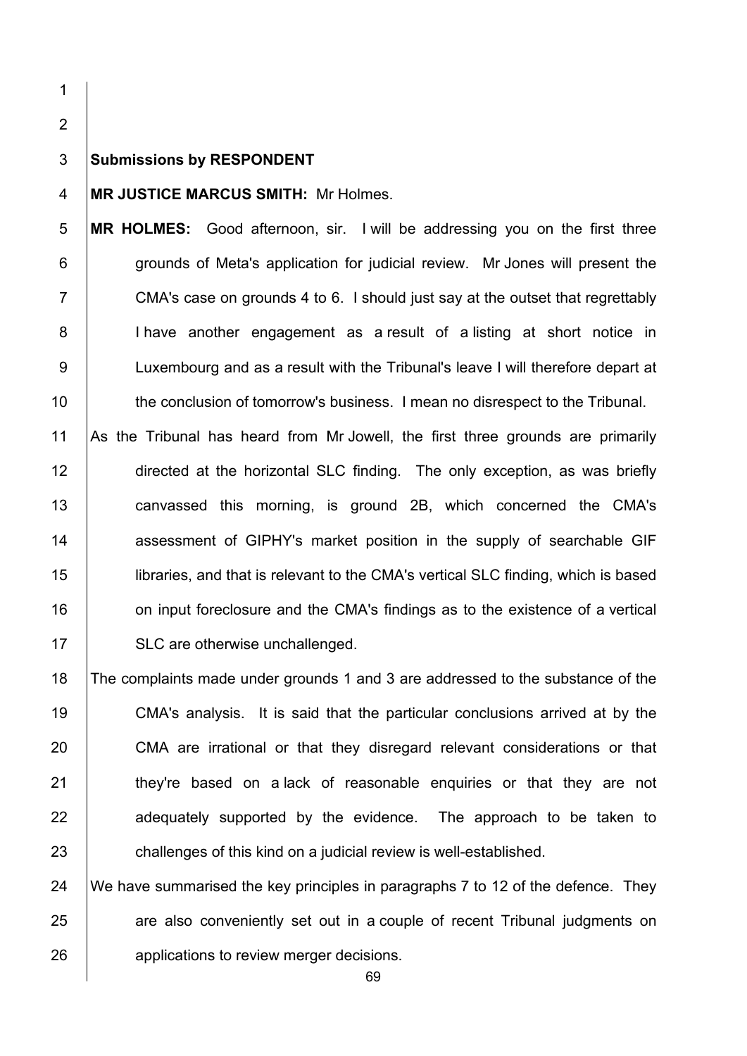**Submissions by RESPONDENT**

**MR JUSTICE MARCUS SMITH:** Mr Holmes.

**MR HOLMES:** Good afternoon, sir. I will be addressing you on the first three grounds of Meta's application for judicial review. Mr Jones will present the CMA's case on grounds 4 to 6. I should just say at the outset that regrettably I have another engagement as a result of a listing at short notice in Luxembourg and as a result with the Tribunal's leave I will therefore depart at the conclusion of tomorrow's business. I mean no disrespect to the Tribunal.

As the Tribunal has heard from Mr Jowell, the first three grounds are primarily directed at the horizontal SLC finding. The only exception, as was briefly canvassed this morning, is ground 2B, which concerned the CMA's assessment of GIPHY's market position in the supply of searchable GIF libraries, and that is relevant to the CMA's vertical SLC finding, which is based on input foreclosure and the CMA's findings as to the existence of a vertical SLC are otherwise unchallenged.

The complaints made under grounds 1 and 3 are addressed to the substance of the CMA's analysis. It is said that the particular conclusions arrived at by the CMA are irrational or that they disregard relevant considerations or that they're based on a lack of reasonable enquiries or that they are not adequately supported by the evidence. The approach to be taken to challenges of this kind on a judicial review is well-established.

We have summarised the key principles in paragraphs 7 to 12 of the defence. They are also conveniently set out in a couple of recent Tribunal judgments on applications to review merger decisions.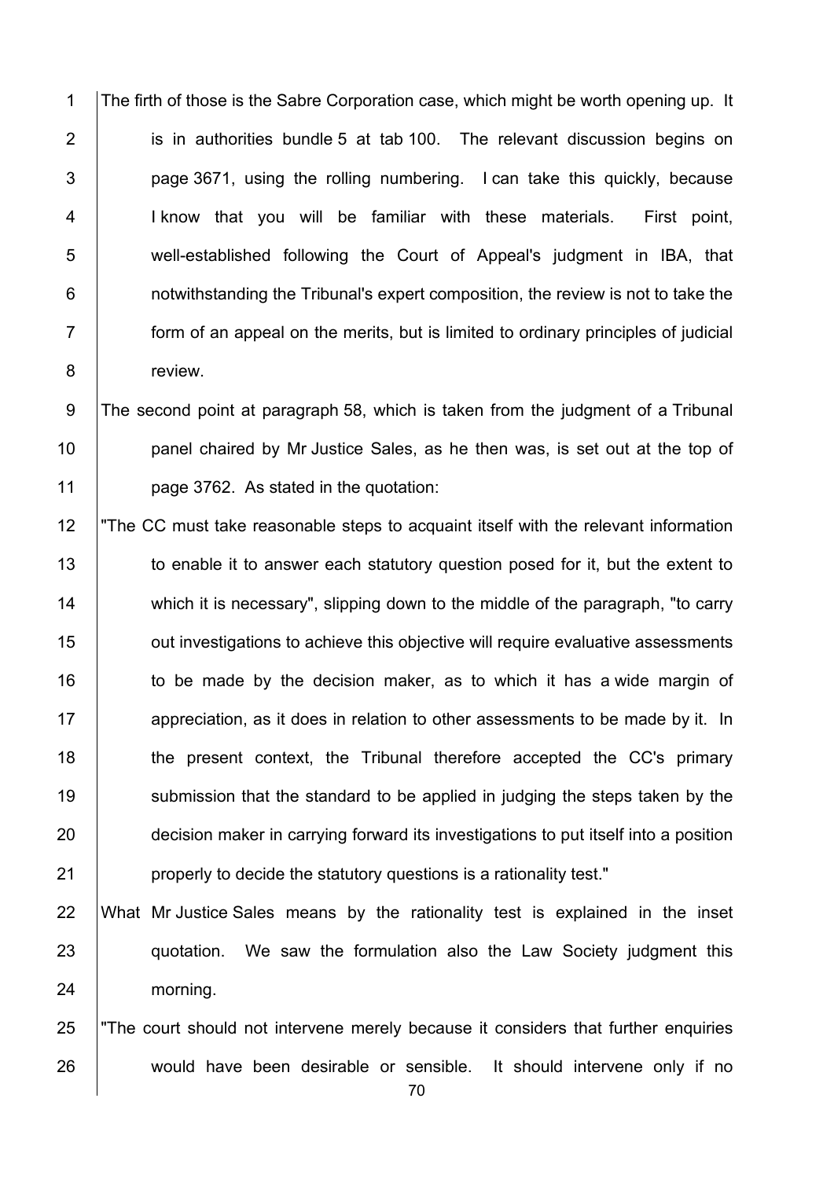The firth of those is the Sabre Corporation case, which might be worth opening up. It is in authorities bundle 5 at tab 100. The relevant discussion begins on page 3671, using the rolling numbering. I can take this quickly, because I know that you will be familiar with these materials. First point, well-established following the Court of Appeal's judgment in IBA, that notwithstanding the Tribunal's expert composition, the review is not to take the form of an appeal on the merits, but is limited to ordinary principles of judicial review.

The second point at paragraph 58, which is taken from the judgment of a Tribunal panel chaired by Mr Justice Sales, as he then was, is set out at the top of page 3762. As stated in the quotation:

"The CC must take reasonable steps to acquaint itself with the relevant information to enable it to answer each statutory question posed for it, but the extent to which it is necessary", slipping down to the middle of the paragraph, "to carry out investigations to achieve this objective will require evaluative assessments to be made by the decision maker, as to which it has a wide margin of appreciation, as it does in relation to other assessments to be made by it. In the present context, the Tribunal therefore accepted the CC's primary submission that the standard to be applied in judging the steps taken by the decision maker in carrying forward its investigations to put itself into a position properly to decide the statutory questions is a rationality test."

What Mr Justice Sales means by the rationality test is explained in the inset quotation. We saw the formulation also the Law Society judgment this morning.

"The court should not intervene merely because it considers that further enquiries would have been desirable or sensible. It should intervene only if no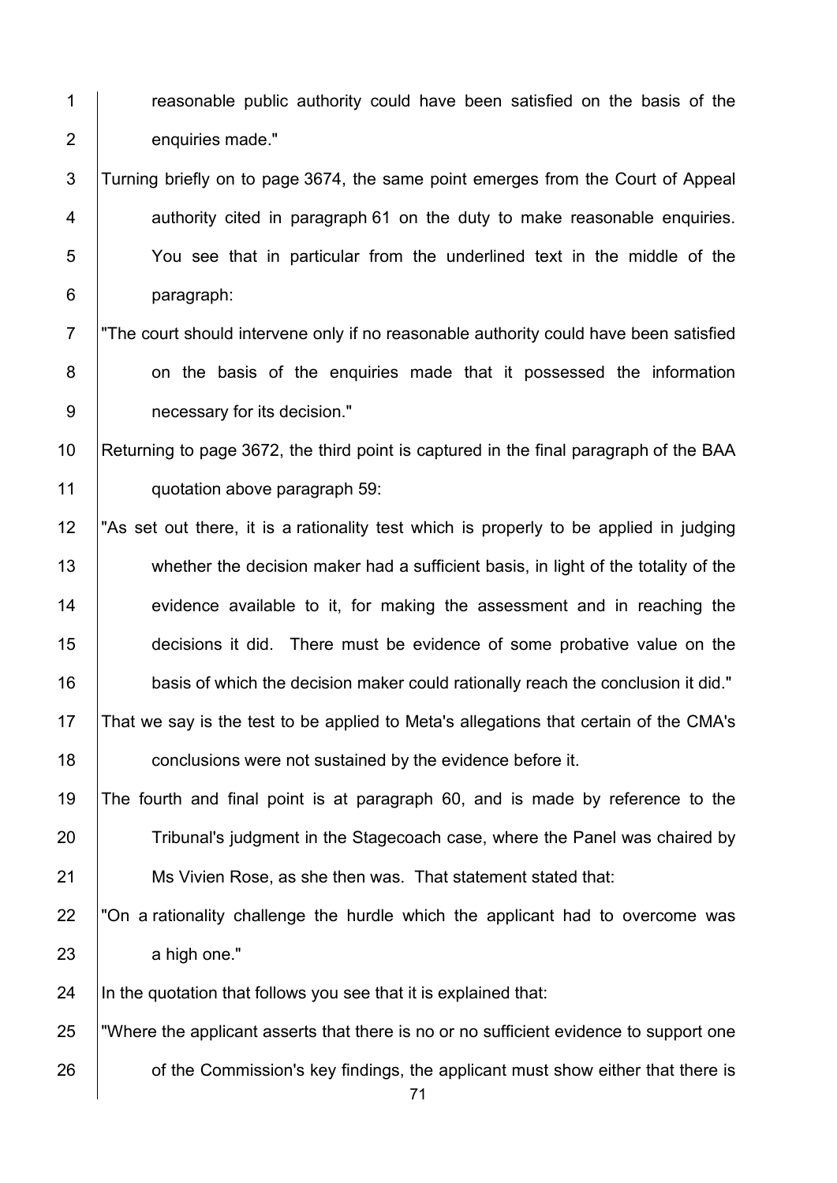reasonable public authority could have been satisfied on the basis of the enquiries made."

Turning briefly on to page 3674, the same point emerges from the Court of Appeal authority cited in paragraph 61 on the duty to make reasonable enquiries. You see that in particular from the underlined text in the middle of the paragraph:

"The court should intervene only if no reasonable authority could have been satisfied on the basis of the enquiries made that it possessed the information necessary for its decision."

Returning to page 3672, the third point is captured in the final paragraph of the BAA quotation above paragraph 59:

"As set out there, it is a rationality test which is properly to be applied in judging whether the decision maker had a sufficient basis, in light of the totality of the evidence available to it, for making the assessment and in reaching the decisions it did. There must be evidence of some probative value on the basis of which the decision maker could rationally reach the conclusion it did."

That we say is the test to be applied to Meta's allegations that certain of the CMA's conclusions were not sustained by the evidence before it.

The fourth and final point is at paragraph 60, and is made by reference to the Tribunal's judgment in the Stagecoach case, where the Panel was chaired by Ms Vivien Rose, as she then was. That statement stated that:

"On a rationality challenge the hurdle which the applicant had to overcome was a high one."

In the quotation that follows you see that it is explained that:

"Where the applicant asserts that there is no or no sufficient evidence to support one of the Commission's key findings, the applicant must show either that there is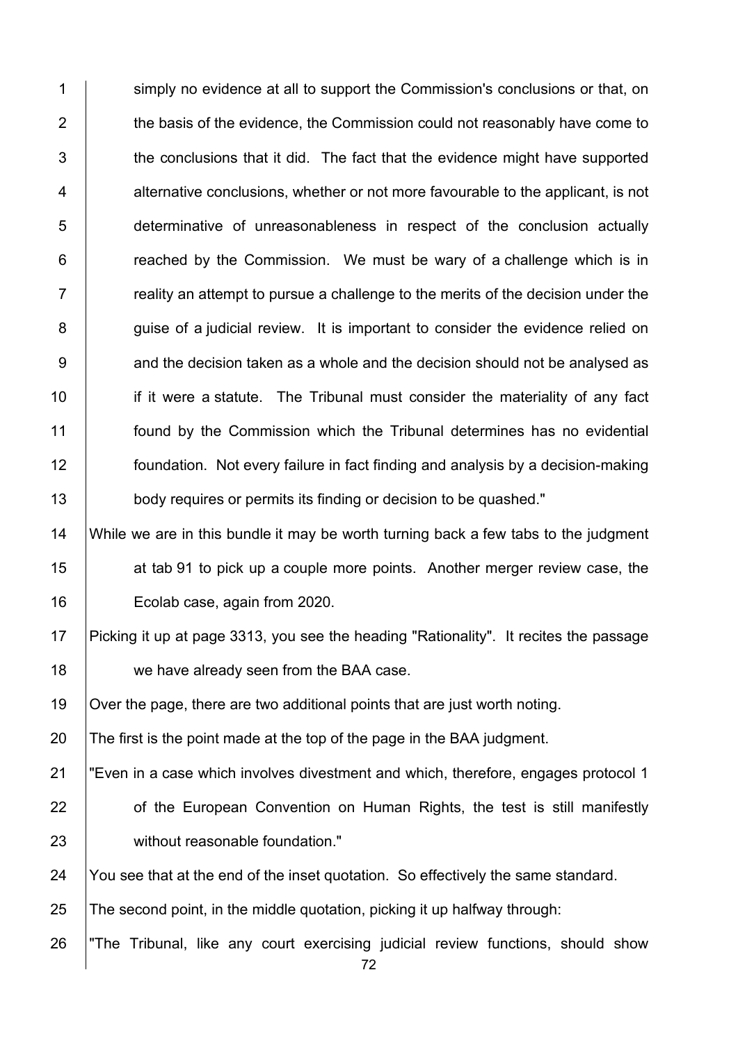simply no evidence at all to support the Commission's conclusions or that, on the basis of the evidence, the Commission could not reasonably have come to the conclusions that it did. The fact that the evidence might have supported alternative conclusions, whether or not more favourable to the applicant, is not determinative of unreasonableness in respect of the conclusion actually reached by the Commission. We must be wary of a challenge which is in reality an attempt to pursue a challenge to the merits of the decision under the guise of a judicial review. It is important to consider the evidence relied on and the decision taken as a whole and the decision should not be analysed as if it were a statute. The Tribunal must consider the materiality of any fact found by the Commission which the Tribunal determines has no evidential foundation. Not every failure in fact finding and analysis by a decision-making body requires or permits its finding or decision to be quashed."

While we are in this bundle it may be worth turning back a few tabs to the judgment at tab 91 to pick up a couple more points. Another merger review case, the Ecolab case, again from 2020.

Picking it up at page 3313, you see the heading "Rationality". It recites the passage we have already seen from the BAA case.

Over the page, there are two additional points that are just worth noting.

The first is the point made at the top of the page in the BAA judgment.

"Even in a case which involves divestment and which, therefore, engages protocol 1 of the European Convention on Human Rights, the test is still manifestly without reasonable foundation."

You see that at the end of the inset quotation. So effectively the same standard.

The second point, in the middle quotation, picking it up halfway through:

"The Tribunal, like any court exercising judicial review functions, should show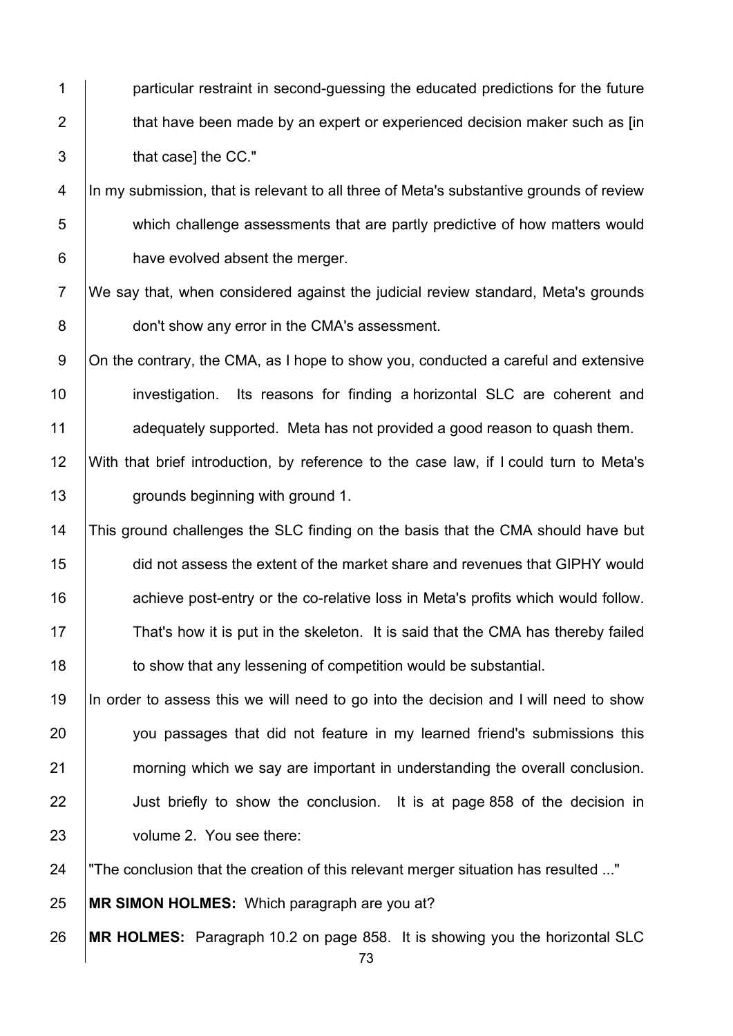particular restraint in second-guessing the educated predictions for the future that have been made by an expert or experienced decision maker such as [in that case] the CC."

In my submission, that is relevant to all three of Meta's substantive grounds of review which challenge assessments that are partly predictive of how matters would have evolved absent the merger.

We say that, when considered against the judicial review standard, Meta's grounds don't show any error in the CMA's assessment.

On the contrary, the CMA, as I hope to show you, conducted a careful and extensive investigation. Its reasons for finding a horizontal SLC are coherent and adequately supported. Meta has not provided a good reason to quash them.

With that brief introduction, by reference to the case law, if I could turn to Meta's grounds beginning with ground 1.

This ground challenges the SLC finding on the basis that the CMA should have but did not assess the extent of the market share and revenues that GIPHY would achieve post-entry or the co-relative loss in Meta's profits which would follow. That's how it is put in the skeleton. It is said that the CMA has thereby failed to show that any lessening of competition would be substantial.

In order to assess this we will need to go into the decision and I will need to show you passages that did not feature in my learned friend's submissions this morning which we say are important in understanding the overall conclusion. Just briefly to show the conclusion. It is at page 858 of the decision in volume 2. You see there:

"The conclusion that the creation of this relevant merger situation has resulted ..."

**MR SIMON HOLMES:** Which paragraph are you at?

**MR HOLMES:** Paragraph 10.2 on page 858. It is showing you the horizontal SLC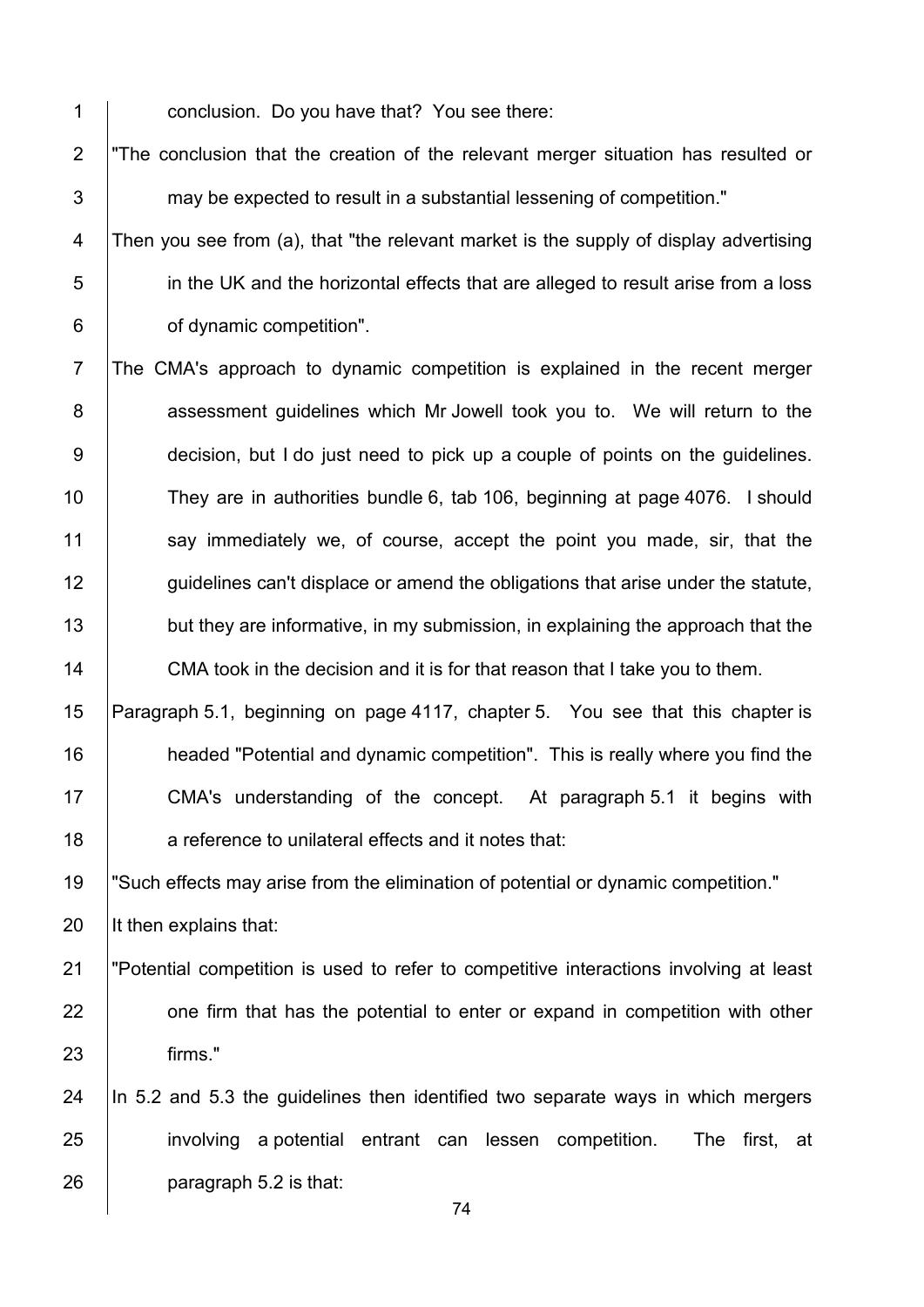conclusion. Do you have that? You see there:

"The conclusion that the creation of the relevant merger situation has resulted or may be expected to result in a substantial lessening of competition."

Then you see from (a), that "the relevant market is the supply of display advertising in the UK and the horizontal effects that are alleged to result arise from a loss of dynamic competition".

The CMA's approach to dynamic competition is explained in the recent merger assessment guidelines which Mr Jowell took you to. We will return to the decision, but I do just need to pick up a couple of points on the guidelines. They are in authorities bundle 6, tab 106, beginning at page 4076. I should say immediately we, of course, accept the point you made, sir, that the guidelines can't displace or amend the obligations that arise under the statute, but they are informative, in my submission, in explaining the approach that the CMA took in the decision and it is for that reason that I take you to them.

Paragraph 5.1, beginning on page 4117, chapter 5. You see that this chapter is headed "Potential and dynamic competition". This is really where you find the CMA's understanding of the concept. At paragraph 5.1 it begins with a reference to unilateral effects and it notes that:

"Such effects may arise from the elimination of potential or dynamic competition."

It then explains that:

"Potential competition is used to refer to competitive interactions involving at least one firm that has the potential to enter or expand in competition with other firms."

In 5.2 and 5.3 the guidelines then identified two separate ways in which mergers involving a potential entrant can lessen competition. The first, at paragraph 5.2 is that: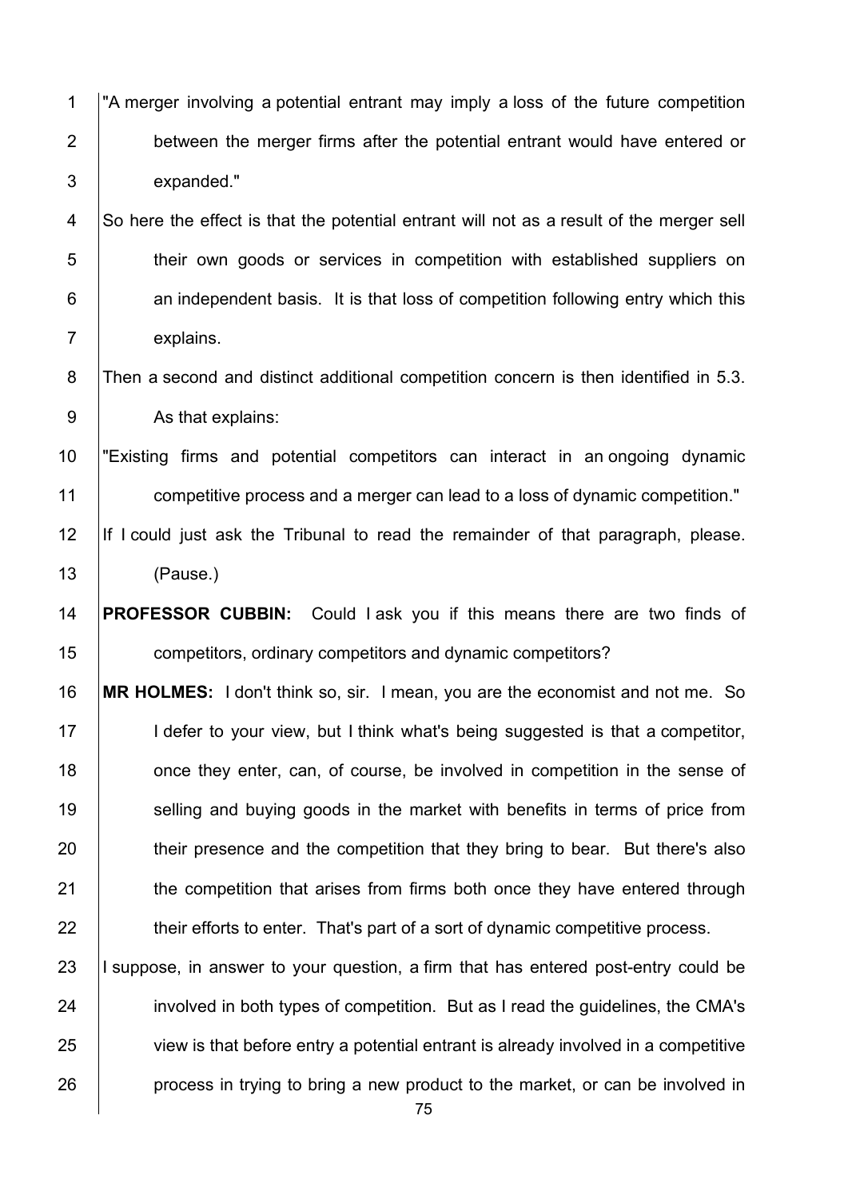"A merger involving a potential entrant may imply a loss of the future competition between the merger firms after the potential entrant would have entered or expanded."

So here the effect is that the potential entrant will not as a result of the merger sell their own goods or services in competition with established suppliers on an independent basis. It is that loss of competition following entry which this explains.

Then a second and distinct additional competition concern is then identified in 5.3. As that explains:

"Existing firms and potential competitors can interact in an ongoing dynamic competitive process and a merger can lead to a loss of dynamic competition."

If I could just ask the Tribunal to read the remainder of that paragraph, please. (Pause.)

**PROFESSOR CUBBIN:** Could I ask you if this means there are two finds of competitors, ordinary competitors and dynamic competitors?

**MR HOLMES:** I don't think so, sir. I mean, you are the economist and not me. So I defer to your view, but I think what's being suggested is that a competitor, once they enter, can, of course, be involved in competition in the sense of selling and buying goods in the market with benefits in terms of price from their presence and the competition that they bring to bear. But there's also the competition that arises from firms both once they have entered through their efforts to enter. That's part of a sort of dynamic competitive process.

I suppose, in answer to your question, a firm that has entered post-entry could be involved in both types of competition. But as I read the guidelines, the CMA's view is that before entry a potential entrant is already involved in a competitive process in trying to bring a new product to the market, or can be involved in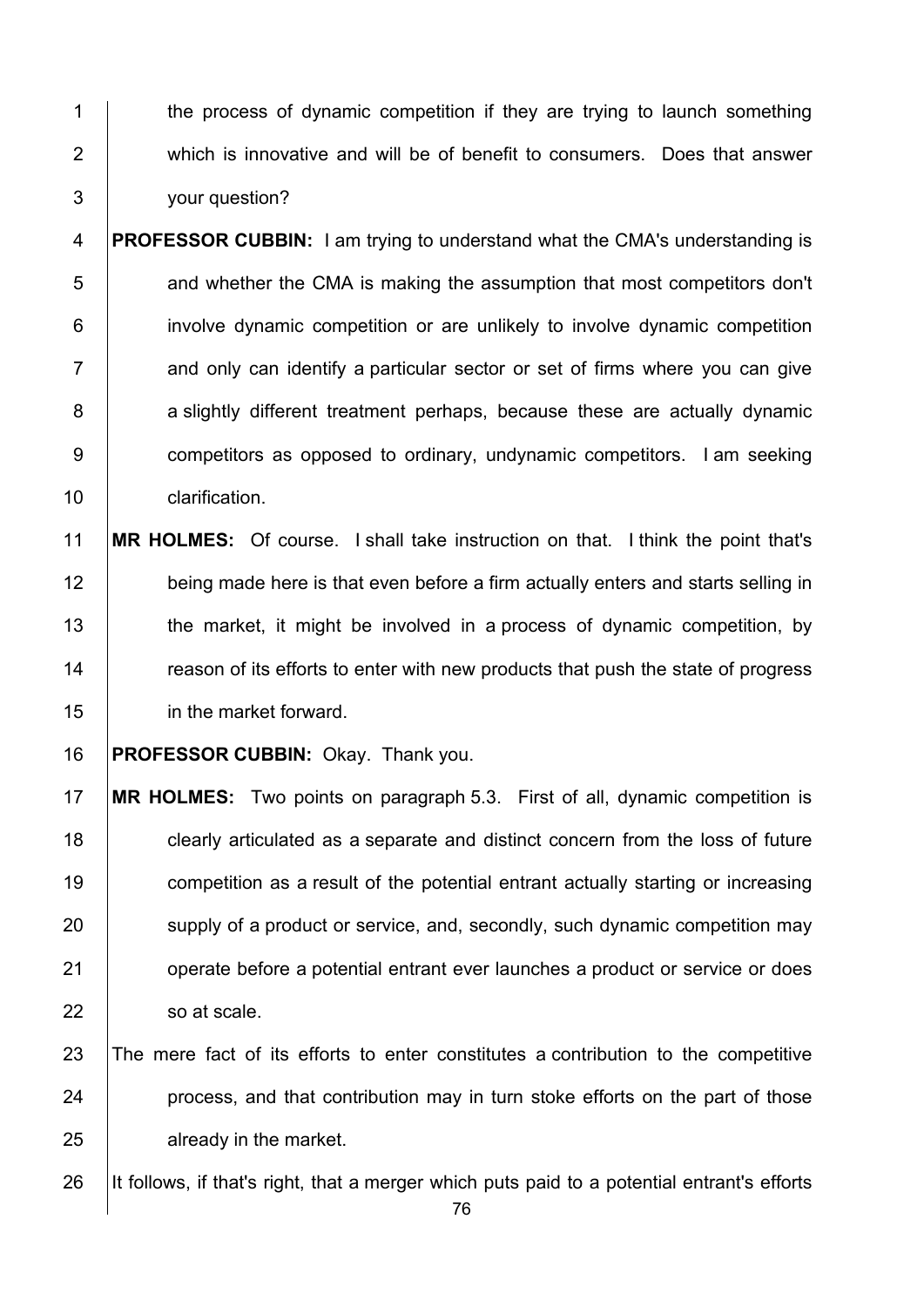the process of dynamic competition if they are trying to launch something which is innovative and will be of benefit to consumers. Does that answer your question?

**PROFESSOR CUBBIN:** I am trying to understand what the CMA's understanding is and whether the CMA is making the assumption that most competitors don't involve dynamic competition or are unlikely to involve dynamic competition and only can identify a particular sector or set of firms where you can give a slightly different treatment perhaps, because these are actually dynamic competitors as opposed to ordinary, undynamic competitors. I am seeking clarification.

**MR HOLMES:** Of course. I shall take instruction on that. I think the point that's being made here is that even before a firm actually enters and starts selling in the market, it might be involved in a process of dynamic competition, by reason of its efforts to enter with new products that push the state of progress in the market forward.

**PROFESSOR CUBBIN:** Okay. Thank you.

**MR HOLMES:** Two points on paragraph 5.3. First of all, dynamic competition is clearly articulated as a separate and distinct concern from the loss of future competition as a result of the potential entrant actually starting or increasing supply of a product or service, and, secondly, such dynamic competition may operate before a potential entrant ever launches a product or service or does so at scale.

The mere fact of its efforts to enter constitutes a contribution to the competitive process, and that contribution may in turn stoke efforts on the part of those already in the market.

It follows, if that's right, that a merger which puts paid to a potential entrant's efforts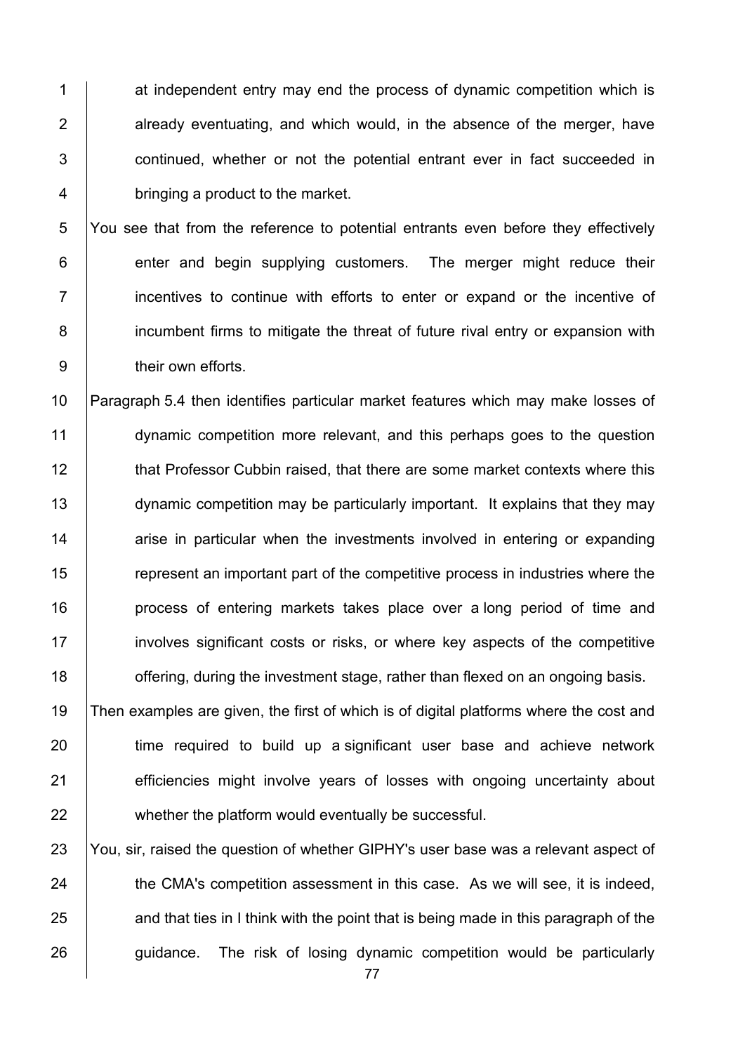at independent entry may end the process of dynamic competition which is already eventuating, and which would, in the absence of the merger, have continued, whether or not the potential entrant ever in fact succeeded in bringing a product to the market.

You see that from the reference to potential entrants even before they effectively enter and begin supplying customers. The merger might reduce their incentives to continue with efforts to enter or expand or the incentive of incumbent firms to mitigate the threat of future rival entry or expansion with their own efforts.

Paragraph 5.4 then identifies particular market features which may make losses of dynamic competition more relevant, and this perhaps goes to the question that Professor Cubbin raised, that there are some market contexts where this dynamic competition may be particularly important. It explains that they may arise in particular when the investments involved in entering or expanding represent an important part of the competitive process in industries where the process of entering markets takes place over a long period of time and involves significant costs or risks, or where key aspects of the competitive offering, during the investment stage, rather than flexed on an ongoing basis.

Then examples are given, the first of which is of digital platforms where the cost and time required to build up a significant user base and achieve network efficiencies might involve years of losses with ongoing uncertainty about whether the platform would eventually be successful.

You, sir, raised the question of whether GIPHY's user base was a relevant aspect of the CMA's competition assessment in this case. As we will see, it is indeed, and that ties in I think with the point that is being made in this paragraph of the guidance. The risk of losing dynamic competition would be particularly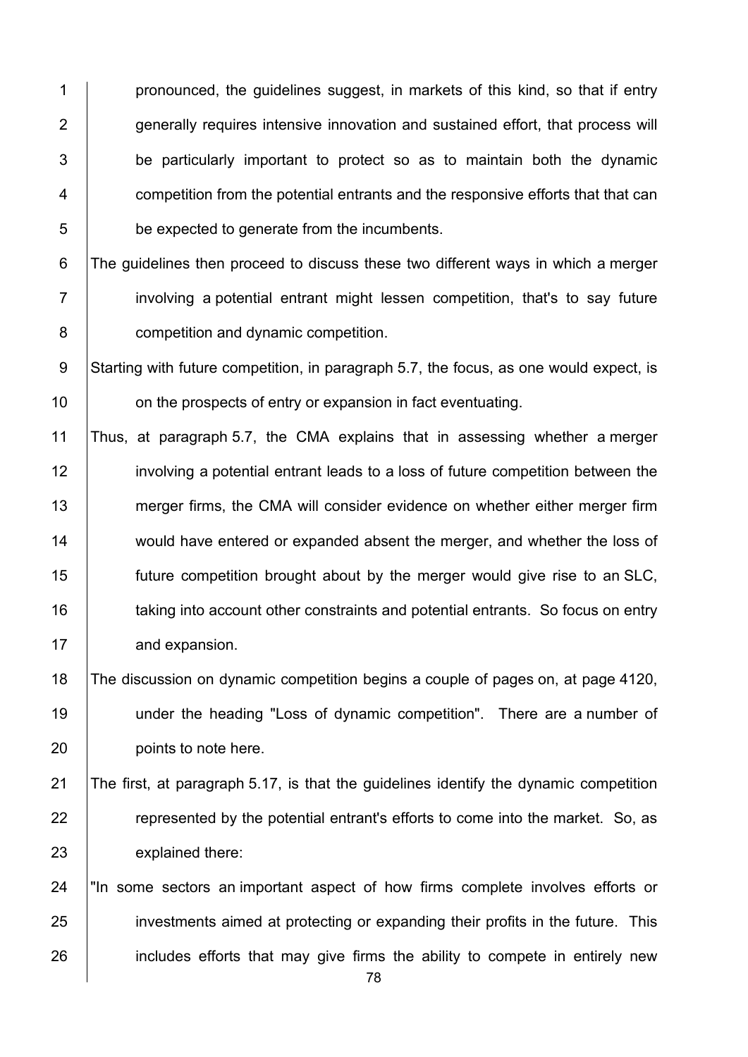pronounced, the guidelines suggest, in markets of this kind, so that if entry generally requires intensive innovation and sustained effort, that process will be particularly important to protect so as to maintain both the dynamic competition from the potential entrants and the responsive efforts that that can be expected to generate from the incumbents.

The guidelines then proceed to discuss these two different ways in which a merger involving a potential entrant might lessen competition, that's to say future competition and dynamic competition.

Starting with future competition, in paragraph 5.7, the focus, as one would expect, is on the prospects of entry or expansion in fact eventuating.

Thus, at paragraph 5.7, the CMA explains that in assessing whether a merger involving a potential entrant leads to a loss of future competition between the merger firms, the CMA will consider evidence on whether either merger firm would have entered or expanded absent the merger, and whether the loss of future competition brought about by the merger would give rise to an SLC, taking into account other constraints and potential entrants. So focus on entry and expansion.

The discussion on dynamic competition begins a couple of pages on, at page 4120, under the heading "Loss of dynamic competition". There are a number of points to note here.

The first, at paragraph 5.17, is that the guidelines identify the dynamic competition represented by the potential entrant's efforts to come into the market. So, as explained there:

"In some sectors an important aspect of how firms complete involves efforts or investments aimed at protecting or expanding their profits in the future. This includes efforts that may give firms the ability to compete in entirely new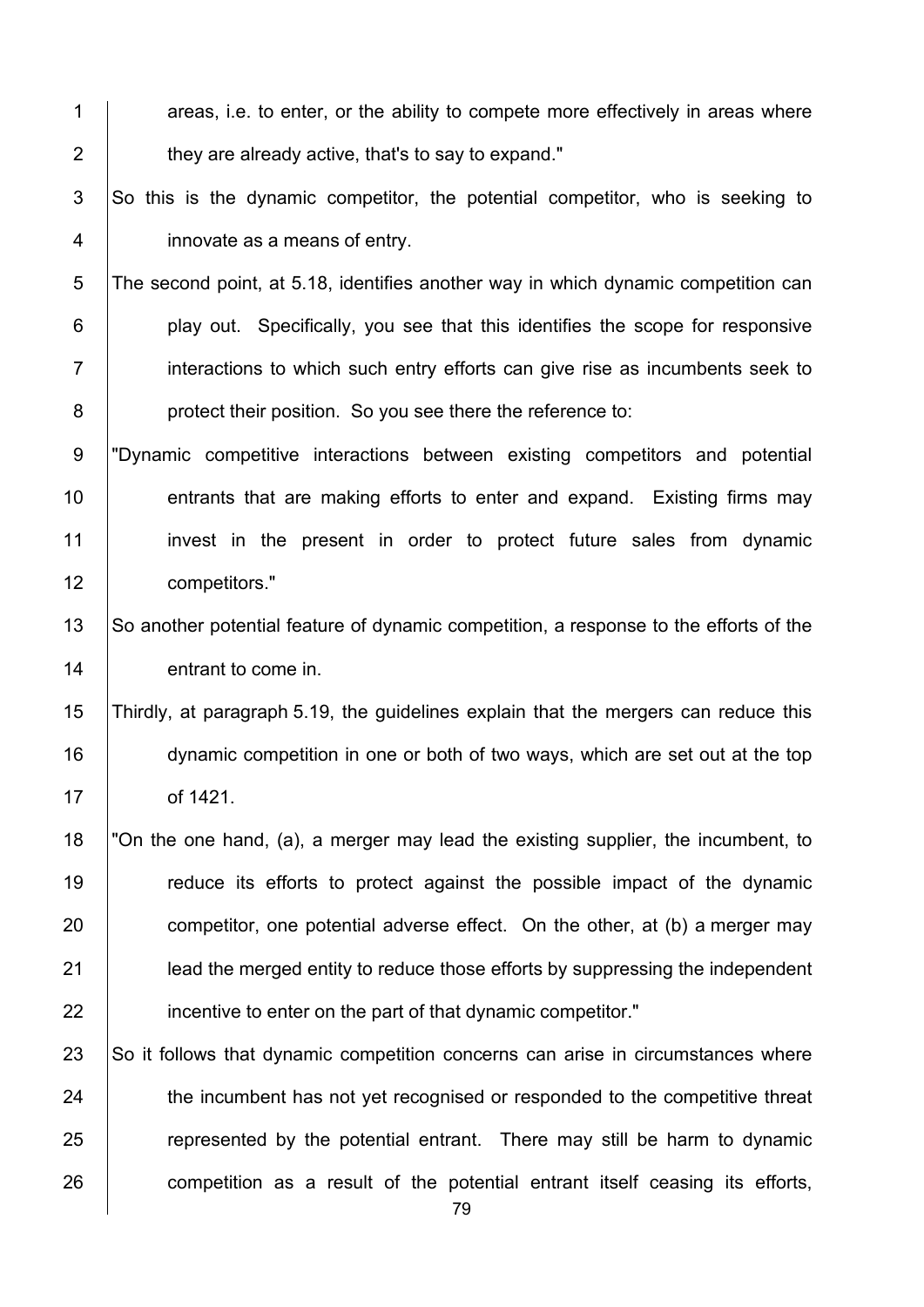areas, i.e. to enter, or the ability to compete more effectively in areas where they are already active, that's to say to expand."

So this is the dynamic competitor, the potential competitor, who is seeking to innovate as a means of entry.

The second point, at 5.18, identifies another way in which dynamic competition can play out. Specifically, you see that this identifies the scope for responsive interactions to which such entry efforts can give rise as incumbents seek to protect their position. So you see there the reference to:

"Dynamic competitive interactions between existing competitors and potential entrants that are making efforts to enter and expand. Existing firms may invest in the present in order to protect future sales from dynamic competitors."

So another potential feature of dynamic competition, a response to the efforts of the entrant to come in.

Thirdly, at paragraph 5.19, the guidelines explain that the mergers can reduce this dynamic competition in one or both of two ways, which are set out at the top of 1421.

"On the one hand, (a), a merger may lead the existing supplier, the incumbent, to reduce its efforts to protect against the possible impact of the dynamic competitor, one potential adverse effect. On the other, at (b) a merger may lead the merged entity to reduce those efforts by suppressing the independent incentive to enter on the part of that dynamic competitor."

So it follows that dynamic competition concerns can arise in circumstances where the incumbent has not yet recognised or responded to the competitive threat represented by the potential entrant. There may still be harm to dynamic competition as a result of the potential entrant itself ceasing its efforts,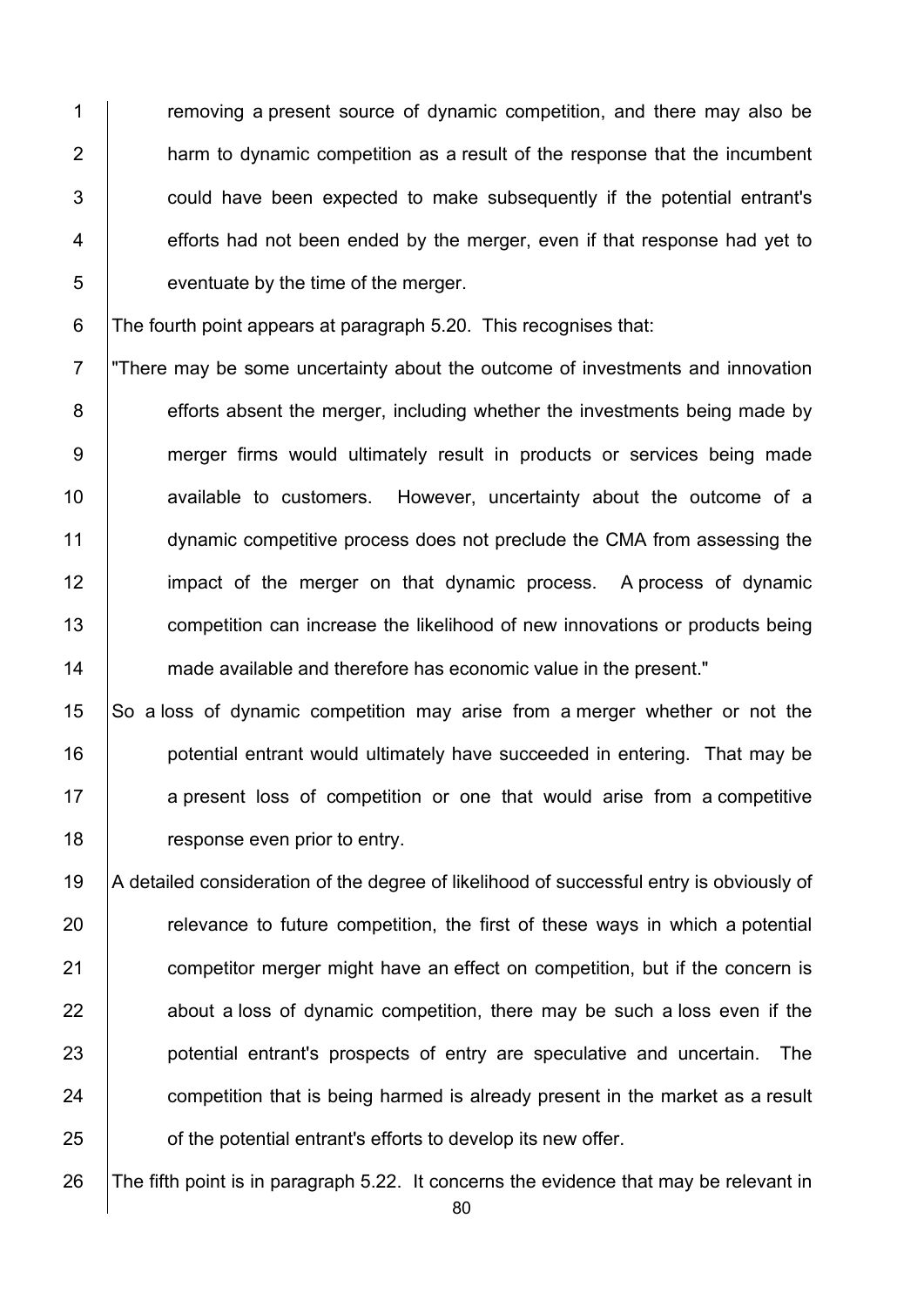removing a present source of dynamic competition, and there may also be harm to dynamic competition as a result of the response that the incumbent could have been expected to make subsequently if the potential entrant's efforts had not been ended by the merger, even if that response had yet to eventuate by the time of the merger.

The fourth point appears at paragraph 5.20. This recognises that:

"There may be some uncertainty about the outcome of investments and innovation efforts absent the merger, including whether the investments being made by merger firms would ultimately result in products or services being made available to customers. However, uncertainty about the outcome of a dynamic competitive process does not preclude the CMA from assessing the impact of the merger on that dynamic process. A process of dynamic competition can increase the likelihood of new innovations or products being made available and therefore has economic value in the present."

So a loss of dynamic competition may arise from a merger whether or not the potential entrant would ultimately have succeeded in entering. That may be a present loss of competition or one that would arise from a competitive response even prior to entry.

A detailed consideration of the degree of likelihood of successful entry is obviously of relevance to future competition, the first of these ways in which a potential competitor merger might have an effect on competition, but if the concern is about a loss of dynamic competition, there may be such a loss even if the potential entrant's prospects of entry are speculative and uncertain. The competition that is being harmed is already present in the market as a result of the potential entrant's efforts to develop its new offer.

The fifth point is in paragraph 5.22. It concerns the evidence that may be relevant in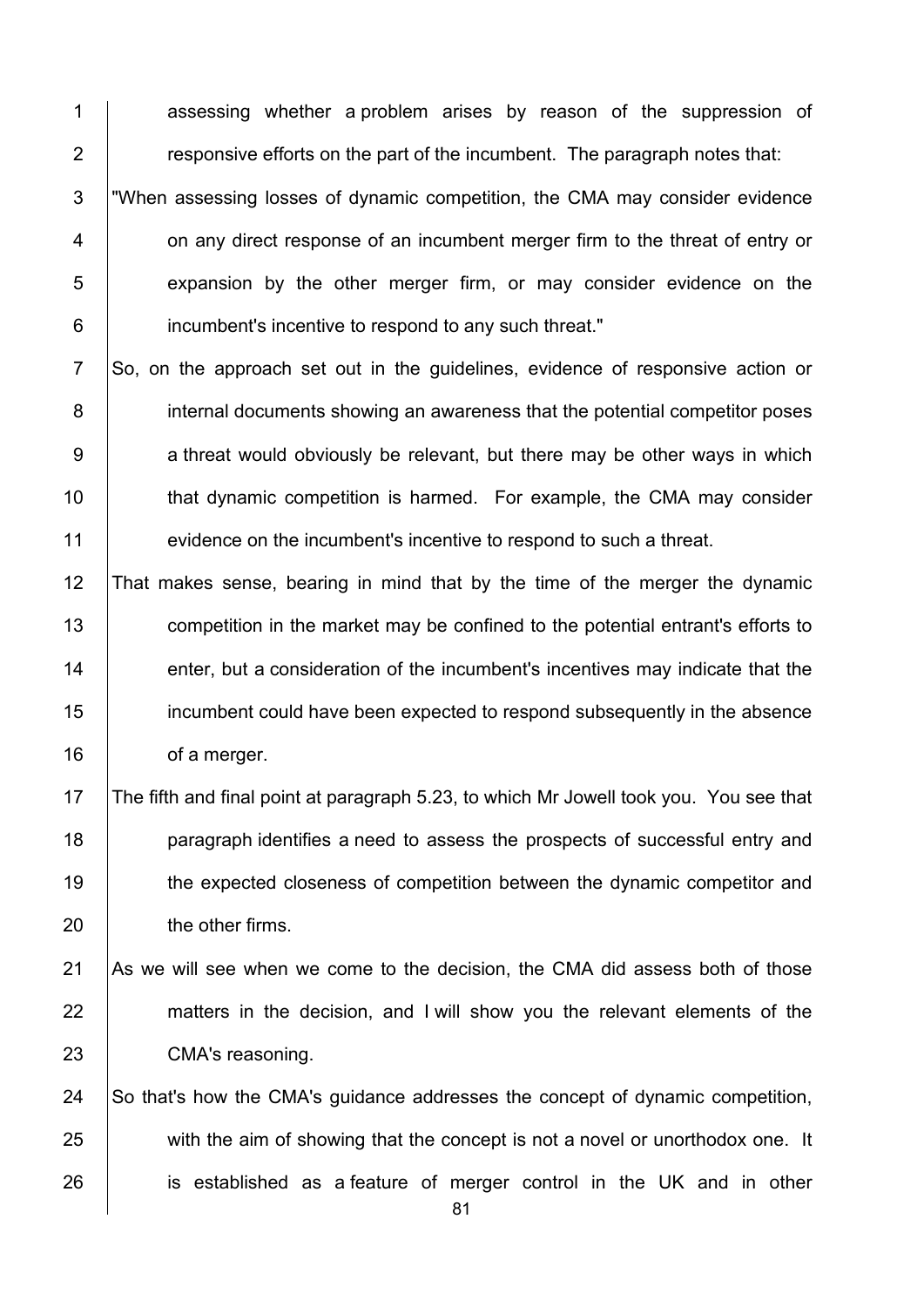assessing whether a problem arises by reason of the suppression of responsive efforts on the part of the incumbent. The paragraph notes that:

"When assessing losses of dynamic competition, the CMA may consider evidence on any direct response of an incumbent merger firm to the threat of entry or expansion by the other merger firm, or may consider evidence on the incumbent's incentive to respond to any such threat."

So, on the approach set out in the guidelines, evidence of responsive action or internal documents showing an awareness that the potential competitor poses a threat would obviously be relevant, but there may be other ways in which that dynamic competition is harmed. For example, the CMA may consider evidence on the incumbent's incentive to respond to such a threat.

That makes sense, bearing in mind that by the time of the merger the dynamic competition in the market may be confined to the potential entrant's efforts to enter, but a consideration of the incumbent's incentives may indicate that the incumbent could have been expected to respond subsequently in the absence of a merger.

The fifth and final point at paragraph 5.23, to which Mr Jowell took you. You see that paragraph identifies a need to assess the prospects of successful entry and the expected closeness of competition between the dynamic competitor and the other firms.

As we will see when we come to the decision, the CMA did assess both of those matters in the decision, and I will show you the relevant elements of the CMA's reasoning.

So that's how the CMA's guidance addresses the concept of dynamic competition, with the aim of showing that the concept is not a novel or unorthodox one. It is established as a feature of merger control in the UK and in other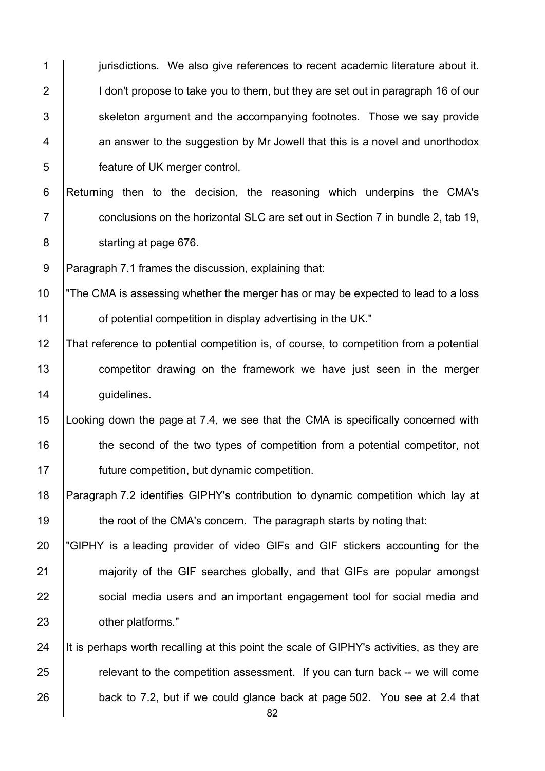jurisdictions. We also give references to recent academic literature about it. I don't propose to take you to them, but they are set out in paragraph 16 of our skeleton argument and the accompanying footnotes. Those we say provide an answer to the suggestion by Mr Jowell that this is a novel and unorthodox feature of UK merger control.

Returning then to the decision, the reasoning which underpins the CMA's conclusions on the horizontal SLC are set out in Section 7 in bundle 2, tab 19, starting at page 676.

Paragraph 7.1 frames the discussion, explaining that:

"The CMA is assessing whether the merger has or may be expected to lead to a loss of potential competition in display advertising in the UK."

That reference to potential competition is, of course, to competition from a potential competitor drawing on the framework we have just seen in the merger guidelines.

Looking down the page at 7.4, we see that the CMA is specifically concerned with the second of the two types of competition from a potential competitor, not future competition, but dynamic competition.

Paragraph 7.2 identifies GIPHY's contribution to dynamic competition which lay at the root of the CMA's concern. The paragraph starts by noting that:

"GIPHY is a leading provider of video GIFs and GIF stickers accounting for the majority of the GIF searches globally, and that GIFs are popular amongst social media users and an important engagement tool for social media and other platforms."

It is perhaps worth recalling at this point the scale of GIPHY's activities, as they are relevant to the competition assessment. If you can turn back -- we will come back to 7.2, but if we could glance back at page 502. You see at 2.4 that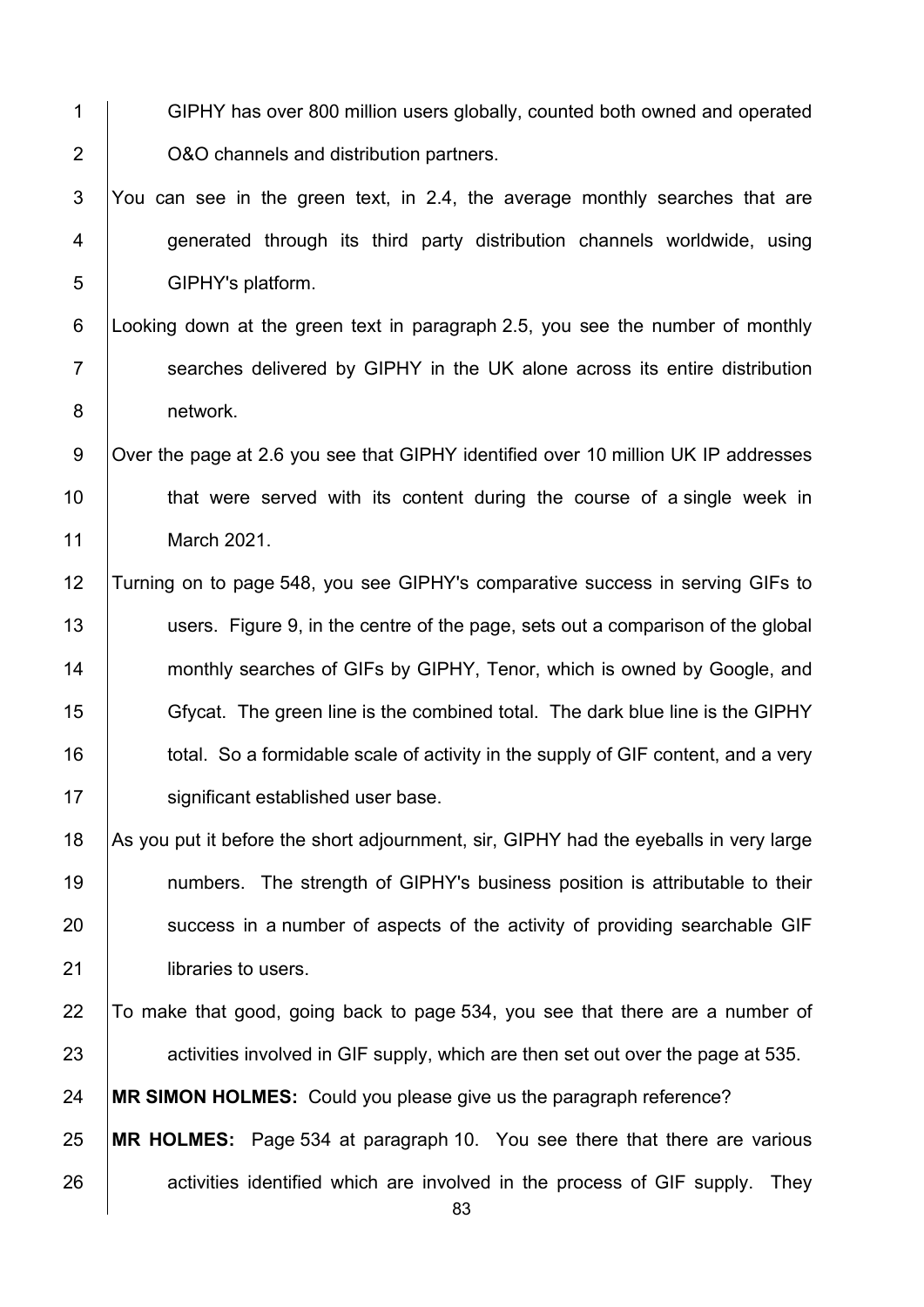GIPHY has over 800 million users globally, counted both owned and operated O&O channels and distribution partners.

You can see in the green text, in 2.4, the average monthly searches that are generated through its third party distribution channels worldwide, using GIPHY's platform.

Looking down at the green text in paragraph 2.5, you see the number of monthly searches delivered by GIPHY in the UK alone across its entire distribution network.

Over the page at 2.6 you see that GIPHY identified over 10 million UK IP addresses that were served with its content during the course of a single week in March 2021.

Turning on to page 548, you see GIPHY's comparative success in serving GIFs to users. Figure 9, in the centre of the page, sets out a comparison of the global monthly searches of GIFs by GIPHY, Tenor, which is owned by Google, and Gfycat. The green line is the combined total. The dark blue line is the GIPHY total. So a formidable scale of activity in the supply of GIF content, and a very significant established user base.

As you put it before the short adjournment, sir, GIPHY had the eyeballs in very large numbers. The strength of GIPHY's business position is attributable to their success in a number of aspects of the activity of providing searchable GIF libraries to users.

To make that good, going back to page 534, you see that there are a number of activities involved in GIF supply, which are then set out over the page at 535.

**MR SIMON HOLMES:** Could you please give us the paragraph reference?

**MR HOLMES:** Page 534 at paragraph 10. You see there that there are various activities identified which are involved in the process of GIF supply. They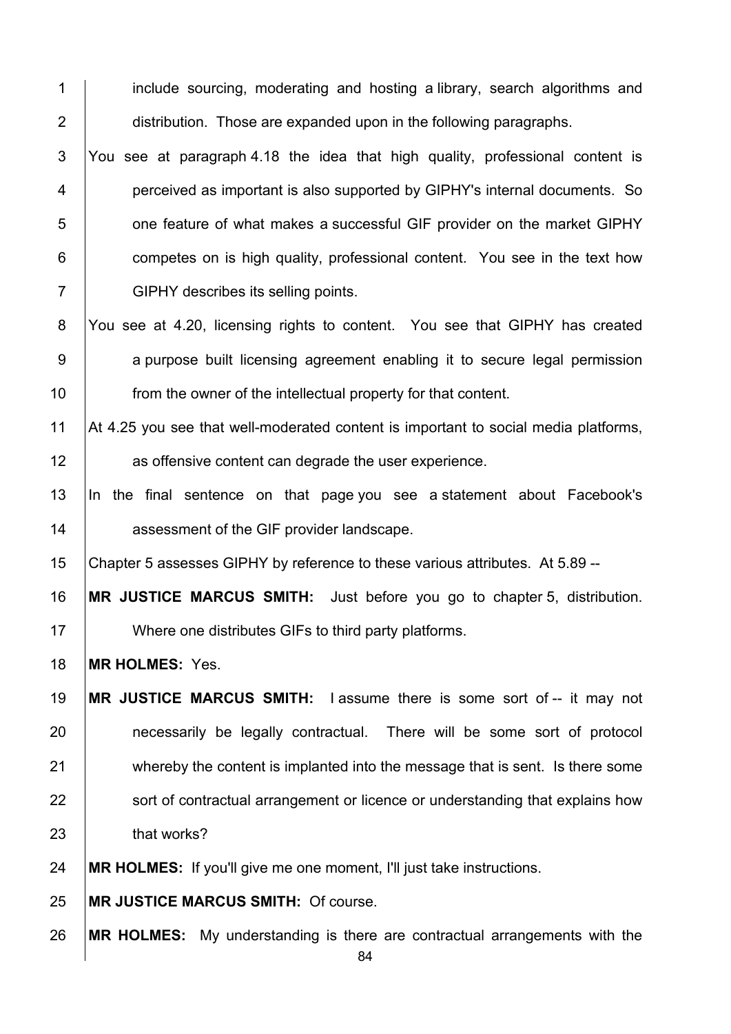include sourcing, moderating and hosting a library, search algorithms and distribution. Those are expanded upon in the following paragraphs.

You see at paragraph 4.18 the idea that high quality, professional content is perceived as important is also supported by GIPHY's internal documents. So one feature of what makes a successful GIF provider on the market GIPHY competes on is high quality, professional content. You see in the text how GIPHY describes its selling points.

You see at 4.20, licensing rights to content. You see that GIPHY has created a purpose built licensing agreement enabling it to secure legal permission from the owner of the intellectual property for that content.

At 4.25 you see that well-moderated content is important to social media platforms, as offensive content can degrade the user experience.

In the final sentence on that page you see a statement about Facebook's assessment of the GIF provider landscape.

Chapter 5 assesses GIPHY by reference to these various attributes. At 5.89 --

**MR JUSTICE MARCUS SMITH:** Just before you go to chapter 5, distribution. Where one distributes GIFs to third party platforms.

**MR HOLMES:** Yes.

**MR JUSTICE MARCUS SMITH:** I assume there is some sort of -- it may not necessarily be legally contractual. There will be some sort of protocol whereby the content is implanted into the message that is sent. Is there some sort of contractual arrangement or licence or understanding that explains how that works?

**MR HOLMES:** If you'll give me one moment, I'll just take instructions.

**MR JUSTICE MARCUS SMITH:** Of course.

**MR HOLMES:** My understanding is there are contractual arrangements with the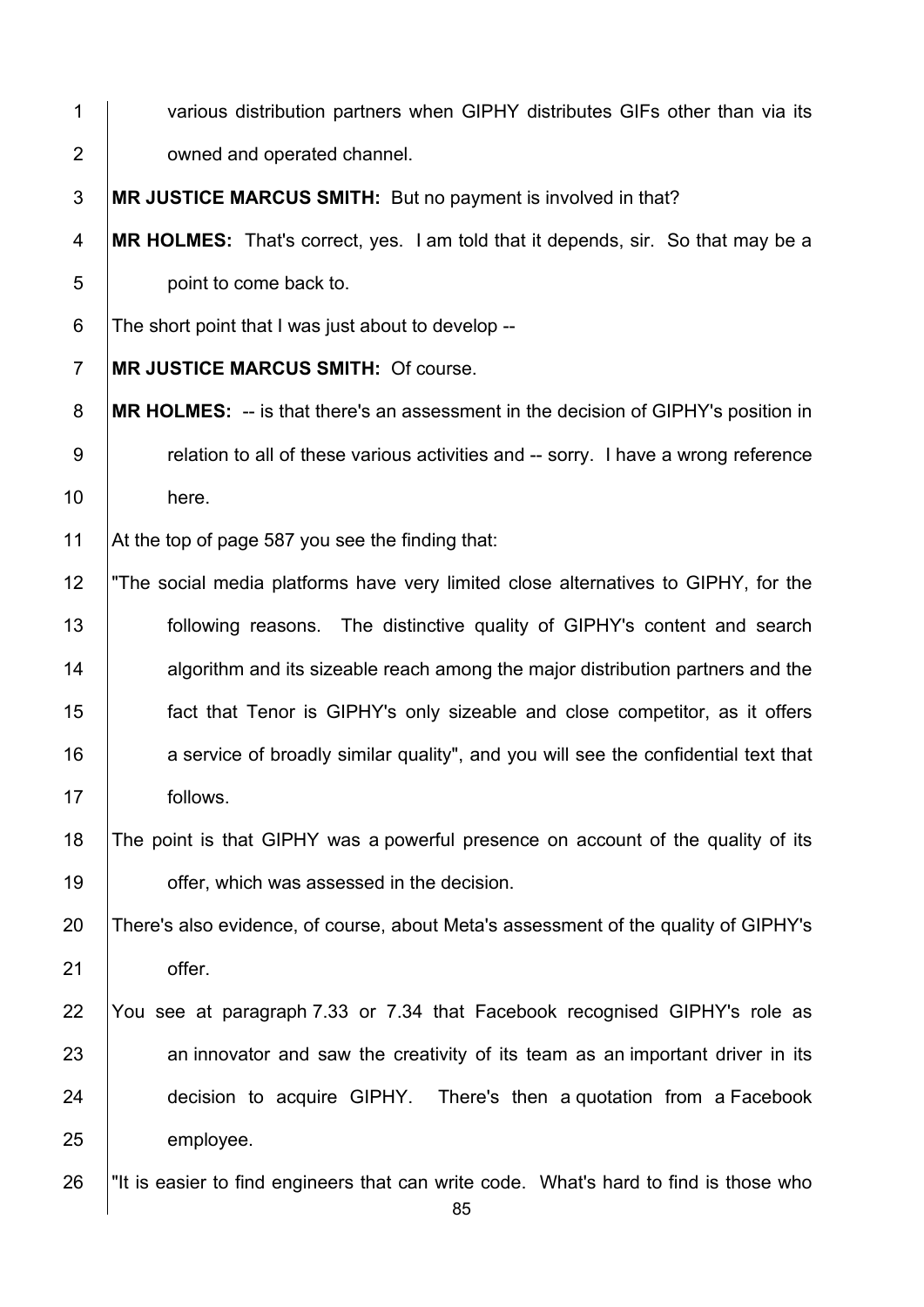various distribution partners when GIPHY distributes GIFs other than via its owned and operated channel.

**MR JUSTICE MARCUS SMITH:** But no payment is involved in that?

**MR HOLMES:** That's correct, yes. I am told that it depends, sir. So that may be a point to come back to.

The short point that I was just about to develop --

**MR JUSTICE MARCUS SMITH:** Of course.

**MR HOLMES:** -- is that there's an assessment in the decision of GIPHY's position in relation to all of these various activities and -- sorry. I have a wrong reference here.

At the top of page 587 you see the finding that:

"The social media platforms have very limited close alternatives to GIPHY, for the following reasons. The distinctive quality of GIPHY's content and search algorithm and its sizeable reach among the major distribution partners and the fact that Tenor is GIPHY's only sizeable and close competitor, as it offers a service of broadly similar quality", and you will see the confidential text that follows.

The point is that GIPHY was a powerful presence on account of the quality of its offer, which was assessed in the decision.

There's also evidence, of course, about Meta's assessment of the quality of GIPHY's offer.

You see at paragraph 7.33 or 7.34 that Facebook recognised GIPHY's role as an innovator and saw the creativity of its team as an important driver in its decision to acquire GIPHY. There's then a quotation from a Facebook employee.

"It is easier to find engineers that can write code. What's hard to find is those who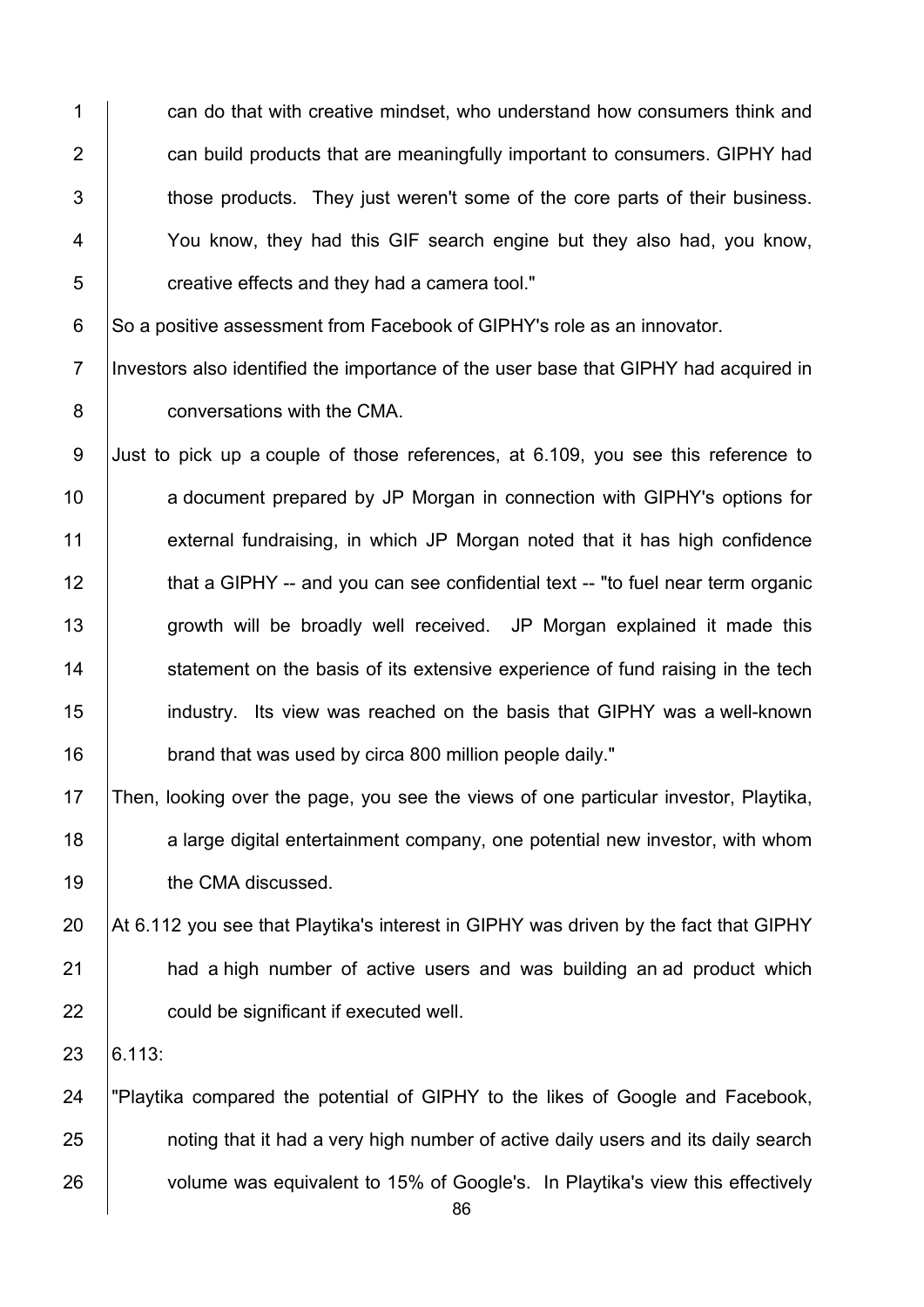can do that with creative mindset, who understand how consumers think and can build products that are meaningfully important to consumers. GIPHY had those products. They just weren't some of the core parts of their business. You know, they had this GIF search engine but they also had, you know, creative effects and they had a camera tool."

So a positive assessment from Facebook of GIPHY's role as an innovator.

Investors also identified the importance of the user base that GIPHY had acquired in conversations with the CMA.

Just to pick up a couple of those references, at 6.109, you see this reference to a document prepared by JP Morgan in connection with GIPHY's options for external fundraising, in which JP Morgan noted that it has high confidence that a GIPHY -- and you can see confidential text -- "to fuel near term organic growth will be broadly well received. JP Morgan explained it made this statement on the basis of its extensive experience of fund raising in the tech industry. Its view was reached on the basis that GIPHY was a well-known brand that was used by circa 800 million people daily."

Then, looking over the page, you see the views of one particular investor, Playtika, a large digital entertainment company, one potential new investor, with whom the CMA discussed.

At 6.112 you see that Playtika's interest in GIPHY was driven by the fact that GIPHY had a high number of active users and was building an ad product which could be significant if executed well.

6.113:

"Playtika compared the potential of GIPHY to the likes of Google and Facebook, noting that it had a very high number of active daily users and its daily search volume was equivalent to 15% of Google's. In Playtika's view this effectively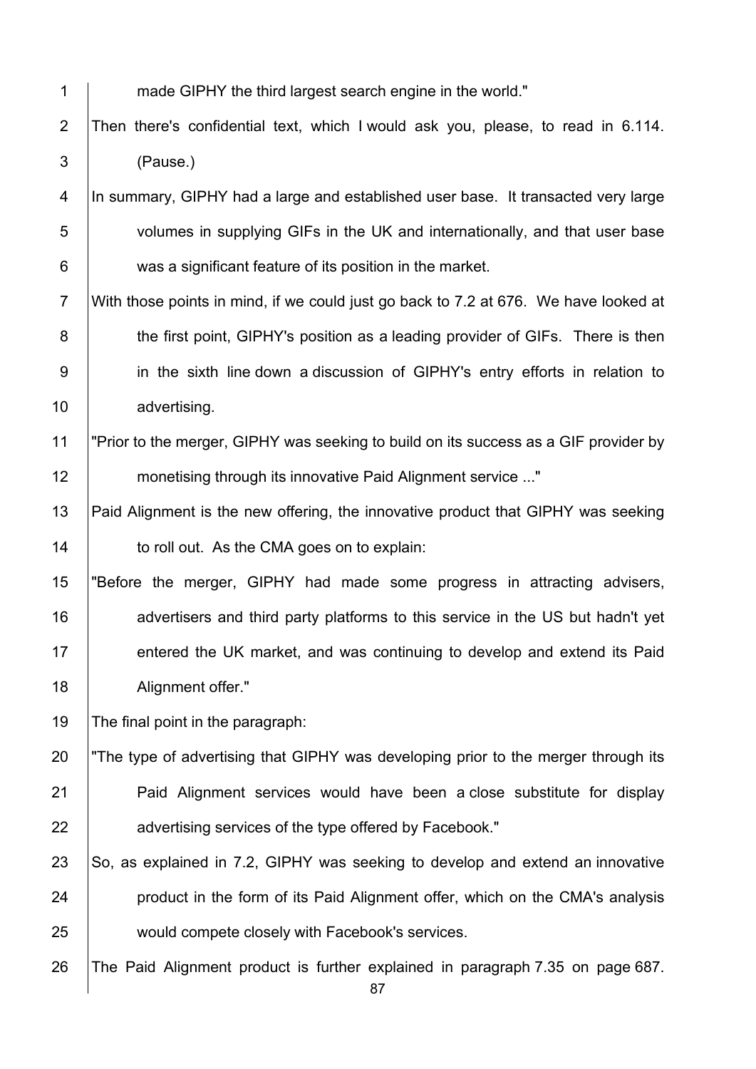made GIPHY the third largest search engine in the world."

Then there's confidential text, which I would ask you, please, to read in 6.114. (Pause.)

In summary, GIPHY had a large and established user base. It transacted very large volumes in supplying GIFs in the UK and internationally, and that user base was a significant feature of its position in the market.

With those points in mind, if we could just go back to 7.2 at 676. We have looked at the first point, GIPHY's position as a leading provider of GIFs. There is then in the sixth line down a discussion of GIPHY's entry efforts in relation to advertising.

"Prior to the merger, GIPHY was seeking to build on its success as a GIF provider by monetising through its innovative Paid Alignment service ..."

Paid Alignment is the new offering, the innovative product that GIPHY was seeking to roll out. As the CMA goes on to explain:

"Before the merger, GIPHY had made some progress in attracting advisers, advertisers and third party platforms to this service in the US but hadn't yet entered the UK market, and was continuing to develop and extend its Paid Alignment offer."

The final point in the paragraph:

"The type of advertising that GIPHY was developing prior to the merger through its Paid Alignment services would have been a close substitute for display advertising services of the type offered by Facebook."

So, as explained in 7.2, GIPHY was seeking to develop and extend an innovative product in the form of its Paid Alignment offer, which on the CMA's analysis would compete closely with Facebook's services.

The Paid Alignment product is further explained in paragraph 7.35 on page 687.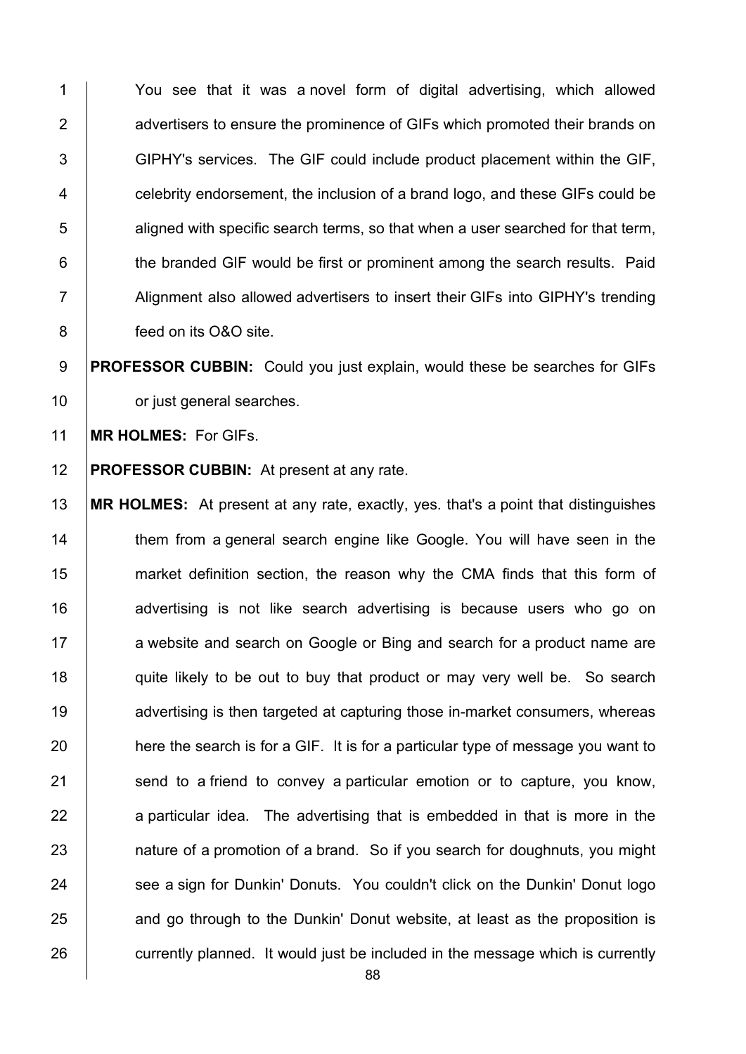You see that it was a novel form of digital advertising, which allowed advertisers to ensure the prominence of GIFs which promoted their brands on GIPHY's services. The GIF could include product placement within the GIF, celebrity endorsement, the inclusion of a brand logo, and these GIFs could be aligned with specific search terms, so that when a user searched for that term, the branded GIF would be first or prominent among the search results. Paid Alignment also allowed advertisers to insert their GIFs into GIPHY's trending feed on its O&O site.

**PROFESSOR CUBBIN:** Could you just explain, would these be searches for GIFs or just general searches.

**MR HOLMES:** For GIFs.

**PROFESSOR CUBBIN:** At present at any rate.

**MR HOLMES:** At present at any rate, exactly, yes. that's a point that distinguishes them from a general search engine like Google. You will have seen in the market definition section, the reason why the CMA finds that this form of advertising is not like search advertising is because users who go on a website and search on Google or Bing and search for a product name are quite likely to be out to buy that product or may very well be. So search advertising is then targeted at capturing those in-market consumers, whereas here the search is for a GIF. It is for a particular type of message you want to send to a friend to convey a particular emotion or to capture, you know, a particular idea. The advertising that is embedded in that is more in the nature of a promotion of a brand. So if you search for doughnuts, you might see a sign for Dunkin' Donuts. You couldn't click on the Dunkin' Donut logo and go through to the Dunkin' Donut website, at least as the proposition is currently planned. It would just be included in the message which is currently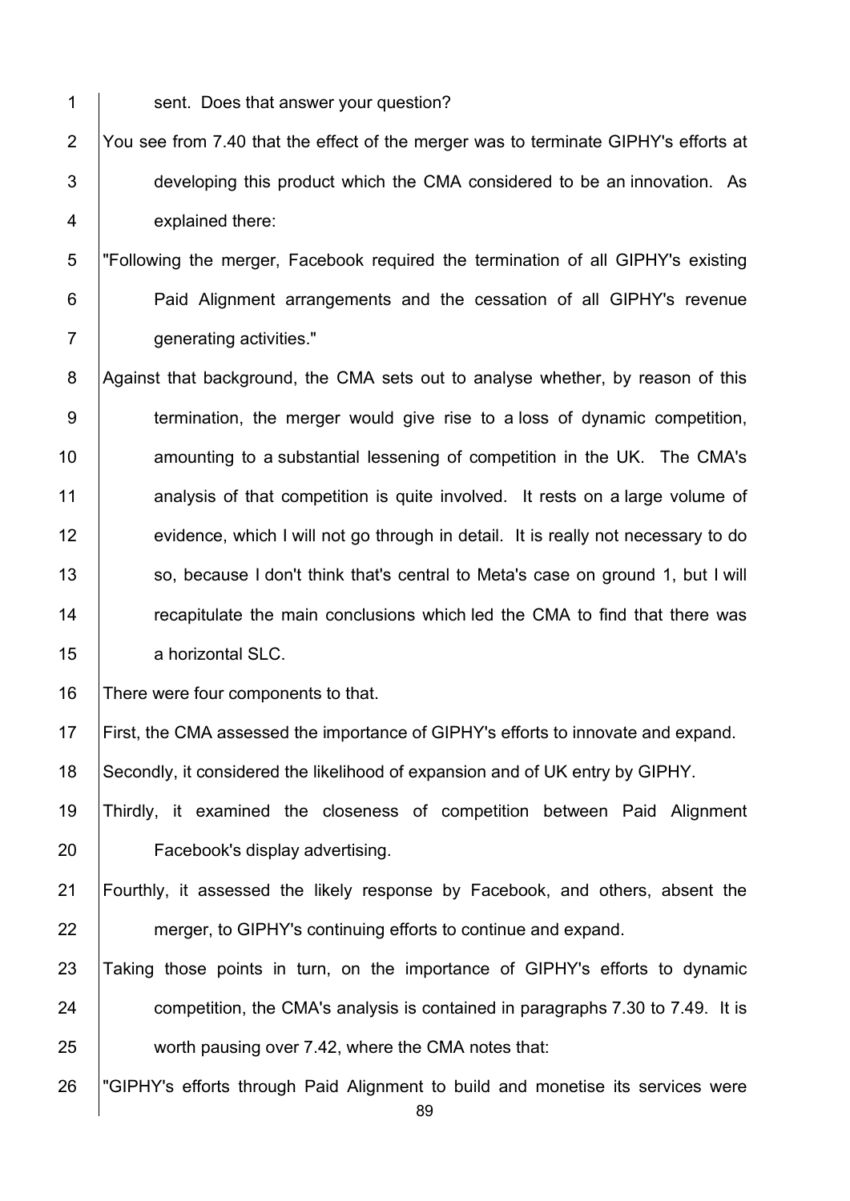sent. Does that answer your question?

You see from 7.40 that the effect of the merger was to terminate GIPHY's efforts at developing this product which the CMA considered to be an innovation. As explained there:

"Following the merger, Facebook required the termination of all GIPHY's existing Paid Alignment arrangements and the cessation of all GIPHY's revenue generating activities."

Against that background, the CMA sets out to analyse whether, by reason of this termination, the merger would give rise to a loss of dynamic competition, amounting to a substantial lessening of competition in the UK. The CMA's analysis of that competition is quite involved. It rests on a large volume of evidence, which I will not go through in detail. It is really not necessary to do so, because I don't think that's central to Meta's case on ground 1, but I will recapitulate the main conclusions which led the CMA to find that there was a horizontal SLC.

There were four components to that.

First, the CMA assessed the importance of GIPHY's efforts to innovate and expand.

Secondly, it considered the likelihood of expansion and of UK entry by GIPHY.

Thirdly, it examined the closeness of competition between Paid Alignment Facebook's display advertising.

Fourthly, it assessed the likely response by Facebook, and others, absent the merger, to GIPHY's continuing efforts to continue and expand.

Taking those points in turn, on the importance of GIPHY's efforts to dynamic competition, the CMA's analysis is contained in paragraphs 7.30 to 7.49. It is worth pausing over 7.42, where the CMA notes that:

"GIPHY's efforts through Paid Alignment to build and monetise its services were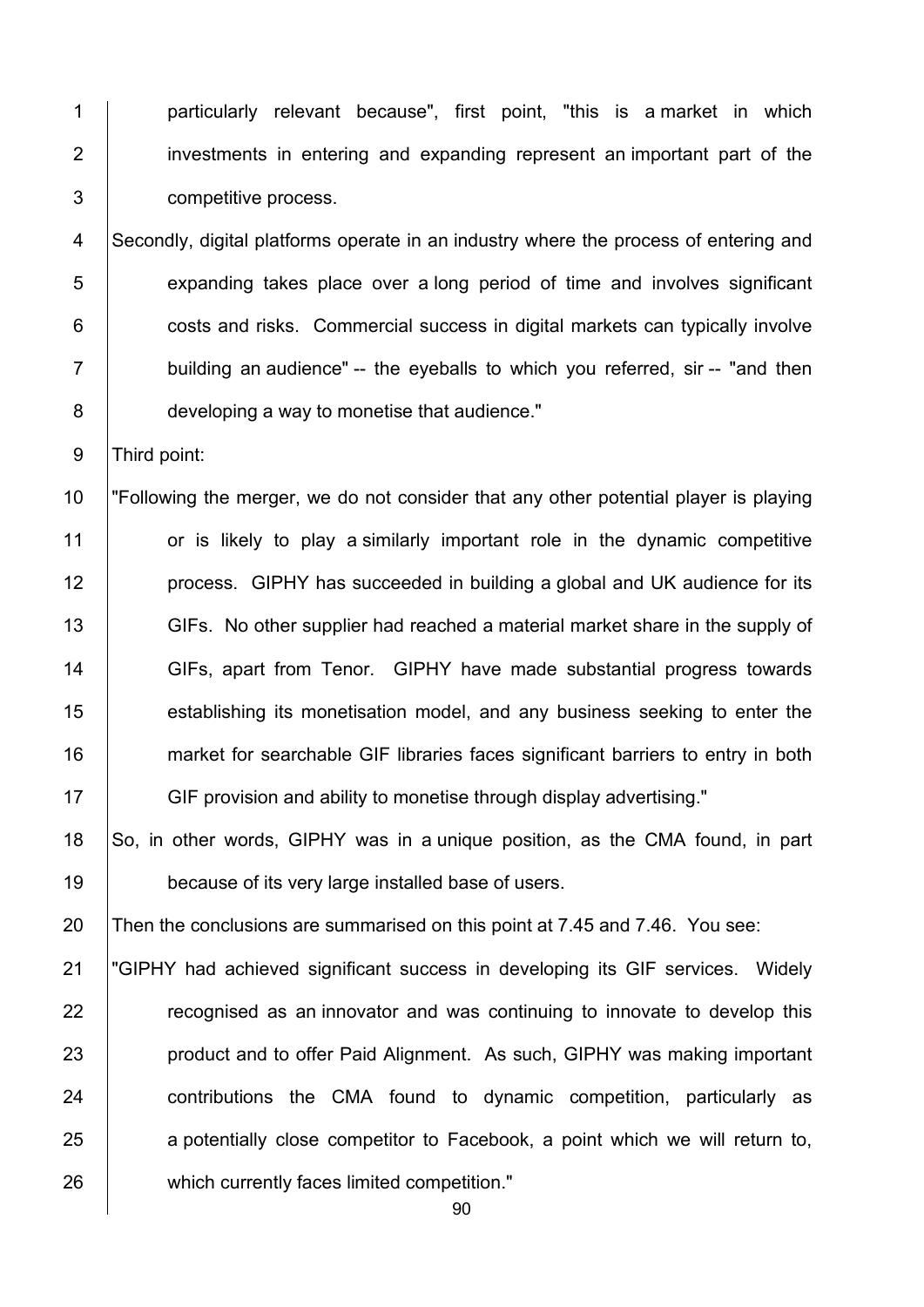particularly relevant because", first point, "this is a market in which investments in entering and expanding represent an important part of the competitive process.

Secondly, digital platforms operate in an industry where the process of entering and expanding takes place over a long period of time and involves significant costs and risks. Commercial success in digital markets can typically involve building an audience" -- the eyeballs to which you referred, sir -- "and then developing a way to monetise that audience."

Third point:

"Following the merger, we do not consider that any other potential player is playing or is likely to play a similarly important role in the dynamic competitive process. GIPHY has succeeded in building a global and UK audience for its GIFs. No other supplier had reached a material market share in the supply of GIFs, apart from Tenor. GIPHY have made substantial progress towards establishing its monetisation model, and any business seeking to enter the market for searchable GIF libraries faces significant barriers to entry in both GIF provision and ability to monetise through display advertising."

So, in other words, GIPHY was in a unique position, as the CMA found, in part because of its very large installed base of users.

Then the conclusions are summarised on this point at 7.45 and 7.46. You see:

"GIPHY had achieved significant success in developing its GIF services. Widely recognised as an innovator and was continuing to innovate to develop this product and to offer Paid Alignment. As such, GIPHY was making important contributions the CMA found to dynamic competition, particularly as a potentially close competitor to Facebook, a point which we will return to, which currently faces limited competition."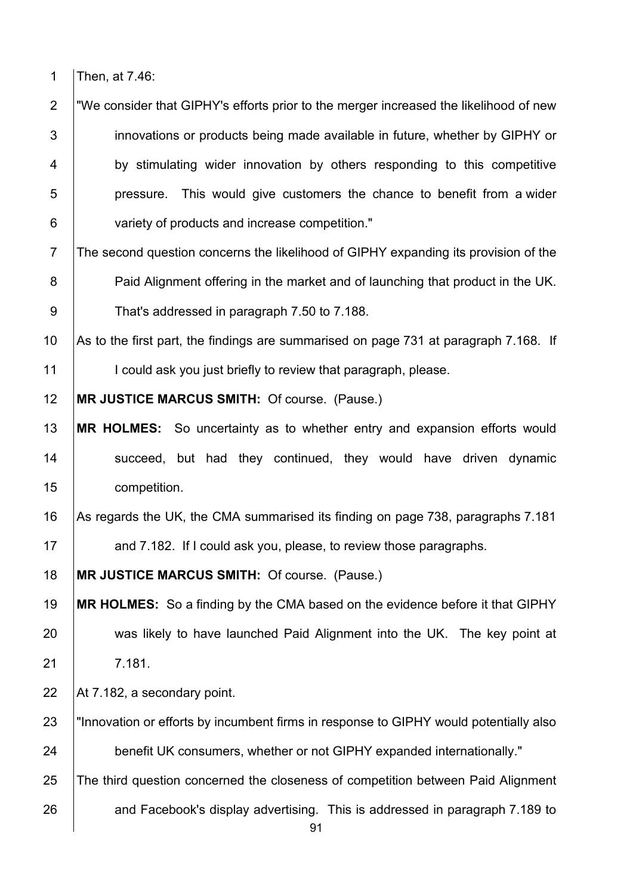Then, at 7.46:

"We consider that GIPHY's efforts prior to the merger increased the likelihood of new innovations or products being made available in future, whether by GIPHY or by stimulating wider innovation by others responding to this competitive pressure. This would give customers the chance to benefit from a wider variety of products and increase competition."

The second question concerns the likelihood of GIPHY expanding its provision of the Paid Alignment offering in the market and of launching that product in the UK. That's addressed in paragraph 7.50 to 7.188.

As to the first part, the findings are summarised on page 731 at paragraph 7.168. If I could ask you just briefly to review that paragraph, please.

**MR JUSTICE MARCUS SMITH:** Of course. (Pause.)

**MR HOLMES:** So uncertainty as to whether entry and expansion efforts would succeed, but had they continued, they would have driven dynamic competition.

As regards the UK, the CMA summarised its finding on page 738, paragraphs 7.181 and 7.182. If I could ask you, please, to review those paragraphs.

**MR JUSTICE MARCUS SMITH:** Of course. (Pause.)

**MR HOLMES:** So a finding by the CMA based on the evidence before it that GIPHY was likely to have launched Paid Alignment into the UK. The key point at 7.181.

At 7.182, a secondary point.

"Innovation or efforts by incumbent firms in response to GIPHY would potentially also benefit UK consumers, whether or not GIPHY expanded internationally."

The third question concerned the closeness of competition between Paid Alignment and Facebook's display advertising. This is addressed in paragraph 7.189 to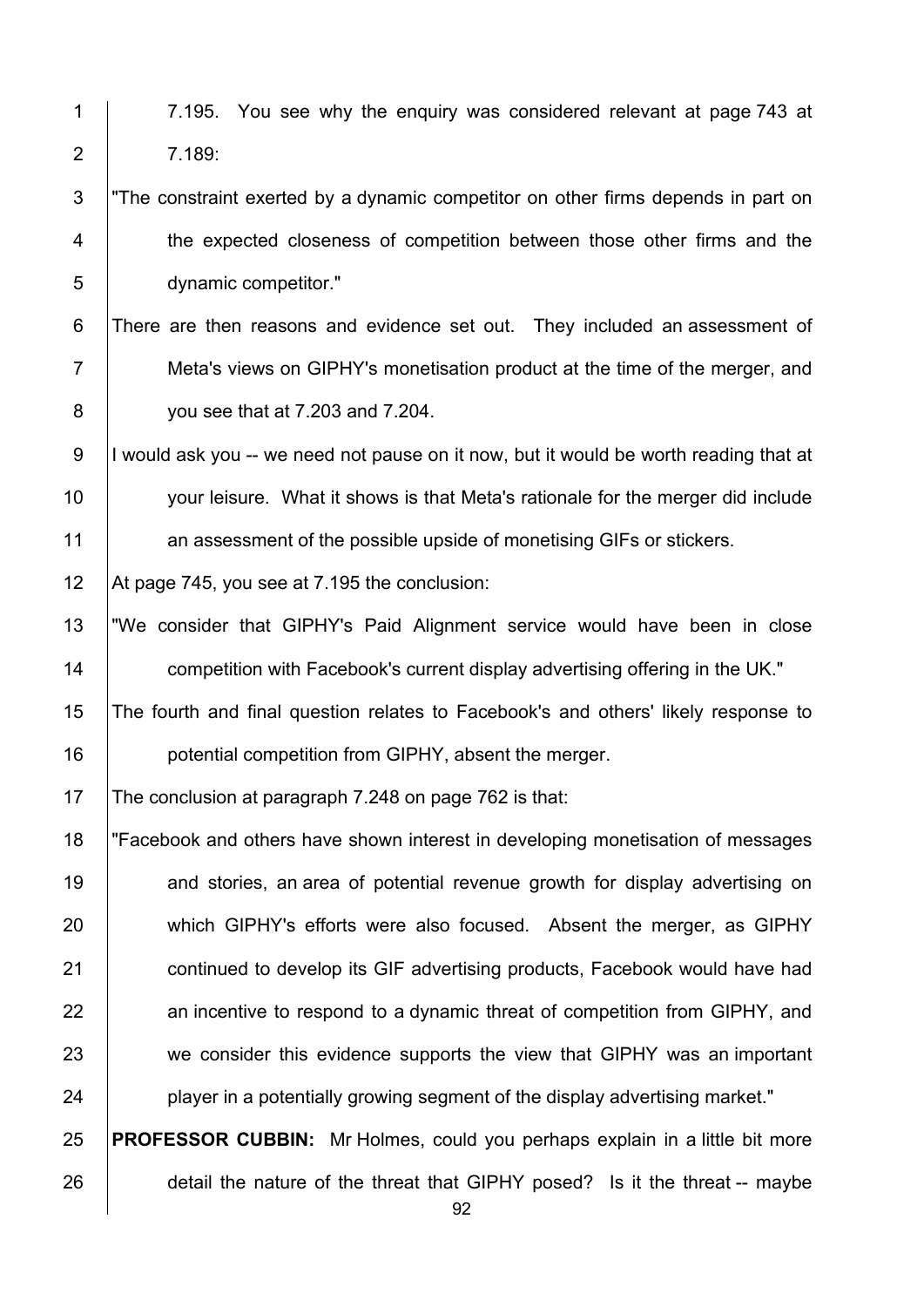7.195. You see why the enquiry was considered relevant at page 743 at 7.189:

"The constraint exerted by a dynamic competitor on other firms depends in part on the expected closeness of competition between those other firms and the dynamic competitor."

There are then reasons and evidence set out. They included an assessment of Meta's views on GIPHY's monetisation product at the time of the merger, and you see that at 7.203 and 7.204.

I would ask you -- we need not pause on it now, but it would be worth reading that at your leisure. What it shows is that Meta's rationale for the merger did include an assessment of the possible upside of monetising GIFs or stickers.

At page 745, you see at 7.195 the conclusion:

"We consider that GIPHY's Paid Alignment service would have been in close competition with Facebook's current display advertising offering in the UK."

The fourth and final question relates to Facebook's and others' likely response to potential competition from GIPHY, absent the merger.

The conclusion at paragraph 7.248 on page 762 is that:

"Facebook and others have shown interest in developing monetisation of messages and stories, an area of potential revenue growth for display advertising on which GIPHY's efforts were also focused. Absent the merger, as GIPHY continued to develop its GIF advertising products, Facebook would have had an incentive to respond to a dynamic threat of competition from GIPHY, and we consider this evidence supports the view that GIPHY was an important player in a potentially growing segment of the display advertising market."

**PROFESSOR CUBBIN:** Mr Holmes, could you perhaps explain in a little bit more detail the nature of the threat that GIPHY posed? Is it the threat -- maybe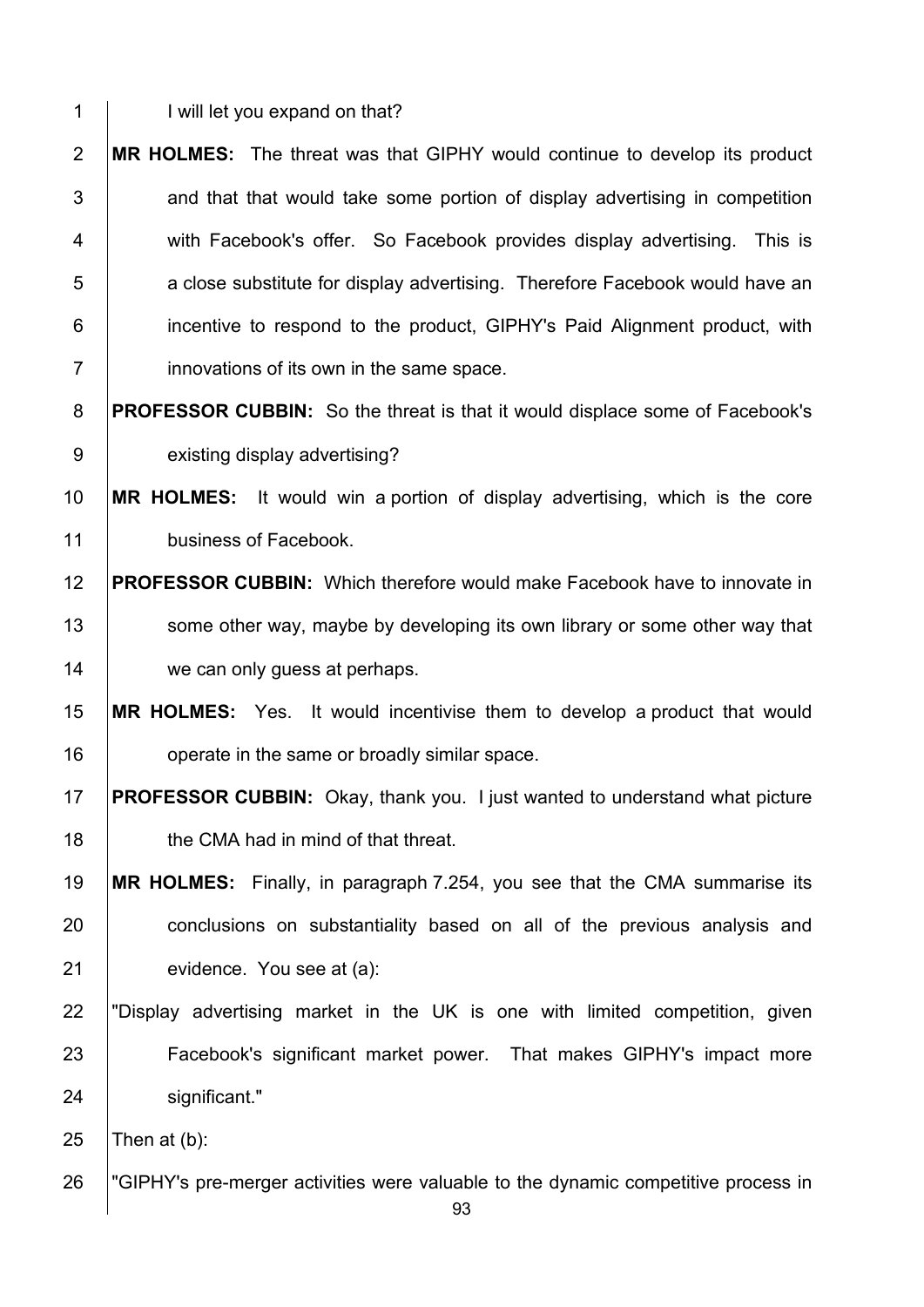I will let you expand on that?

**MR HOLMES:** The threat was that GIPHY would continue to develop its product and that that would take some portion of display advertising in competition with Facebook's offer. So Facebook provides display advertising. This is a close substitute for display advertising. Therefore Facebook would have an incentive to respond to the product, GIPHY's Paid Alignment product, with innovations of its own in the same space.

**PROFESSOR CUBBIN:** So the threat is that it would displace some of Facebook's existing display advertising?

**MR HOLMES:** It would win a portion of display advertising, which is the core business of Facebook.

**PROFESSOR CUBBIN:** Which therefore would make Facebook have to innovate in some other way, maybe by developing its own library or some other way that we can only guess at perhaps.

**MR HOLMES:** Yes. It would incentivise them to develop a product that would operate in the same or broadly similar space.

**PROFESSOR CUBBIN:** Okay, thank you. I just wanted to understand what picture the CMA had in mind of that threat.

**MR HOLMES:** Finally, in paragraph 7.254, you see that the CMA summarise its conclusions on substantiality based on all of the previous analysis and evidence. You see at (a):

"Display advertising market in the UK is one with limited competition, given Facebook's significant market power. That makes GIPHY's impact more significant."

Then at (b):

"GIPHY's pre-merger activities were valuable to the dynamic competitive process in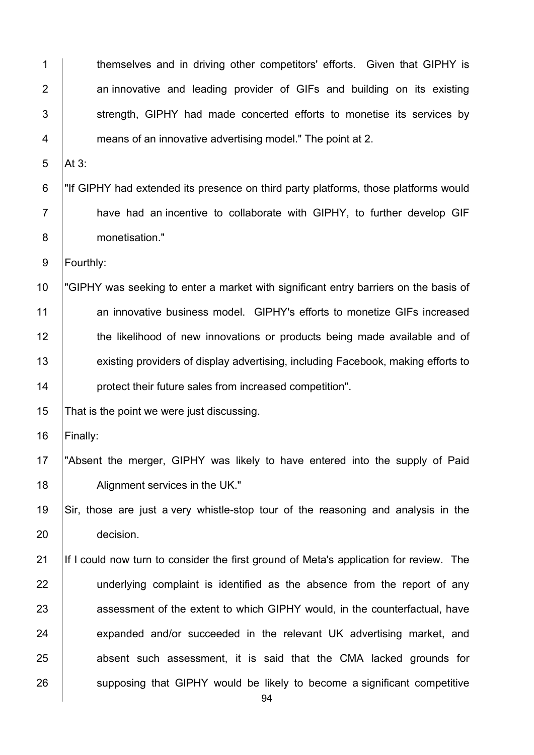themselves and in driving other competitors' efforts. Given that GIPHY is an innovative and leading provider of GIFs and building on its existing strength, GIPHY had made concerted efforts to monetise its services by means of an innovative advertising model." The point at 2.

At 3:

"If GIPHY had extended its presence on third party platforms, those platforms would have had an incentive to collaborate with GIPHY, to further develop GIF monetisation."

Fourthly:

"GIPHY was seeking to enter a market with significant entry barriers on the basis of an innovative business model. GIPHY's efforts to monetize GIFs increased the likelihood of new innovations or products being made available and of existing providers of display advertising, including Facebook, making efforts to protect their future sales from increased competition".

That is the point we were just discussing.

Finally:

"Absent the merger, GIPHY was likely to have entered into the supply of Paid Alignment services in the UK."

Sir, those are just a very whistle-stop tour of the reasoning and analysis in the decision.

If I could now turn to consider the first ground of Meta's application for review. The underlying complaint is identified as the absence from the report of any assessment of the extent to which GIPHY would, in the counterfactual, have expanded and/or succeeded in the relevant UK advertising market, and absent such assessment, it is said that the CMA lacked grounds for supposing that GIPHY would be likely to become a significant competitive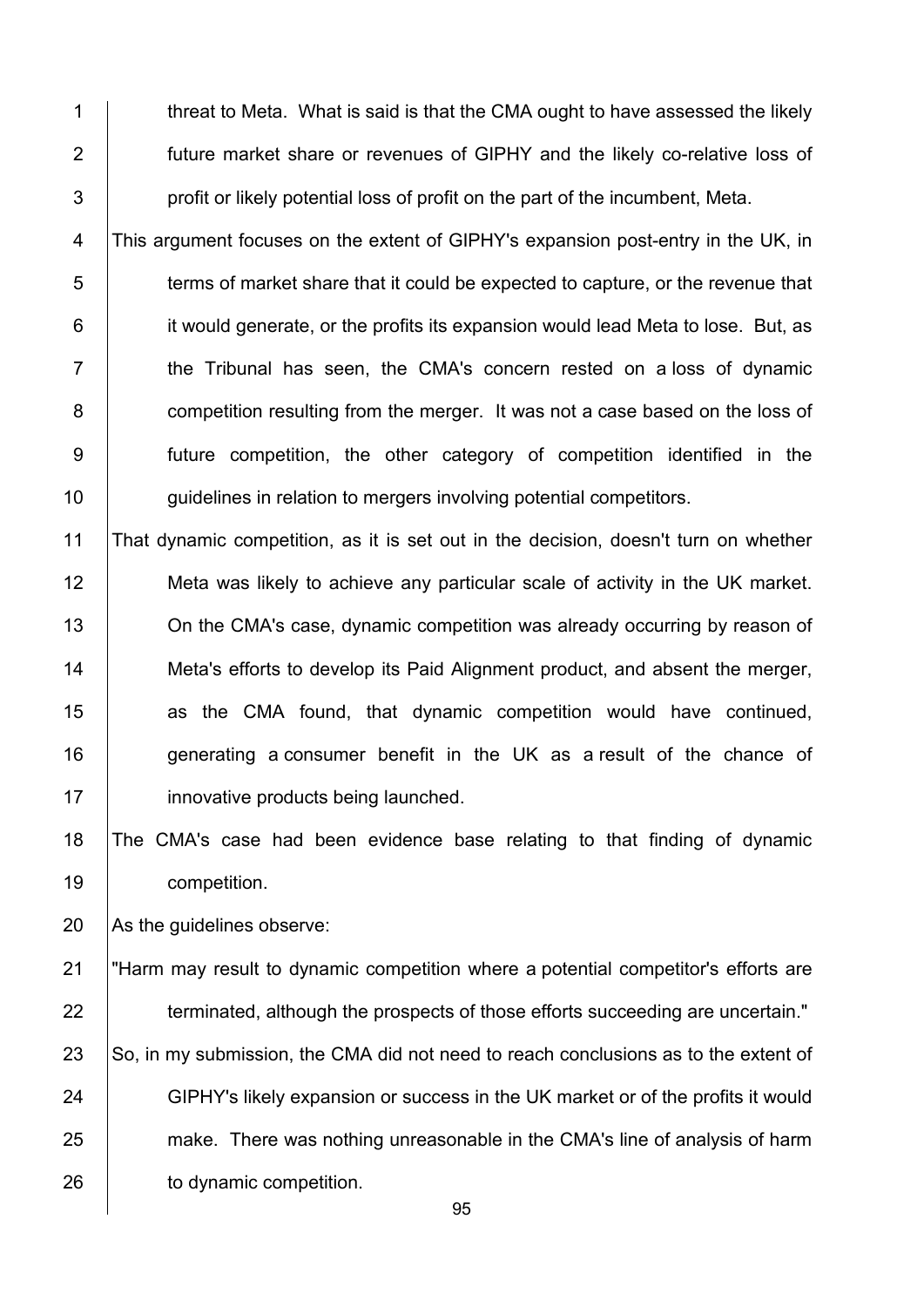threat to Meta. What is said is that the CMA ought to have assessed the likely future market share or revenues of GIPHY and the likely co-relative loss of profit or likely potential loss of profit on the part of the incumbent, Meta.

This argument focuses on the extent of GIPHY's expansion post-entry in the UK, in terms of market share that it could be expected to capture, or the revenue that it would generate, or the profits its expansion would lead Meta to lose. But, as the Tribunal has seen, the CMA's concern rested on a loss of dynamic competition resulting from the merger. It was not a case based on the loss of future competition, the other category of competition identified in the guidelines in relation to mergers involving potential competitors.

That dynamic competition, as it is set out in the decision, doesn't turn on whether Meta was likely to achieve any particular scale of activity in the UK market. On the CMA's case, dynamic competition was already occurring by reason of Meta's efforts to develop its Paid Alignment product, and absent the merger, as the CMA found, that dynamic competition would have continued, generating a consumer benefit in the UK as a result of the chance of innovative products being launched.

The CMA's case had been evidence base relating to that finding of dynamic competition.

As the guidelines observe:

"Harm may result to dynamic competition where a potential competitor's efforts are terminated, although the prospects of those efforts succeeding are uncertain."

So, in my submission, the CMA did not need to reach conclusions as to the extent of GIPHY's likely expansion or success in the UK market or of the profits it would make. There was nothing unreasonable in the CMA's line of analysis of harm to dynamic competition.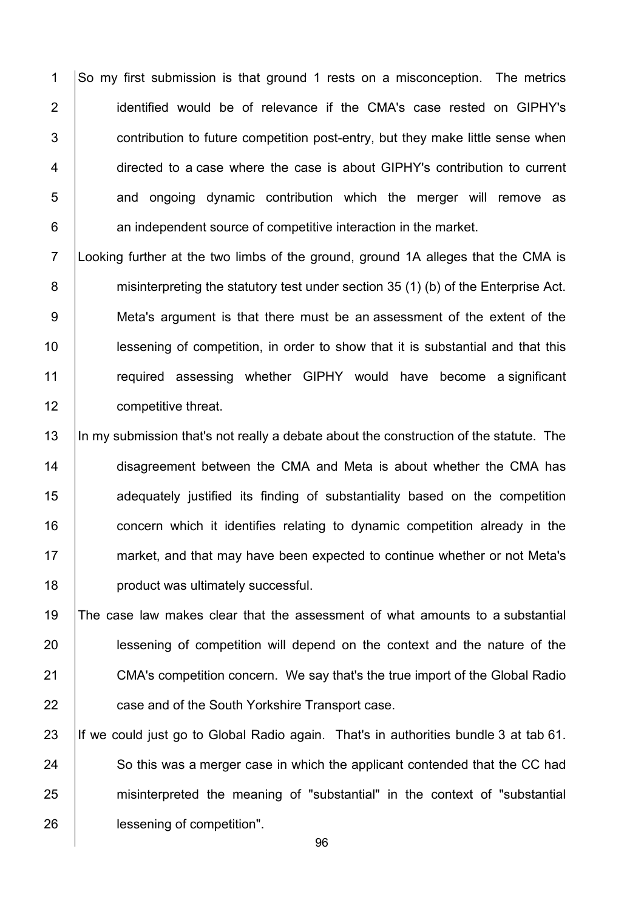So my first submission is that ground 1 rests on a misconception. The metrics identified would be of relevance if the CMA's case rested on GIPHY's contribution to future competition post-entry, but they make little sense when directed to a case where the case is about GIPHY's contribution to current and ongoing dynamic contribution which the merger will remove as an independent source of competitive interaction in the market.

Looking further at the two limbs of the ground, ground 1A alleges that the CMA is misinterpreting the statutory test under section 35 (1) (b) of the Enterprise Act. Meta's argument is that there must be an assessment of the extent of the lessening of competition, in order to show that it is substantial and that this required assessing whether GIPHY would have become a significant competitive threat.

In my submission that's not really a debate about the construction of the statute. The disagreement between the CMA and Meta is about whether the CMA has adequately justified its finding of substantiality based on the competition concern which it identifies relating to dynamic competition already in the market, and that may have been expected to continue whether or not Meta's product was ultimately successful.

The case law makes clear that the assessment of what amounts to a substantial lessening of competition will depend on the context and the nature of the CMA's competition concern. We say that's the true import of the Global Radio case and of the South Yorkshire Transport case.

If we could just go to Global Radio again. That's in authorities bundle 3 at tab 61. So this was a merger case in which the applicant contended that the CC had misinterpreted the meaning of "substantial" in the context of "substantial lessening of competition".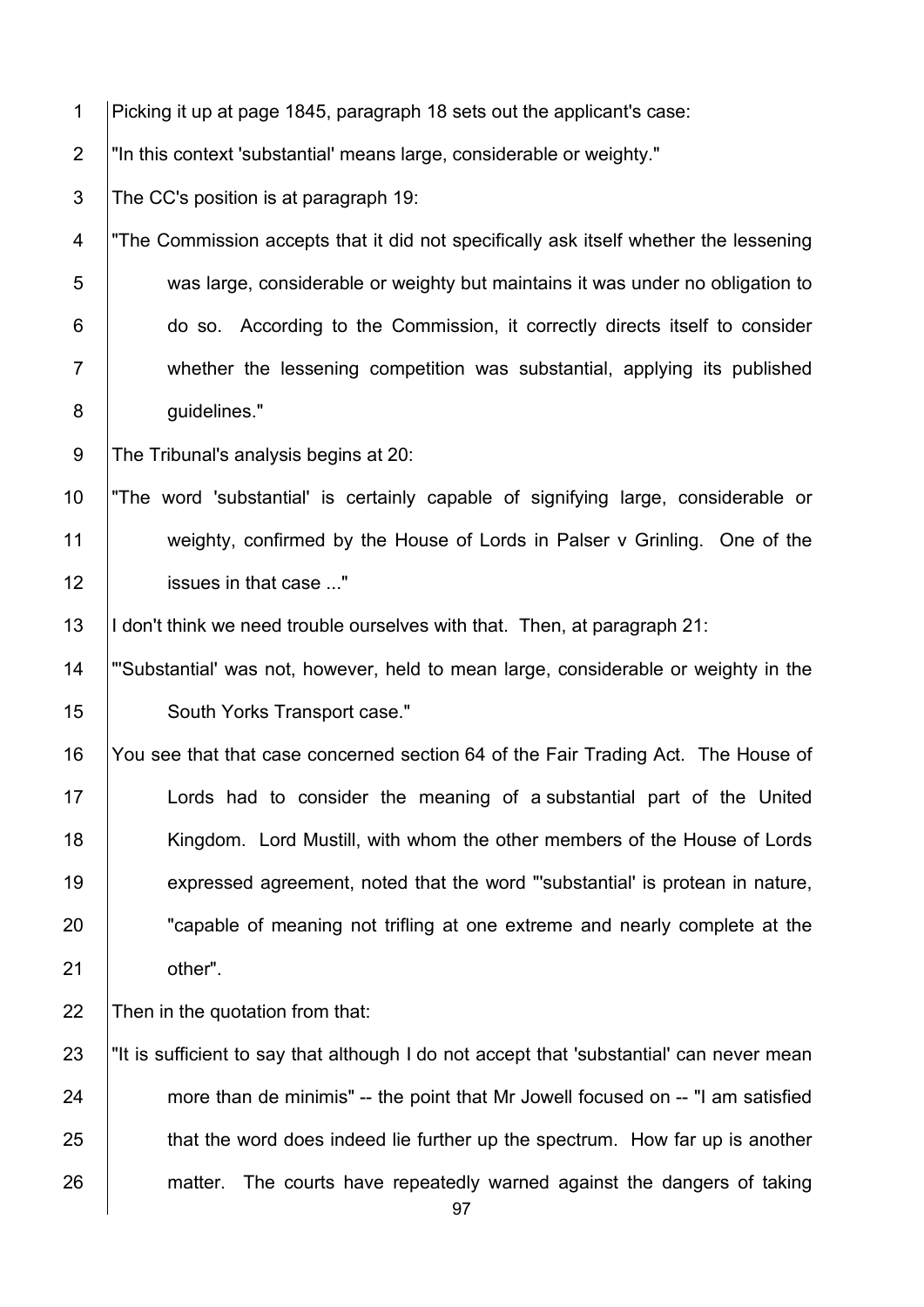Picking it up at page 1845, paragraph 18 sets out the applicant's case:

"In this context 'substantial' means large, considerable or weighty."

The CC's position is at paragraph 19:

"The Commission accepts that it did not specifically ask itself whether the lessening was large, considerable or weighty but maintains it was under no obligation to do so. According to the Commission, it correctly directs itself to consider whether the lessening competition was substantial, applying its published guidelines."

The Tribunal's analysis begins at 20:

"The word 'substantial' is certainly capable of signifying large, considerable or weighty, confirmed by the House of Lords in Palser v Grinling. One of the issues in that case ..."

I don't think we need trouble ourselves with that. Then, at paragraph 21:

"'Substantial' was not, however, held to mean large, considerable or weighty in the South Yorks Transport case."

You see that that case concerned section 64 of the Fair Trading Act. The House of Lords had to consider the meaning of a substantial part of the United Kingdom. Lord Mustill, with whom the other members of the House of Lords expressed agreement, noted that the word "'substantial' is protean in nature, "capable of meaning not trifling at one extreme and nearly complete at the other".

Then in the quotation from that:

"It is sufficient to say that although I do not accept that 'substantial' can never mean more than de minimis" -- the point that Mr Jowell focused on -- "I am satisfied that the word does indeed lie further up the spectrum. How far up is another matter. The courts have repeatedly warned against the dangers of taking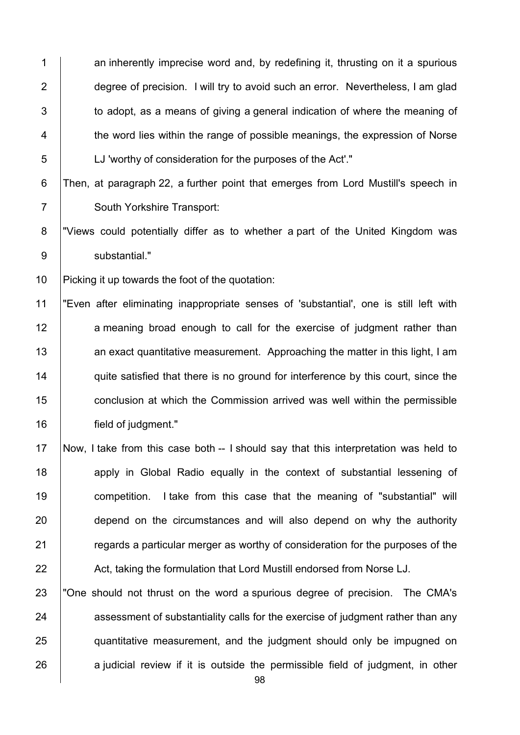an inherently imprecise word and, by redefining it, thrusting on it a spurious degree of precision. I will try to avoid such an error. Nevertheless, I am glad to adopt, as a means of giving a general indication of where the meaning of the word lies within the range of possible meanings, the expression of Norse LJ 'worthy of consideration for the purposes of the Act'."

Then, at paragraph 22, a further point that emerges from Lord Mustill's speech in South Yorkshire Transport:

"Views could potentially differ as to whether a part of the United Kingdom was substantial."

Picking it up towards the foot of the quotation:

"Even after eliminating inappropriate senses of 'substantial', one is still left with a meaning broad enough to call for the exercise of judgment rather than an exact quantitative measurement. Approaching the matter in this light, I am quite satisfied that there is no ground for interference by this court, since the conclusion at which the Commission arrived was well within the permissible field of judgment."

Now, I take from this case both -- I should say that this interpretation was held to apply in Global Radio equally in the context of substantial lessening of competition. I take from this case that the meaning of "substantial" will depend on the circumstances and will also depend on why the authority regards a particular merger as worthy of consideration for the purposes of the Act, taking the formulation that Lord Mustill endorsed from Norse LJ.

"One should not thrust on the word a spurious degree of precision. The CMA's assessment of substantiality calls for the exercise of judgment rather than any quantitative measurement, and the judgment should only be impugned on a judicial review if it is outside the permissible field of judgment, in other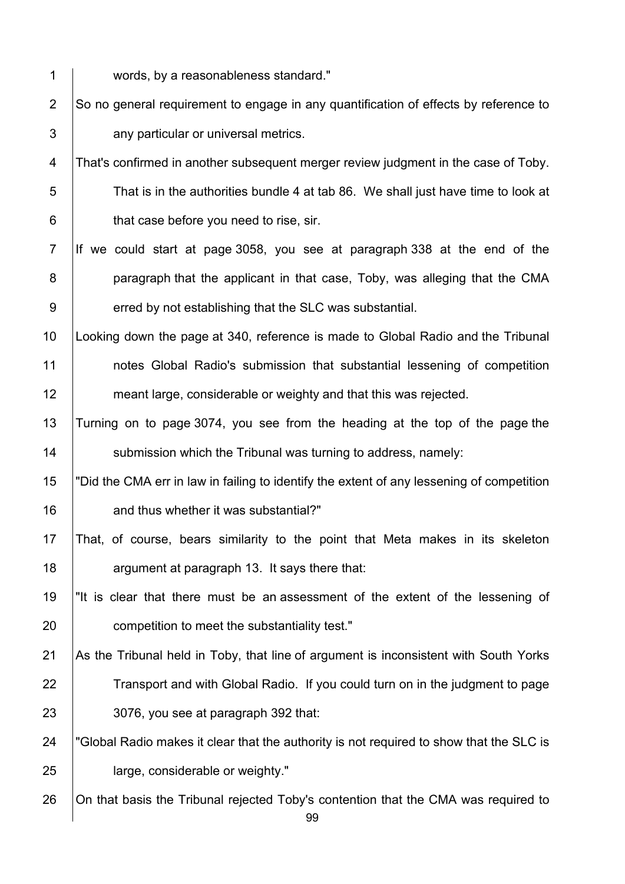words, by a reasonableness standard."

So no general requirement to engage in any quantification of effects by reference to any particular or universal metrics.

That's confirmed in another subsequent merger review judgment in the case of Toby. That is in the authorities bundle 4 at tab 86. We shall just have time to look at that case before you need to rise, sir.

If we could start at page 3058, you see at paragraph 338 at the end of the paragraph that the applicant in that case, Toby, was alleging that the CMA erred by not establishing that the SLC was substantial.

Looking down the page at 340, reference is made to Global Radio and the Tribunal notes Global Radio's submission that substantial lessening of competition meant large, considerable or weighty and that this was rejected.

Turning on to page 3074, you see from the heading at the top of the page the submission which the Tribunal was turning to address, namely:

"Did the CMA err in law in failing to identify the extent of any lessening of competition and thus whether it was substantial?"

That, of course, bears similarity to the point that Meta makes in its skeleton argument at paragraph 13. It says there that:

"It is clear that there must be an assessment of the extent of the lessening of competition to meet the substantiality test."

As the Tribunal held in Toby, that line of argument is inconsistent with South Yorks Transport and with Global Radio. If you could turn on in the judgment to page 3076, you see at paragraph 392 that:

"Global Radio makes it clear that the authority is not required to show that the SLC is large, considerable or weighty."

On that basis the Tribunal rejected Toby's contention that the CMA was required to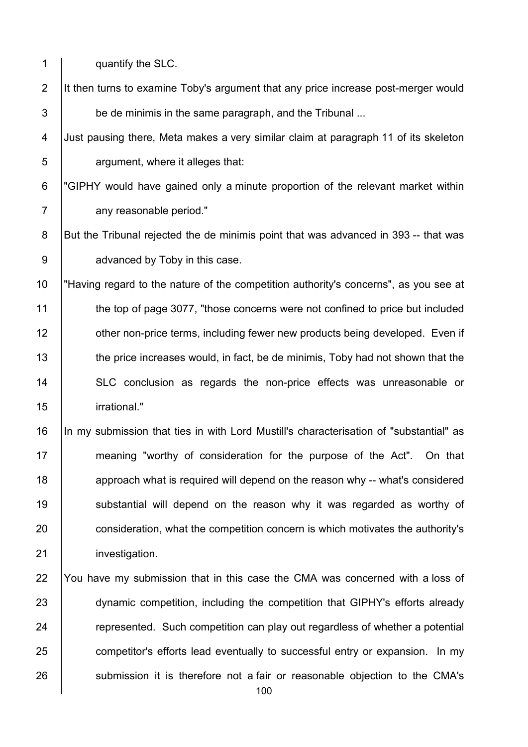quantify the SLC.

It then turns to examine Toby's argument that any price increase post-merger would be de minimis in the same paragraph, and the Tribunal ...

Just pausing there, Meta makes a very similar claim at paragraph 11 of its skeleton argument, where it alleges that:

"GIPHY would have gained only a minute proportion of the relevant market within any reasonable period."

But the Tribunal rejected the de minimis point that was advanced in 393 -- that was advanced by Toby in this case.

"Having regard to the nature of the competition authority's concerns", as you see at the top of page 3077, "those concerns were not confined to price but included other non-price terms, including fewer new products being developed. Even if the price increases would, in fact, be de minimis, Toby had not shown that the SLC conclusion as regards the non-price effects was unreasonable or irrational."

In my submission that ties in with Lord Mustill's characterisation of "substantial" as meaning "worthy of consideration for the purpose of the Act". On that approach what is required will depend on the reason why -- what's considered substantial will depend on the reason why it was regarded as worthy of consideration, what the competition concern is which motivates the authority's investigation.

You have my submission that in this case the CMA was concerned with a loss of dynamic competition, including the competition that GIPHY's efforts already represented. Such competition can play out regardless of whether a potential competitor's efforts lead eventually to successful entry or expansion. In my submission it is therefore not a fair or reasonable objection to the CMA's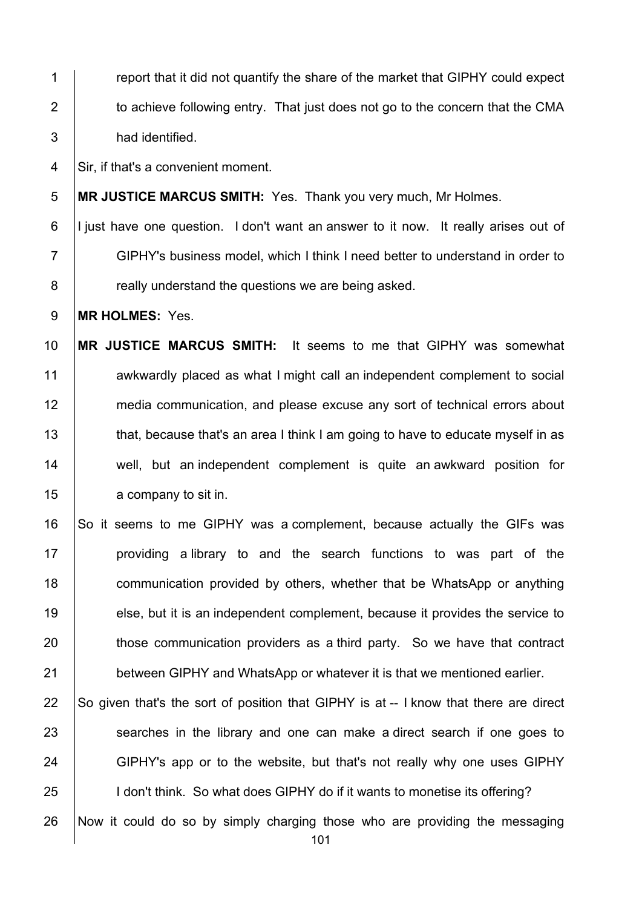report that it did not quantify the share of the market that GIPHY could expect to achieve following entry. That just does not go to the concern that the CMA had identified.

Sir, if that's a convenient moment.

**MR JUSTICE MARCUS SMITH:** Yes. Thank you very much, Mr Holmes.

I just have one question. I don't want an answer to it now. It really arises out of GIPHY's business model, which I think I need better to understand in order to really understand the questions we are being asked.

**MR HOLMES:** Yes.

**MR JUSTICE MARCUS SMITH:** It seems to me that GIPHY was somewhat awkwardly placed as what I might call an independent complement to social media communication, and please excuse any sort of technical errors about that, because that's an area I think I am going to have to educate myself in as well, but an independent complement is quite an awkward position for a company to sit in.

So it seems to me GIPHY was a complement, because actually the GIFs was providing a library to and the search functions to was part of the communication provided by others, whether that be WhatsApp or anything else, but it is an independent complement, because it provides the service to those communication providers as a third party. So we have that contract between GIPHY and WhatsApp or whatever it is that we mentioned earlier.

So given that's the sort of position that GIPHY is at -- I know that there are direct searches in the library and one can make a direct search if one goes to GIPHY's app or to the website, but that's not really why one uses GIPHY I don't think. So what does GIPHY do if it wants to monetise its offering?

Now it could do so by simply charging those who are providing the messaging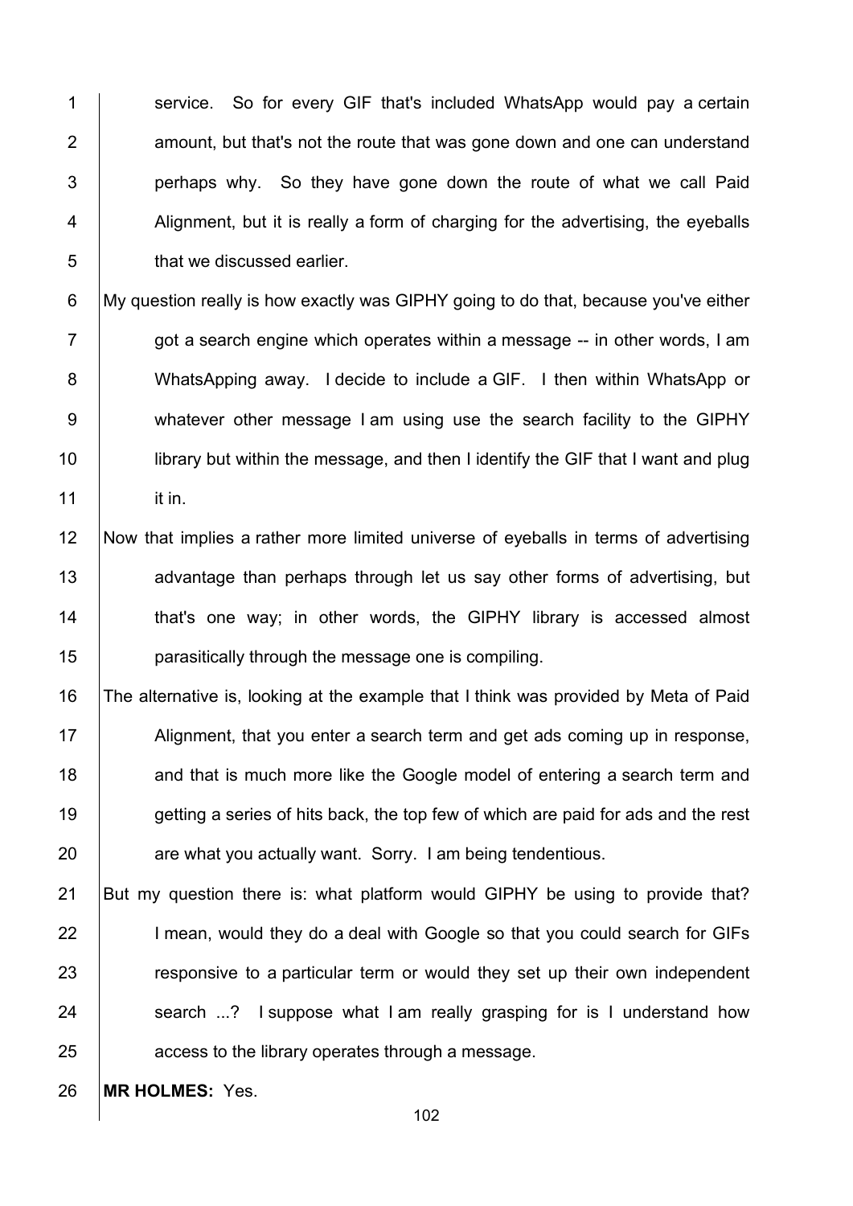service. So for every GIF that's included WhatsApp would pay a certain amount, but that's not the route that was gone down and one can understand perhaps why. So they have gone down the route of what we call Paid Alignment, but it is really a form of charging for the advertising, the eyeballs that we discussed earlier.

My question really is how exactly was GIPHY going to do that, because you've either got a search engine which operates within a message -- in other words, I am WhatsApping away. I decide to include a GIF. I then within WhatsApp or whatever other message I am using use the search facility to the GIPHY library but within the message, and then I identify the GIF that I want and plug it in.

Now that implies a rather more limited universe of eyeballs in terms of advertising advantage than perhaps through let us say other forms of advertising, but that's one way; in other words, the GIPHY library is accessed almost parasitically through the message one is compiling.

The alternative is, looking at the example that I think was provided by Meta of Paid Alignment, that you enter a search term and get ads coming up in response, and that is much more like the Google model of entering a search term and getting a series of hits back, the top few of which are paid for ads and the rest are what you actually want. Sorry. I am being tendentious.

But my question there is: what platform would GIPHY be using to provide that? I mean, would they do a deal with Google so that you could search for GIFs responsive to a particular term or would they set up their own independent search ...? I suppose what I am really grasping for is I understand how access to the library operates through a message.

**MR HOLMES:** Yes.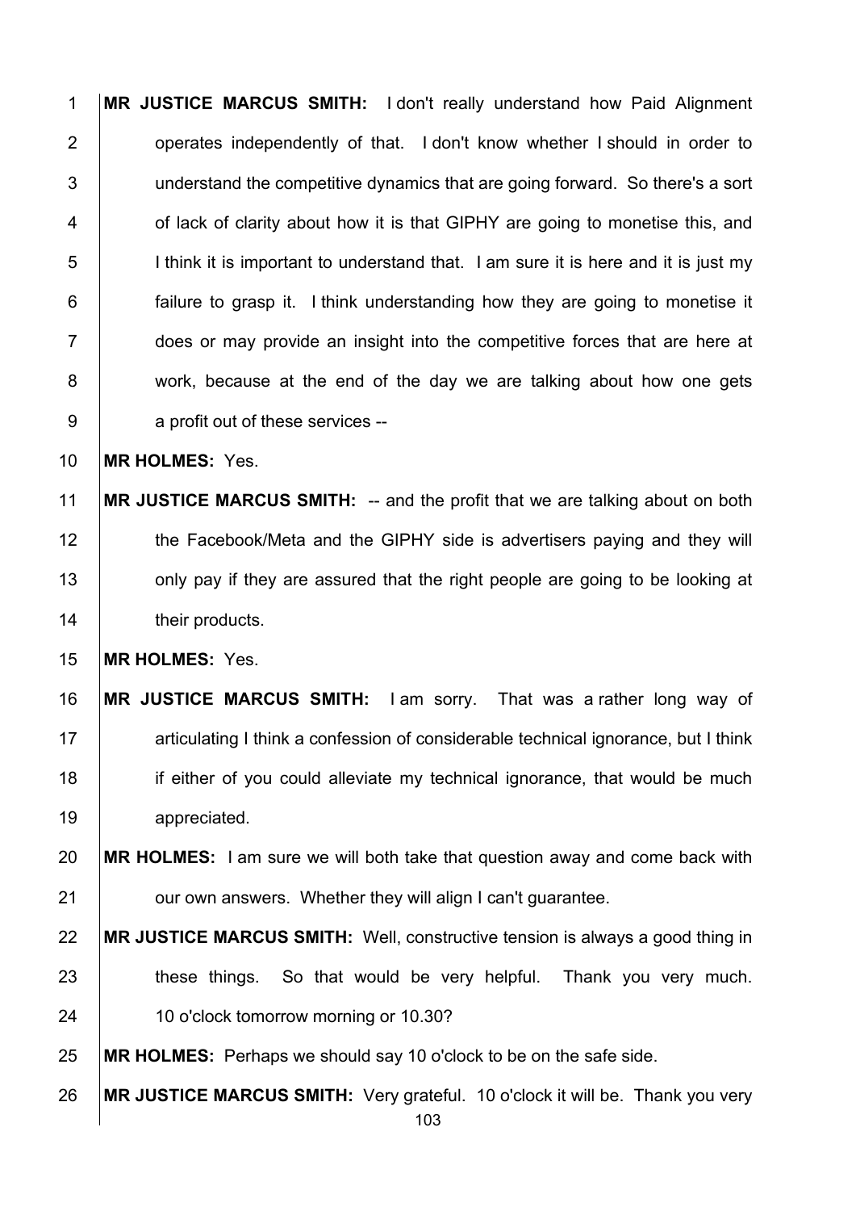**MR JUSTICE MARCUS SMITH:** I don't really understand how Paid Alignment operates independently of that. I don't know whether I should in order to understand the competitive dynamics that are going forward. So there's a sort of lack of clarity about how it is that GIPHY are going to monetise this, and I think it is important to understand that. I am sure it is here and it is just my failure to grasp it. I think understanding how they are going to monetise it does or may provide an insight into the competitive forces that are here at work, because at the end of the day we are talking about how one gets a profit out of these services --

**MR HOLMES:** Yes.

**MR JUSTICE MARCUS SMITH:** -- and the profit that we are talking about on both the Facebook/Meta and the GIPHY side is advertisers paying and they will only pay if they are assured that the right people are going to be looking at their products.

**MR HOLMES:** Yes.

**MR JUSTICE MARCUS SMITH:** I am sorry. That was a rather long way of articulating I think a confession of considerable technical ignorance, but I think if either of you could alleviate my technical ignorance, that would be much appreciated.

**MR HOLMES:** I am sure we will both take that question away and come back with our own answers. Whether they will align I can't guarantee.

**MR JUSTICE MARCUS SMITH:** Well, constructive tension is always a good thing in these things. So that would be very helpful. Thank you very much. 10 o'clock tomorrow morning or 10.30?

**MR HOLMES:** Perhaps we should say 10 o'clock to be on the safe side.

**MR JUSTICE MARCUS SMITH:** Very grateful. 10 o'clock it will be. Thank you very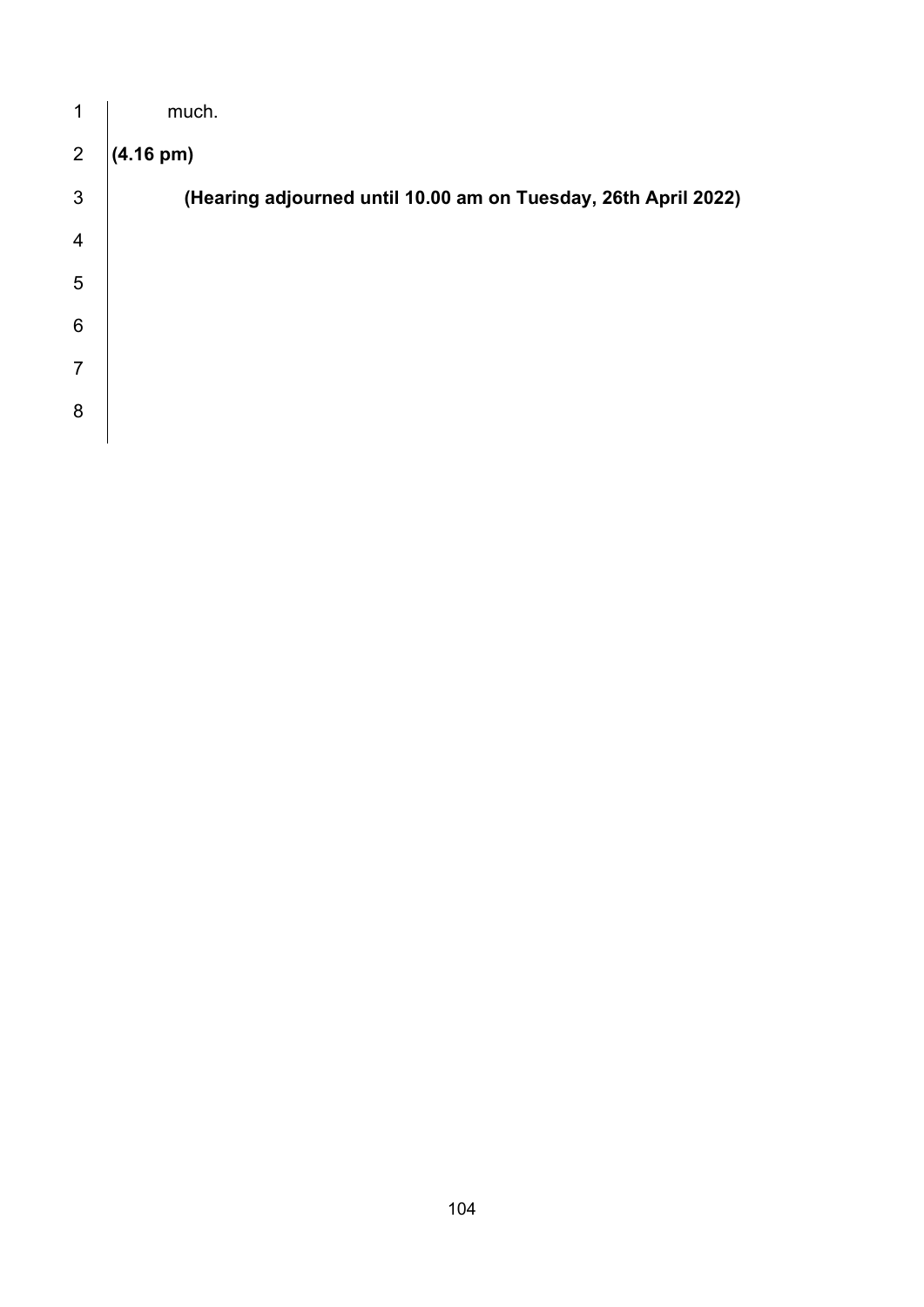much.

**(4.16 pm)**

**(Hearing adjourned until 10.00 am on Tuesday, 26th April 2022)**